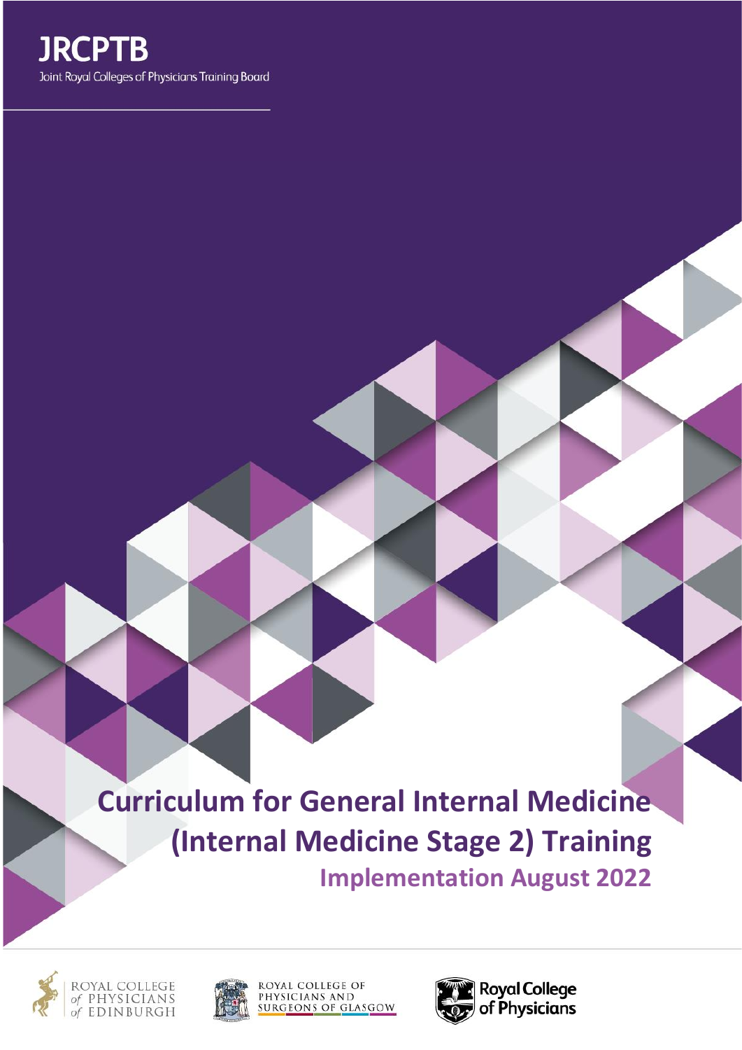JRCPTB

Joint Royal Colleges of Physicians Training Board

# Curriculum for General Internal Medicine (Internal Medicine Stage 2) Training

## Implementation August 2022

ROYAL COLLEGE of PHYSICIANS of EDINBURGH

ROYAL COLLEGE OF PHYSICIANS AND SURGEONS OF GLASGOW

Royal College of Physicians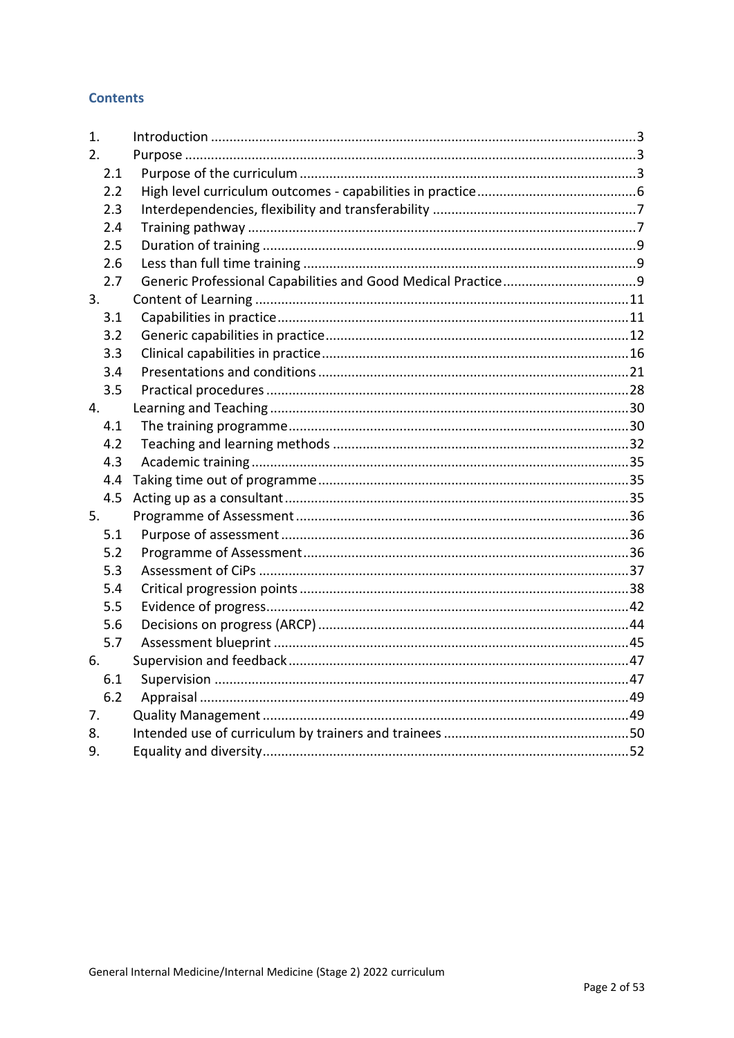## Contents

| | | |
|---|---|---|
| 1. | Introduction | 3 |
| 2. | Purpose | 3 |
| 2.1 | Purpose of the curriculum | 3 |
| 2.2 | High level curriculum outcomes - capabilities in practice | 6 |
| 2.3 | Interdependencies, flexibility and transferability | 7 |
| 2.4 | Training pathway | 7 |
| 2.5 | Duration of training | 9 |
| 2.6 | Less than full time training | 9 |
| 2.7 | Generic Professional Capabilities and Good Medical Practice | 9 |
| 3. | Content of Learning | 11 |
| 3.1 | Capabilities in practice | 11 |
| 3.2 | Generic capabilities in practice | 12 |
| 3.3 | Clinical capabilities in practice | 16 |
| 3.4 | Presentations and conditions | 21 |
| 3.5 | Practical procedures | 28 |
| 4. | Learning and Teaching | 30 |
| 4.1 | The training programme | 30 |
| 4.2 | Teaching and learning methods | 32 |
| 4.3 | Academic training | 35 |
| 4.4 | Taking time out of programme | 35 |
| 4.5 | Acting up as a consultant | 35 |
| 5. | Programme of Assessment | 36 |
| 5.1 | Purpose of assessment | 36 |
| 5.2 | Programme of Assessment | 36 |
| 5.3 | Assessment of CiPs | 37 |
| 5.4 | Critical progression points | 38 |
| 5.5 | Evidence of progress | 42 |
| 5.6 | Decisions on progress (ARCP) | 44 |
| 5.7 | Assessment blueprint | 45 |
| 6. | Supervision and feedback | 47 |
| 6.1 | Supervision | 47 |
| 6.2 | Appraisal | 49 |
| 7. | Quality Management | 49 |
| 8. | Intended use of curriculum by trainers and trainees | 50 |
| 9. | Equality and diversity | 52 |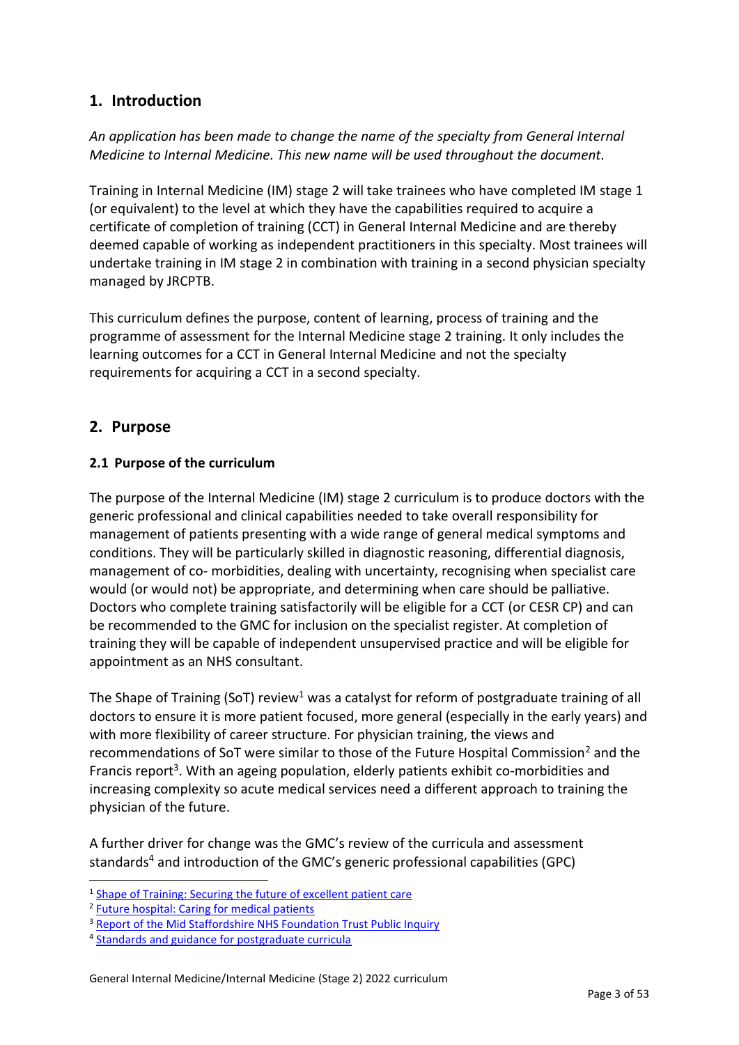## 1. Introduction

*An application has been made to change the name of the specialty from General Internal Medicine to Internal Medicine. This new name will be used throughout the document.*

Training in Internal Medicine (IM) stage 2 will take trainees who have completed IM stage 1 (or equivalent) to the level at which they have the capabilities required to acquire a certificate of completion of training (CCT) in General Internal Medicine and are thereby deemed capable of working as independent practitioners in this specialty. Most trainees will undertake training in IM stage 2 in combination with training in a second physician specialty managed by JRCPTB.

This curriculum defines the purpose, content of learning, process of training and the programme of assessment for the Internal Medicine stage 2 training. It only includes the learning outcomes for a CCT in General Internal Medicine and not the specialty requirements for acquiring a CCT in a second specialty.

## 2. Purpose

### 2.1 Purpose of the curriculum

The purpose of the Internal Medicine (IM) stage 2 curriculum is to produce doctors with the generic professional and clinical capabilities needed to take overall responsibility for management of patients presenting with a wide range of general medical symptoms and conditions. They will be particularly skilled in diagnostic reasoning, differential diagnosis, management of co- morbidities, dealing with uncertainty, recognising when specialist care would (or would not) be appropriate, and determining when care should be palliative. Doctors who complete training satisfactorily will be eligible for a CCT (or CESR CP) and can be recommended to the GMC for inclusion on the specialist register. At completion of training they will be capable of independent unsupervised practice and will be eligible for appointment as an NHS consultant.

The Shape of Training (SoT) review[1] was a catalyst for reform of postgraduate training of all doctors to ensure it is more patient focused, more general (especially in the early years) and with more flexibility of career structure. For physician training, the views and recommendations of SoT were similar to those of the Future Hospital Commission[2] and the Francis report[3]. With an ageing population, elderly patients exhibit co-morbidities and increasing complexity so acute medical services need a different approach to training the physician of the future.

A further driver for change was the GMC's review of the curricula and assessment standards[4] and introduction of the GMC's generic professional capabilities (GPC)

---

[1] Shape of Training: Securing the future of excellent patient care
[2] Future hospital: Caring for medical patients
[3] Report of the Mid Staffordshire NHS Foundation Trust Public Inquiry
[4] Standards and guidance for postgraduate curricula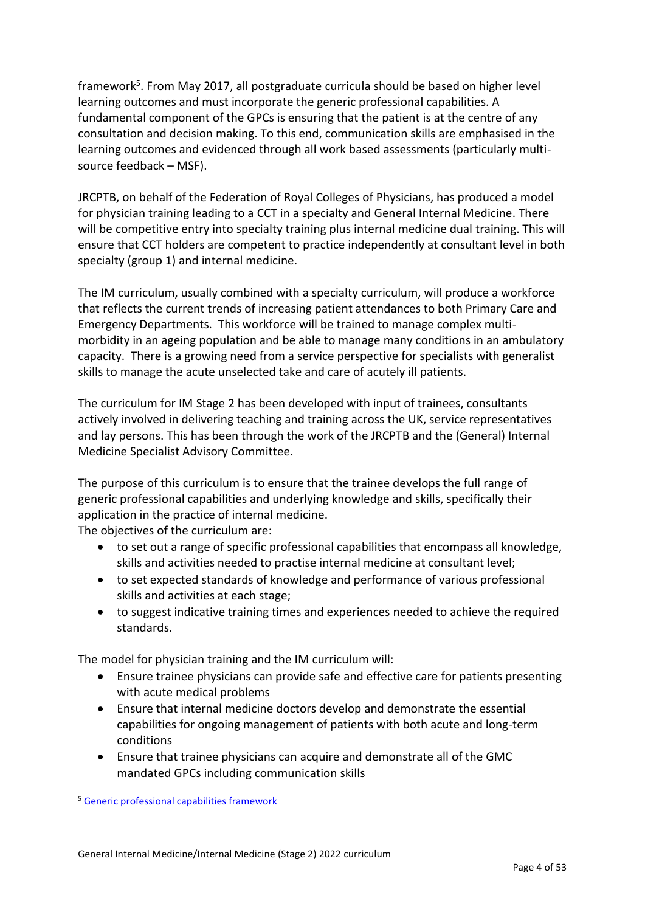framework[5]. From May 2017, all postgraduate curricula should be based on higher level learning outcomes and must incorporate the generic professional capabilities. A fundamental component of the GPCs is ensuring that the patient is at the centre of any consultation and decision making. To this end, communication skills are emphasised in the learning outcomes and evidenced through all work based assessments (particularly multi-source feedback – MSF).

JRCPTB, on behalf of the Federation of Royal Colleges of Physicians, has produced a model for physician training leading to a CCT in a specialty and General Internal Medicine. There will be competitive entry into specialty training plus internal medicine dual training. This will ensure that CCT holders are competent to practice independently at consultant level in both specialty (group 1) and internal medicine.

The IM curriculum, usually combined with a specialty curriculum, will produce a workforce that reflects the current trends of increasing patient attendances to both Primary Care and Emergency Departments. This workforce will be trained to manage complex multi-morbidity in an ageing population and be able to manage many conditions in an ambulatory capacity. There is a growing need from a service perspective for specialists with generalist skills to manage the acute unselected take and care of acutely ill patients.

The curriculum for IM Stage 2 has been developed with input of trainees, consultants actively involved in delivering teaching and training across the UK, service representatives and lay persons. This has been through the work of the JRCPTB and the (General) Internal Medicine Specialist Advisory Committee.

The purpose of this curriculum is to ensure that the trainee develops the full range of generic professional capabilities and underlying knowledge and skills, specifically their application in the practice of internal medicine.

The objectives of the curriculum are:

- to set out a range of specific professional capabilities that encompass all knowledge, skills and activities needed to practise internal medicine at consultant level;
- to set expected standards of knowledge and performance of various professional skills and activities at each stage;
- to suggest indicative training times and experiences needed to achieve the required standards.

The model for physician training and the IM curriculum will:

- Ensure trainee physicians can provide safe and effective care for patients presenting with acute medical problems
- Ensure that internal medicine doctors develop and demonstrate the essential capabilities for ongoing management of patients with both acute and long-term conditions
- Ensure that trainee physicians can acquire and demonstrate all of the GMC mandated GPCs including communication skills

[5] Generic professional capabilities framework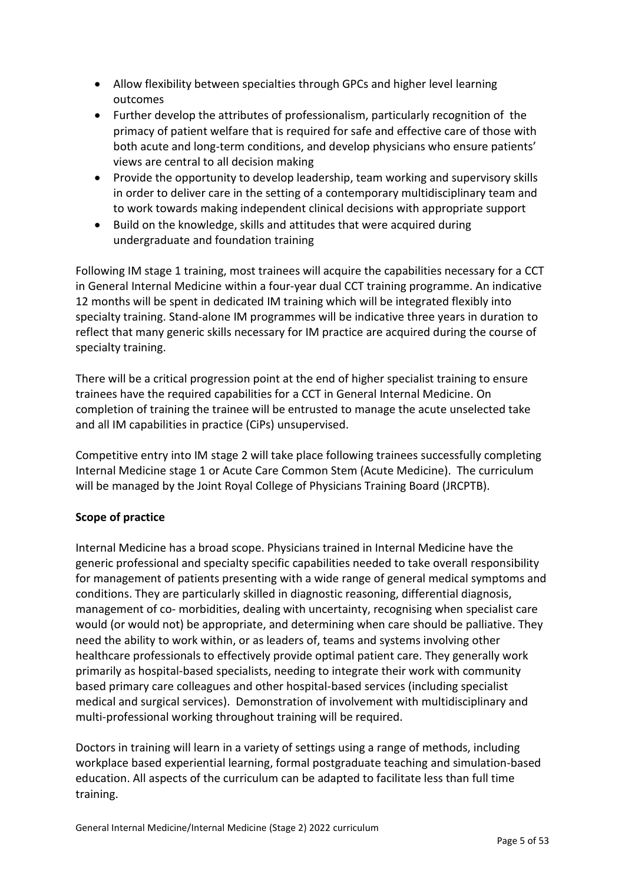- Allow flexibility between specialties through GPCs and higher level learning outcomes
- Further develop the attributes of professionalism, particularly recognition of the primacy of patient welfare that is required for safe and effective care of those with both acute and long-term conditions, and develop physicians who ensure patients' views are central to all decision making
- Provide the opportunity to develop leadership, team working and supervisory skills in order to deliver care in the setting of a contemporary multidisciplinary team and to work towards making independent clinical decisions with appropriate support
- Build on the knowledge, skills and attitudes that were acquired during undergraduate and foundation training

Following IM stage 1 training, most trainees will acquire the capabilities necessary for a CCT in General Internal Medicine within a four-year dual CCT training programme. An indicative 12 months will be spent in dedicated IM training which will be integrated flexibly into specialty training. Stand-alone IM programmes will be indicative three years in duration to reflect that many generic skills necessary for IM practice are acquired during the course of specialty training.

There will be a critical progression point at the end of higher specialist training to ensure trainees have the required capabilities for a CCT in General Internal Medicine. On completion of training the trainee will be entrusted to manage the acute unselected take and all IM capabilities in practice (CiPs) unsupervised.

Competitive entry into IM stage 2 will take place following trainees successfully completing Internal Medicine stage 1 or Acute Care Common Stem (Acute Medicine). The curriculum will be managed by the Joint Royal College of Physicians Training Board (JRCPTB).

**Scope of practice**

Internal Medicine has a broad scope. Physicians trained in Internal Medicine have the generic professional and specialty specific capabilities needed to take overall responsibility for management of patients presenting with a wide range of general medical symptoms and conditions. They are particularly skilled in diagnostic reasoning, differential diagnosis, management of co- morbidities, dealing with uncertainty, recognising when specialist care would (or would not) be appropriate, and determining when care should be palliative. They need the ability to work within, or as leaders of, teams and systems involving other healthcare professionals to effectively provide optimal patient care. They generally work primarily as hospital-based specialists, needing to integrate their work with community based primary care colleagues and other hospital-based services (including specialist medical and surgical services). Demonstration of involvement with multidisciplinary and multi-professional working throughout training will be required.

Doctors in training will learn in a variety of settings using a range of methods, including workplace based experiential learning, formal postgraduate teaching and simulation-based education. All aspects of the curriculum can be adapted to facilitate less than full time training.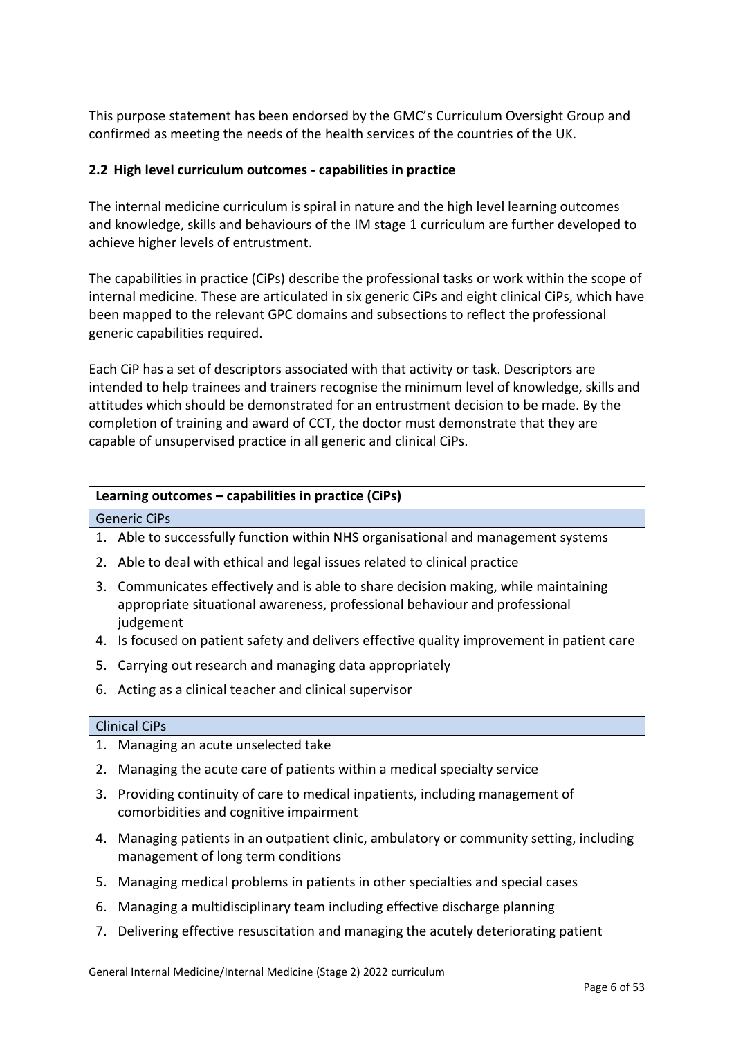This purpose statement has been endorsed by the GMC's Curriculum Oversight Group and confirmed as meeting the needs of the health services of the countries of the UK.

### 2.2 High level curriculum outcomes - capabilities in practice

The internal medicine curriculum is spiral in nature and the high level learning outcomes and knowledge, skills and behaviours of the IM stage 1 curriculum are further developed to achieve higher levels of entrustment.

The capabilities in practice (CiPs) describe the professional tasks or work within the scope of internal medicine. These are articulated in six generic CiPs and eight clinical CiPs, which have been mapped to the relevant GPC domains and subsections to reflect the professional generic capabilities required.

Each CiP has a set of descriptors associated with that activity or task. Descriptors are intended to help trainees and trainers recognise the minimum level of knowledge, skills and attitudes which should be demonstrated for an entrustment decision to be made. By the completion of training and award of CCT, the doctor must demonstrate that they are capable of unsupervised practice in all generic and clinical CiPs.

| **Learning outcomes – capabilities in practice (CiPs)** |
|---|
| Generic CiPs |
| 1. Able to successfully function within NHS organisational and management systems |
| 2. Able to deal with ethical and legal issues related to clinical practice |
| 3. Communicates effectively and is able to share decision making, while maintaining appropriate situational awareness, professional behaviour and professional judgement |
| 4. Is focused on patient safety and delivers effective quality improvement in patient care |
| 5. Carrying out research and managing data appropriately |
| 6. Acting as a clinical teacher and clinical supervisor |
| Clinical CiPs |
| 1. Managing an acute unselected take |
| 2. Managing the acute care of patients within a medical specialty service |
| 3. Providing continuity of care to medical inpatients, including management of comorbidities and cognitive impairment |
| 4. Managing patients in an outpatient clinic, ambulatory or community setting, including management of long term conditions |
| 5. Managing medical problems in patients in other specialties and special cases |
| 6. Managing a multidisciplinary team including effective discharge planning |
| 7. Delivering effective resuscitation and managing the acutely deteriorating patient |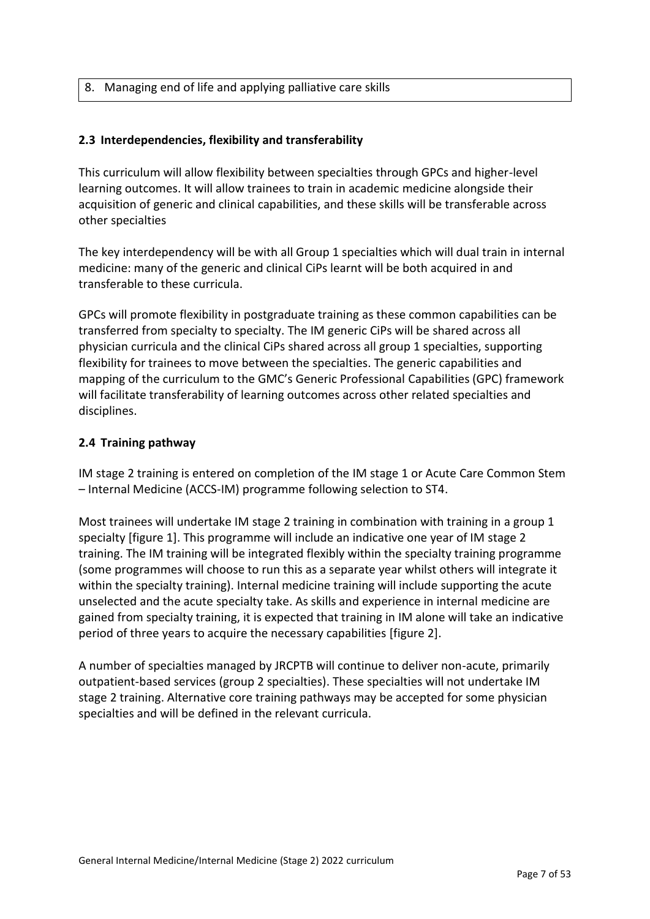| 8. Managing end of life and applying palliative care skills |
|---|

### 2.3 Interdependencies, flexibility and transferability

This curriculum will allow flexibility between specialties through GPCs and higher-level learning outcomes. It will allow trainees to train in academic medicine alongside their acquisition of generic and clinical capabilities, and these skills will be transferable across other specialties

The key interdependency will be with all Group 1 specialties which will dual train in internal medicine: many of the generic and clinical CiPs learnt will be both acquired in and transferable to these curricula.

GPCs will promote flexibility in postgraduate training as these common capabilities can be transferred from specialty to specialty. The IM generic CiPs will be shared across all physician curricula and the clinical CiPs shared across all group 1 specialties, supporting flexibility for trainees to move between the specialties. The generic capabilities and mapping of the curriculum to the GMC's Generic Professional Capabilities (GPC) framework will facilitate transferability of learning outcomes across other related specialties and disciplines.

### 2.4 Training pathway

IM stage 2 training is entered on completion of the IM stage 1 or Acute Care Common Stem – Internal Medicine (ACCS-IM) programme following selection to ST4.

Most trainees will undertake IM stage 2 training in combination with training in a group 1 specialty [figure 1]. This programme will include an indicative one year of IM stage 2 training. The IM training will be integrated flexibly within the specialty training programme (some programmes will choose to run this as a separate year whilst others will integrate it within the specialty training). Internal medicine training will include supporting the acute unselected and the acute specialty take. As skills and experience in internal medicine are gained from specialty training, it is expected that training in IM alone will take an indicative period of three years to acquire the necessary capabilities [figure 2].

A number of specialties managed by JRCPTB will continue to deliver non-acute, primarily outpatient-based services (group 2 specialties). These specialties will not undertake IM stage 2 training. Alternative core training pathways may be accepted for some physician specialties and will be defined in the relevant curricula.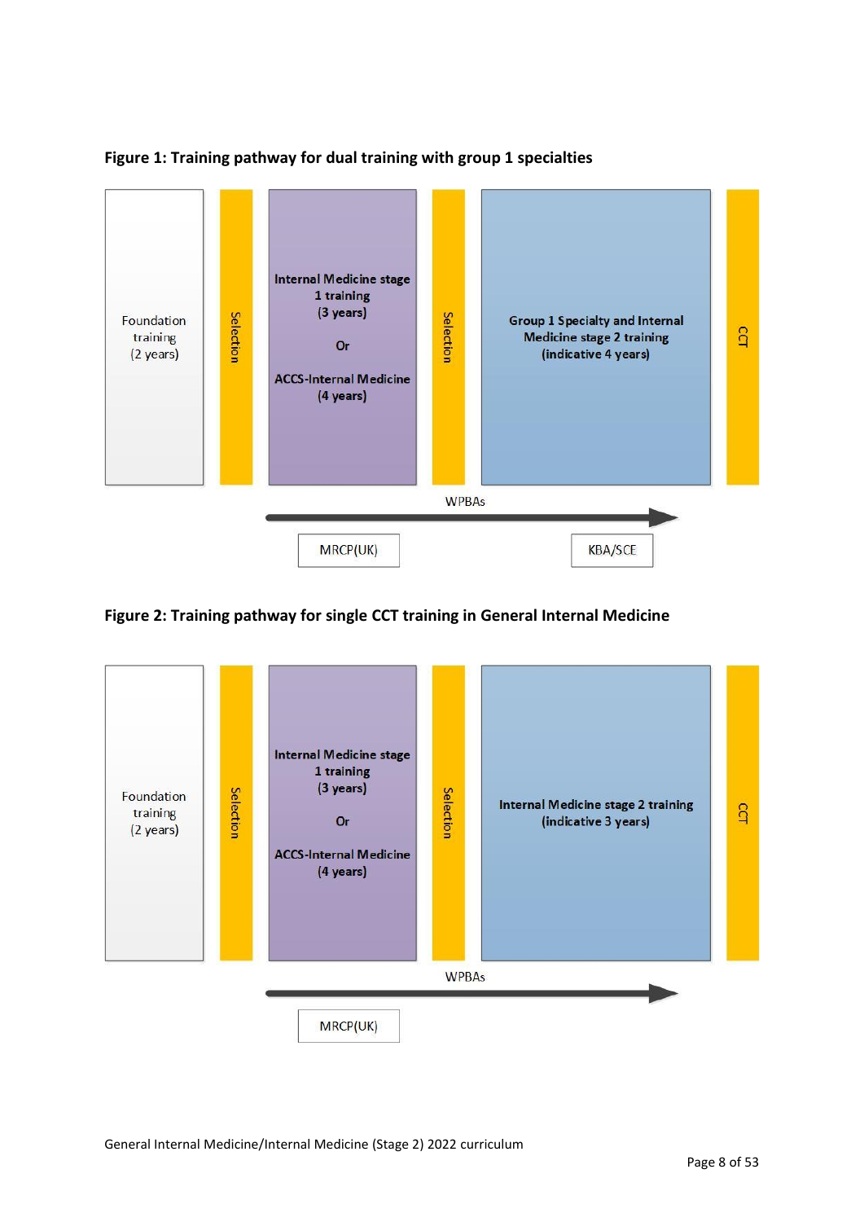**Figure 1: Training pathway for dual training with group 1 specialties**

Foundation training (2 years)

Selection

Internal Medicine stage 1 training (3 years)

Or

ACCS-Internal Medicine (4 years)

Selection

Group 1 Specialty and Internal Medicine stage 2 training (indicative 4 years)

CCT

WPBAs

MRCP(UK)

KBA/SCE

**Figure 2: Training pathway for single CCT training in General Internal Medicine**

Foundation training (2 years)

Selection

Internal Medicine stage 1 training (3 years)

Or

ACCS-Internal Medicine (4 years)

Selection

Internal Medicine stage 2 training (indicative 3 years)

CCT

WPBAs

MRCP(UK)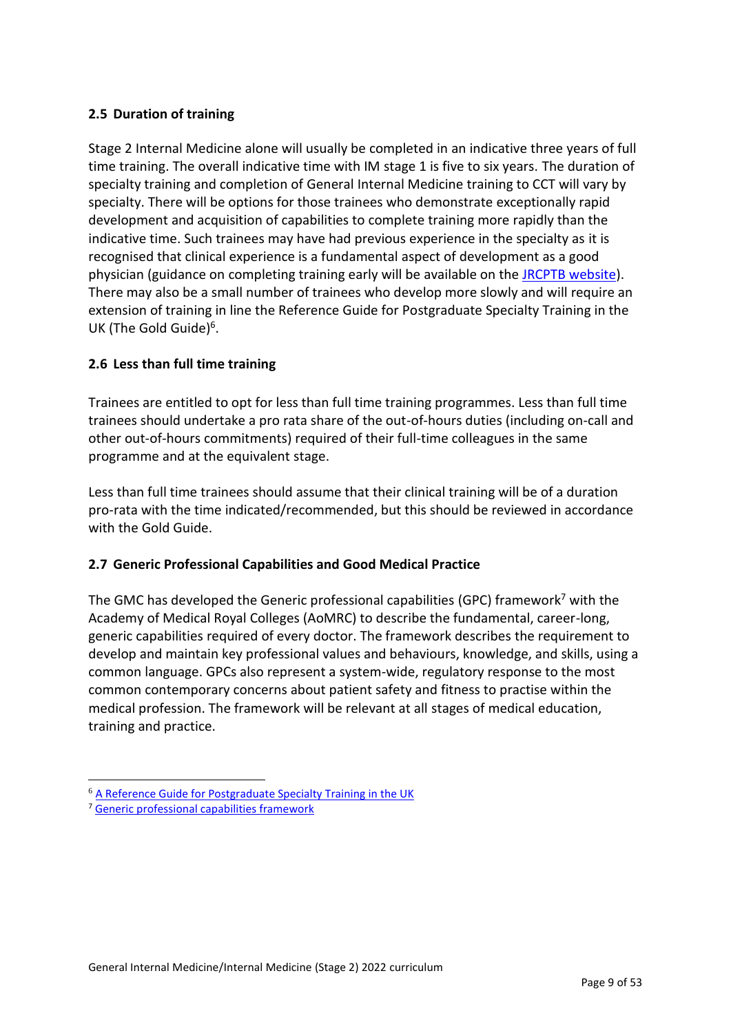### 2.5 Duration of training

Stage 2 Internal Medicine alone will usually be completed in an indicative three years of full time training. The overall indicative time with IM stage 1 is five to six years. The duration of specialty training and completion of General Internal Medicine training to CCT will vary by specialty. There will be options for those trainees who demonstrate exceptionally rapid development and acquisition of capabilities to complete training more rapidly than the indicative time. Such trainees may have had previous experience in the specialty as it is recognised that clinical experience is a fundamental aspect of development as a good physician (guidance on completing training early will be available on the JRCPTB website). There may also be a small number of trainees who develop more slowly and will require an extension of training in line the Reference Guide for Postgraduate Specialty Training in the UK (The Gold Guide)[6].

### 2.6 Less than full time training

Trainees are entitled to opt for less than full time training programmes. Less than full time trainees should undertake a pro rata share of the out-of-hours duties (including on-call and other out-of-hours commitments) required of their full-time colleagues in the same programme and at the equivalent stage.

Less than full time trainees should assume that their clinical training will be of a duration pro-rata with the time indicated/recommended, but this should be reviewed in accordance with the Gold Guide.

### 2.7 Generic Professional Capabilities and Good Medical Practice

The GMC has developed the Generic professional capabilities (GPC) framework[7] with the Academy of Medical Royal Colleges (AoMRC) to describe the fundamental, career-long, generic capabilities required of every doctor. The framework describes the requirement to develop and maintain key professional values and behaviours, knowledge, and skills, using a common language. GPCs also represent a system-wide, regulatory response to the most common contemporary concerns about patient safety and fitness to practise within the medical profession. The framework will be relevant at all stages of medical education, training and practice.

---

[6] A Reference Guide for Postgraduate Specialty Training in the UK

[7] Generic professional capabilities framework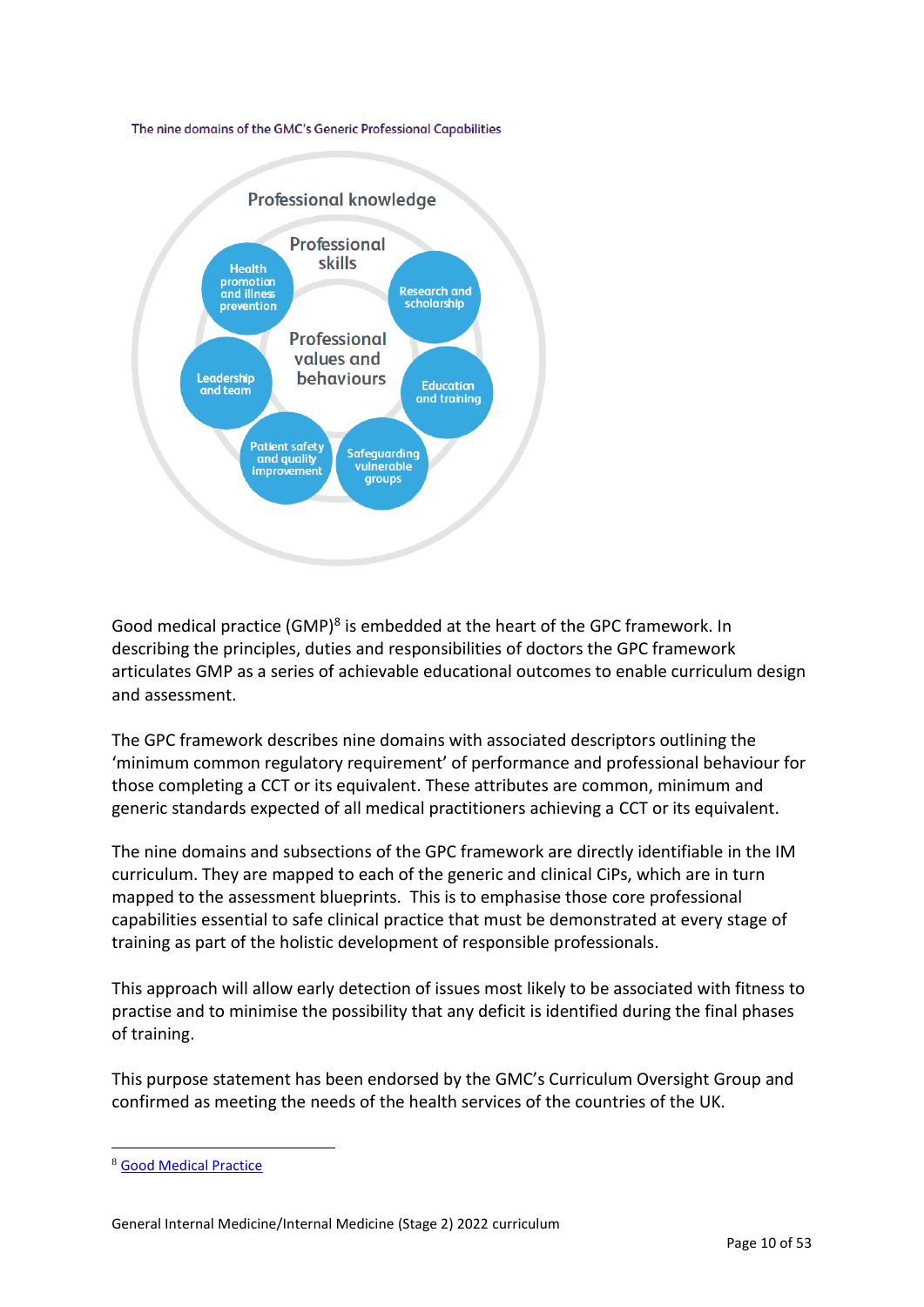The nine domains of the GMC's Generic Professional Capabilities

Professional knowledge

Professional skills

Professional values and behaviours

Health promotion and illness prevention

Research and scholarship

Leadership and team

Education and training

Patient safety and quality improvement

Safeguarding vulnerable groups

Good medical practice (GMP)[8] is embedded at the heart of the GPC framework. In describing the principles, duties and responsibilities of doctors the GPC framework articulates GMP as a series of achievable educational outcomes to enable curriculum design and assessment.

The GPC framework describes nine domains with associated descriptors outlining the 'minimum common regulatory requirement' of performance and professional behaviour for those completing a CCT or its equivalent. These attributes are common, minimum and generic standards expected of all medical practitioners achieving a CCT or its equivalent.

The nine domains and subsections of the GPC framework are directly identifiable in the IM curriculum. They are mapped to each of the generic and clinical CiPs, which are in turn mapped to the assessment blueprints. This is to emphasise those core professional capabilities essential to safe clinical practice that must be demonstrated at every stage of training as part of the holistic development of responsible professionals.

This approach will allow early detection of issues most likely to be associated with fitness to practise and to minimise the possibility that any deficit is identified during the final phases of training.

This purpose statement has been endorsed by the GMC's Curriculum Oversight Group and confirmed as meeting the needs of the health services of the countries of the UK.

---

[8] Good Medical Practice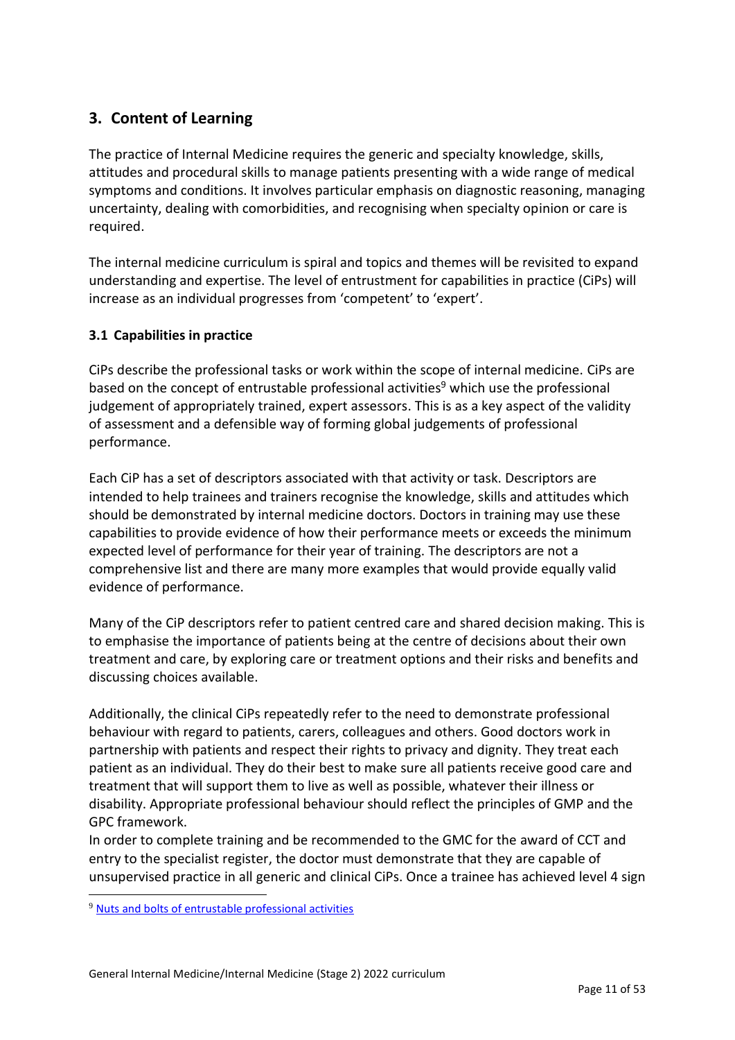## 3. Content of Learning

The practice of Internal Medicine requires the generic and specialty knowledge, skills, attitudes and procedural skills to manage patients presenting with a wide range of medical symptoms and conditions. It involves particular emphasis on diagnostic reasoning, managing uncertainty, dealing with comorbidities, and recognising when specialty opinion or care is required.

The internal medicine curriculum is spiral and topics and themes will be revisited to expand understanding and expertise. The level of entrustment for capabilities in practice (CiPs) will increase as an individual progresses from 'competent' to 'expert'.

### 3.1 Capabilities in practice

CiPs describe the professional tasks or work within the scope of internal medicine. CiPs are based on the concept of entrustable professional activities[9] which use the professional judgement of appropriately trained, expert assessors. This is as a key aspect of the validity of assessment and a defensible way of forming global judgements of professional performance.

Each CiP has a set of descriptors associated with that activity or task. Descriptors are intended to help trainees and trainers recognise the knowledge, skills and attitudes which should be demonstrated by internal medicine doctors. Doctors in training may use these capabilities to provide evidence of how their performance meets or exceeds the minimum expected level of performance for their year of training. The descriptors are not a comprehensive list and there are many more examples that would provide equally valid evidence of performance.

Many of the CiP descriptors refer to patient centred care and shared decision making. This is to emphasise the importance of patients being at the centre of decisions about their own treatment and care, by exploring care or treatment options and their risks and benefits and discussing choices available.

Additionally, the clinical CiPs repeatedly refer to the need to demonstrate professional behaviour with regard to patients, carers, colleagues and others. Good doctors work in partnership with patients and respect their rights to privacy and dignity. They treat each patient as an individual. They do their best to make sure all patients receive good care and treatment that will support them to live as well as possible, whatever their illness or disability. Appropriate professional behaviour should reflect the principles of GMP and the GPC framework.

In order to complete training and be recommended to the GMC for the award of CCT and entry to the specialist register, the doctor must demonstrate that they are capable of unsupervised practice in all generic and clinical CiPs. Once a trainee has achieved level 4 sign

[9] Nuts and bolts of entrustable professional activities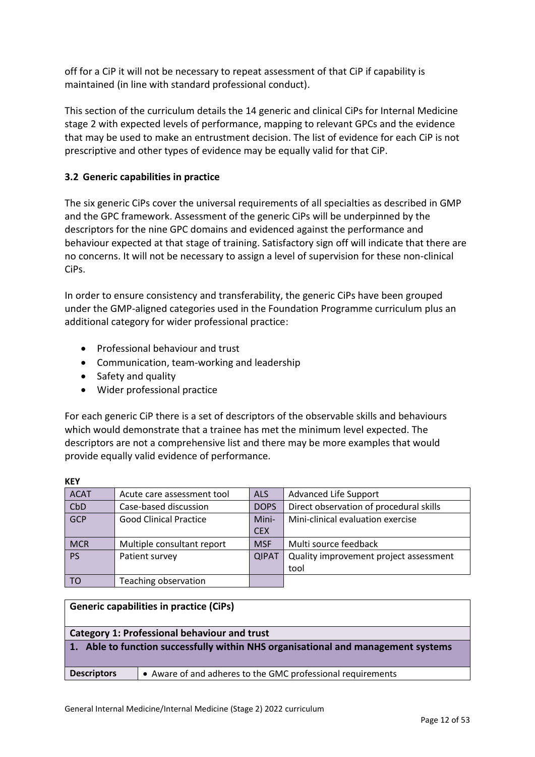off for a CiP it will not be necessary to repeat assessment of that CiP if capability is maintained (in line with standard professional conduct).

This section of the curriculum details the 14 generic and clinical CiPs for Internal Medicine stage 2 with expected levels of performance, mapping to relevant GPCs and the evidence that may be used to make an entrustment decision. The list of evidence for each CiP is not prescriptive and other types of evidence may be equally valid for that CiP.

### 3.2 Generic capabilities in practice

The six generic CiPs cover the universal requirements of all specialties as described in GMP and the GPC framework. Assessment of the generic CiPs will be underpinned by the descriptors for the nine GPC domains and evidenced against the performance and behaviour expected at that stage of training. Satisfactory sign off will indicate that there are no concerns. It will not be necessary to assign a level of supervision for these non-clinical CiPs.

In order to ensure consistency and transferability, the generic CiPs have been grouped under the GMP-aligned categories used in the Foundation Programme curriculum plus an additional category for wider professional practice:

- Professional behaviour and trust
- Communication, team-working and leadership
- Safety and quality
- Wider professional practice

For each generic CiP there is a set of descriptors of the observable skills and behaviours which would demonstrate that a trainee has met the minimum level expected. The descriptors are not a comprehensive list and there may be more examples that would provide equally valid evidence of performance.

**KEY**

| ACAT | Acute care assessment tool | ALS | Advanced Life Support |
|---|---|---|---|
| CbD | Case-based discussion | DOPS | Direct observation of procedural skills |
| GCP | Good Clinical Practice | Mini-CEX | Mini-clinical evaluation exercise |
| MCR | Multiple consultant report | MSF | Multi source feedback |
| PS | Patient survey | QIPAT | Quality improvement project assessment tool |
| TO | Teaching observation | | |

| **Generic capabilities in practice (CiPs)** | |
|---|---|
| **Category 1: Professional behaviour and trust** | |
| **1. Able to function successfully within NHS organisational and management systems** | |
| **Descriptors** | • Aware of and adheres to the GMC professional requirements |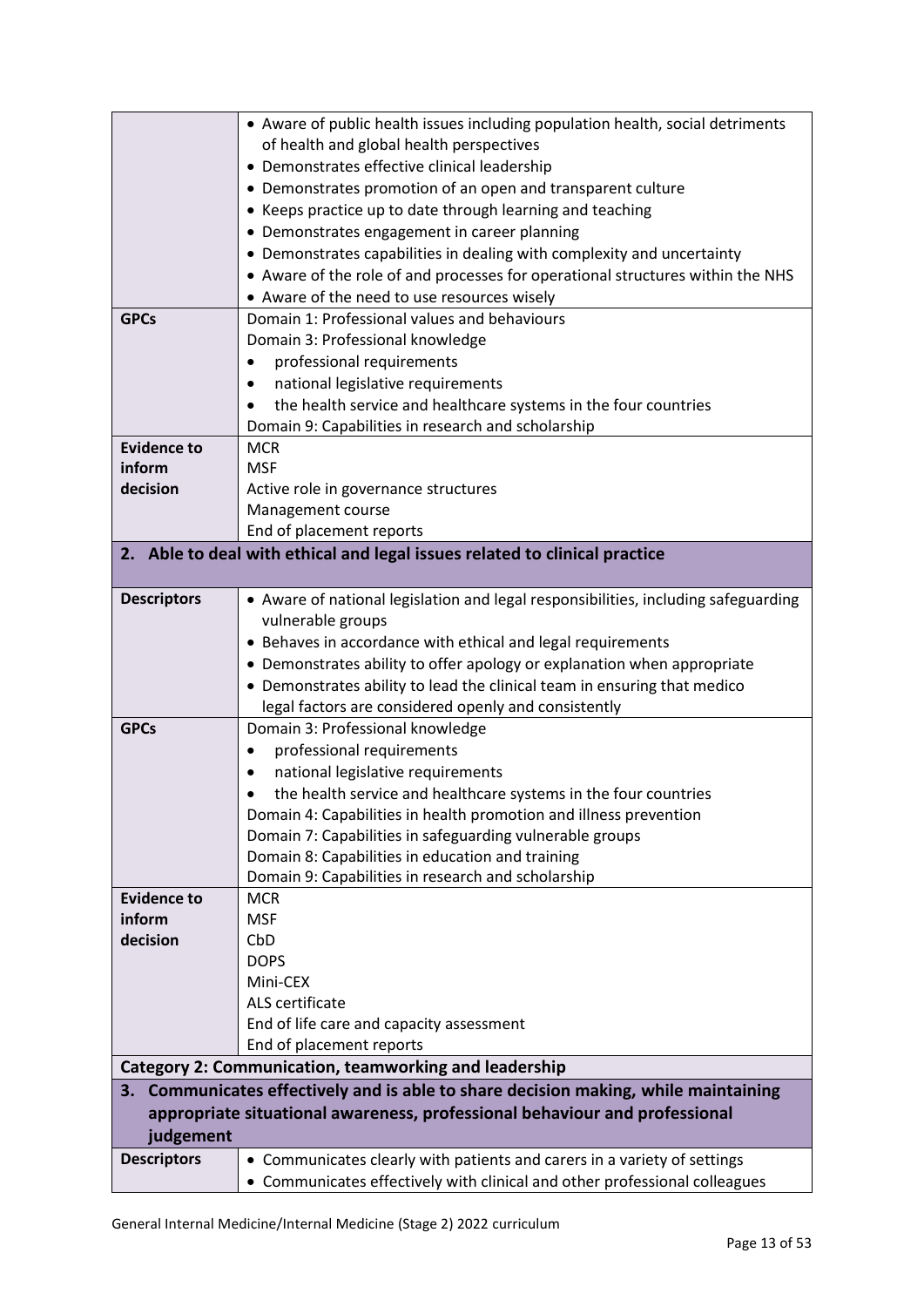| | |
|---|---|
| | • Aware of public health issues including population health, social detriments of health and global health perspectives<br>• Demonstrates effective clinical leadership<br>• Demonstrates promotion of an open and transparent culture<br>• Keeps practice up to date through learning and teaching<br>• Demonstrates engagement in career planning<br>• Demonstrates capabilities in dealing with complexity and uncertainty<br>• Aware of the role of and processes for operational structures within the NHS<br>• Aware of the need to use resources wisely |
| **GPCs** | Domain 1: Professional values and behaviours<br>Domain 3: Professional knowledge<br>• professional requirements<br>• national legislative requirements<br>• the health service and healthcare systems in the four countries<br>Domain 9: Capabilities in research and scholarship |
| **Evidence to inform decision** | MCR<br>MSF<br>Active role in governance structures<br>Management course<br>End of placement reports |
| **2. Able to deal with ethical and legal issues related to clinical practice** | |
| **Descriptors** | • Aware of national legislation and legal responsibilities, including safeguarding vulnerable groups<br>• Behaves in accordance with ethical and legal requirements<br>• Demonstrates ability to offer apology or explanation when appropriate<br>• Demonstrates ability to lead the clinical team in ensuring that medico legal factors are considered openly and consistently |
| **GPCs** | Domain 3: Professional knowledge<br>• professional requirements<br>• national legislative requirements<br>• the health service and healthcare systems in the four countries<br>Domain 4: Capabilities in health promotion and illness prevention<br>Domain 7: Capabilities in safeguarding vulnerable groups<br>Domain 8: Capabilities in education and training<br>Domain 9: Capabilities in research and scholarship |
| **Evidence to inform decision** | MCR<br>MSF<br>CbD<br>DOPS<br>Mini-CEX<br>ALS certificate<br>End of life care and capacity assessment<br>End of placement reports |
| **Category 2: Communication, teamworking and leadership** | |
| **3. Communicates effectively and is able to share decision making, while maintaining appropriate situational awareness, professional behaviour and professional judgement** | |
| **Descriptors** | • Communicates clearly with patients and carers in a variety of settings<br>• Communicates effectively with clinical and other professional colleagues |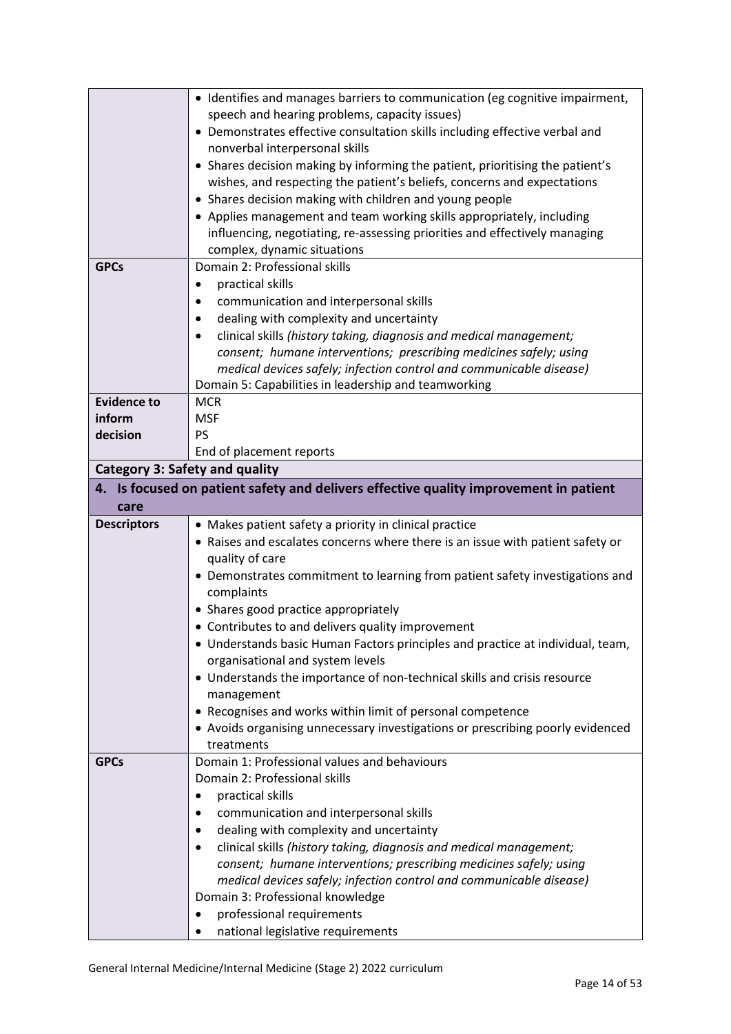| | |
|---|---|
| | • Identifies and manages barriers to communication (eg cognitive impairment, speech and hearing problems, capacity issues)<br>• Demonstrates effective consultation skills including effective verbal and nonverbal interpersonal skills<br>• Shares decision making by informing the patient, prioritising the patient's wishes, and respecting the patient's beliefs, concerns and expectations<br>• Shares decision making with children and young people<br>• Applies management and team working skills appropriately, including influencing, negotiating, re-assessing priorities and effectively managing complex, dynamic situations |
| **GPCs** | Domain 2: Professional skills<br>• practical skills<br>• communication and interpersonal skills<br>• dealing with complexity and uncertainty<br>• clinical skills *(history taking, diagnosis and medical management; consent; humane interventions; prescribing medicines safely; using medical devices safely; infection control and communicable disease)*<br>Domain 5: Capabilities in leadership and teamworking |
| **Evidence to inform decision** | MCR<br>MSF<br>PS<br>End of placement reports |
| **Category 3: Safety and quality** | |
| **4. Is focused on patient safety and delivers effective quality improvement in patient care** | |
| **Descriptors** | • Makes patient safety a priority in clinical practice<br>• Raises and escalates concerns where there is an issue with patient safety or quality of care<br>• Demonstrates commitment to learning from patient safety investigations and complaints<br>• Shares good practice appropriately<br>• Contributes to and delivers quality improvement<br>• Understands basic Human Factors principles and practice at individual, team, organisational and system levels<br>• Understands the importance of non-technical skills and crisis resource management<br>• Recognises and works within limit of personal competence<br>• Avoids organising unnecessary investigations or prescribing poorly evidenced treatments |
| **GPCs** | Domain 1: Professional values and behaviours<br>Domain 2: Professional skills<br>• practical skills<br>• communication and interpersonal skills<br>• dealing with complexity and uncertainty<br>• clinical skills *(history taking, diagnosis and medical management; consent; humane interventions; prescribing medicines safely; using medical devices safely; infection control and communicable disease)*<br>Domain 3: Professional knowledge<br>• professional requirements<br>• national legislative requirements |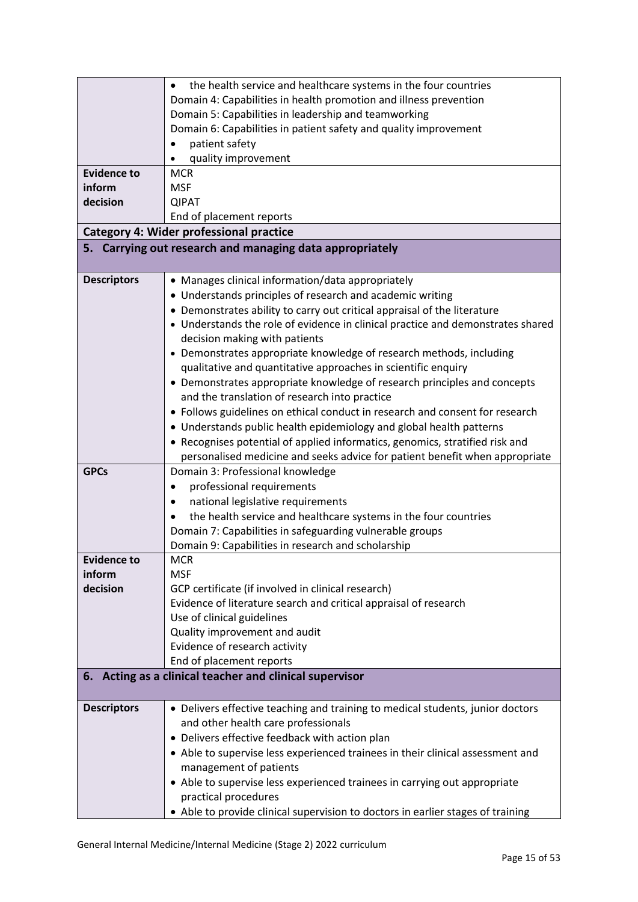| | |
|---|---|
| | • the health service and healthcare systems in the four countries<br>Domain 4: Capabilities in health promotion and illness prevention<br>Domain 5: Capabilities in leadership and teamworking<br>Domain 6: Capabilities in patient safety and quality improvement<br>• patient safety<br>• quality improvement |
| **Evidence to inform decision** | MCR<br>MSF<br>QIPAT<br>End of placement reports |

**Category 4: Wider professional practice**

### 5. Carrying out research and managing data appropriately

| | |
|---|---|
| **Descriptors** | • Manages clinical information/data appropriately<br>• Understands principles of research and academic writing<br>• Demonstrates ability to carry out critical appraisal of the literature<br>• Understands the role of evidence in clinical practice and demonstrates shared decision making with patients<br>• Demonstrates appropriate knowledge of research methods, including qualitative and quantitative approaches in scientific enquiry<br>• Demonstrates appropriate knowledge of research principles and concepts and the translation of research into practice<br>• Follows guidelines on ethical conduct in research and consent for research<br>• Understands public health epidemiology and global health patterns<br>• Recognises potential of applied informatics, genomics, stratified risk and personalised medicine and seeks advice for patient benefit when appropriate |
| **GPCs** | Domain 3: Professional knowledge<br>• professional requirements<br>• national legislative requirements<br>• the health service and healthcare systems in the four countries<br>Domain 7: Capabilities in safeguarding vulnerable groups<br>Domain 9: Capabilities in research and scholarship |
| **Evidence to inform decision** | MCR<br>MSF<br>GCP certificate (if involved in clinical research)<br>Evidence of literature search and critical appraisal of research<br>Use of clinical guidelines<br>Quality improvement and audit<br>Evidence of research activity<br>End of placement reports |

### 6. Acting as a clinical teacher and clinical supervisor

| | |
|---|---|
| **Descriptors** | • Delivers effective teaching and training to medical students, junior doctors and other health care professionals<br>• Delivers effective feedback with action plan<br>• Able to supervise less experienced trainees in their clinical assessment and management of patients<br>• Able to supervise less experienced trainees in carrying out appropriate practical procedures<br>• Able to provide clinical supervision to doctors in earlier stages of training |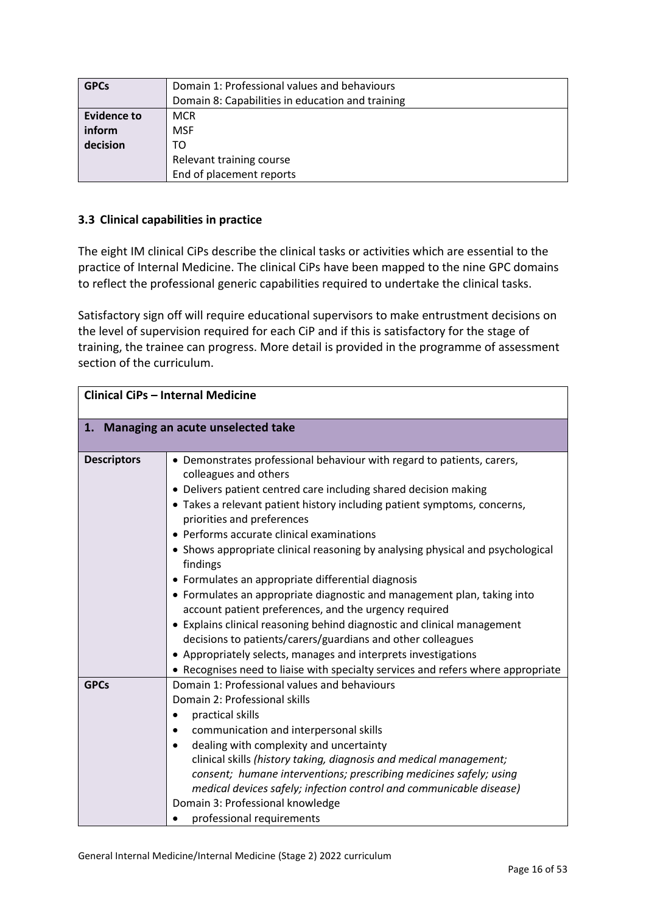| GPCs | Domain 1: Professional values and behaviours<br>Domain 8: Capabilities in education and training |
|---|---|
| **Evidence to inform decision** | MCR<br>MSF<br>TO<br>Relevant training course<br>End of placement reports |

### 3.3 Clinical capabilities in practice

The eight IM clinical CiPs describe the clinical tasks or activities which are essential to the practice of Internal Medicine. The clinical CiPs have been mapped to the nine GPC domains to reflect the professional generic capabilities required to undertake the clinical tasks.

Satisfactory sign off will require educational supervisors to make entrustment decisions on the level of supervision required for each CiP and if this is satisfactory for the stage of training, the trainee can progress. More detail is provided in the programme of assessment section of the curriculum.

| **Clinical CiPs – Internal Medicine** | |
|---|---|
| **1. Managing an acute unselected take** | |
| **Descriptors** | • Demonstrates professional behaviour with regard to patients, carers, colleagues and others<br>• Delivers patient centred care including shared decision making<br>• Takes a relevant patient history including patient symptoms, concerns, priorities and preferences<br>• Performs accurate clinical examinations<br>• Shows appropriate clinical reasoning by analysing physical and psychological findings<br>• Formulates an appropriate differential diagnosis<br>• Formulates an appropriate diagnostic and management plan, taking into account patient preferences, and the urgency required<br>• Explains clinical reasoning behind diagnostic and clinical management decisions to patients/carers/guardians and other colleagues<br>• Appropriately selects, manages and interprets investigations<br>• Recognises need to liaise with specialty services and refers where appropriate |
| **GPCs** | Domain 1: Professional values and behaviours<br>Domain 2: Professional skills<br>• practical skills<br>• communication and interpersonal skills<br>• dealing with complexity and uncertainty<br>clinical skills *(history taking, diagnosis and medical management; consent; humane interventions; prescribing medicines safely; using medical devices safely; infection control and communicable disease)*<br>Domain 3: Professional knowledge<br>• professional requirements |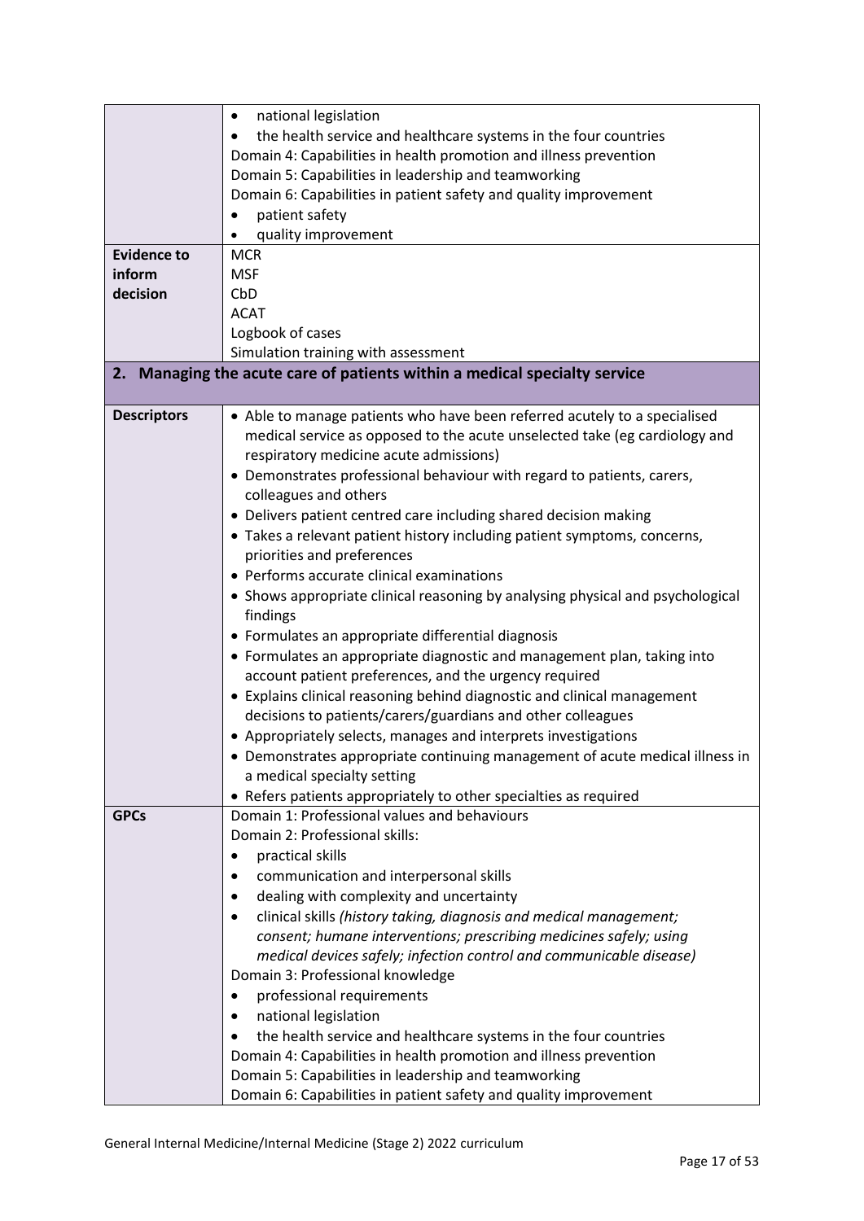| | |
|---|---|
| | • national legislation<br>• the health service and healthcare systems in the four countries<br>Domain 4: Capabilities in health promotion and illness prevention<br>Domain 5: Capabilities in leadership and teamworking<br>Domain 6: Capabilities in patient safety and quality improvement<br>• patient safety<br>• quality improvement |
| **Evidence to inform decision** | MCR<br>MSF<br>CbD<br>ACAT<br>Logbook of cases<br>Simulation training with assessment |
| **2. Managing the acute care of patients within a medical specialty service** | |
| **Descriptors** | • Able to manage patients who have been referred acutely to a specialised medical service as opposed to the acute unselected take (eg cardiology and respiratory medicine acute admissions)<br>• Demonstrates professional behaviour with regard to patients, carers, colleagues and others<br>• Delivers patient centred care including shared decision making<br>• Takes a relevant patient history including patient symptoms, concerns, priorities and preferences<br>• Performs accurate clinical examinations<br>• Shows appropriate clinical reasoning by analysing physical and psychological findings<br>• Formulates an appropriate differential diagnosis<br>• Formulates an appropriate diagnostic and management plan, taking into account patient preferences, and the urgency required<br>• Explains clinical reasoning behind diagnostic and clinical management decisions to patients/carers/guardians and other colleagues<br>• Appropriately selects, manages and interprets investigations<br>• Demonstrates appropriate continuing management of acute medical illness in a medical specialty setting<br>• Refers patients appropriately to other specialties as required |
| **GPCs** | Domain 1: Professional values and behaviours<br>Domain 2: Professional skills:<br>• practical skills<br>• communication and interpersonal skills<br>• dealing with complexity and uncertainty<br>• clinical skills *(history taking, diagnosis and medical management; consent; humane interventions; prescribing medicines safely; using medical devices safely; infection control and communicable disease)*<br>Domain 3: Professional knowledge<br>• professional requirements<br>• national legislation<br>• the health service and healthcare systems in the four countries<br>Domain 4: Capabilities in health promotion and illness prevention<br>Domain 5: Capabilities in leadership and teamworking<br>Domain 6: Capabilities in patient safety and quality improvement |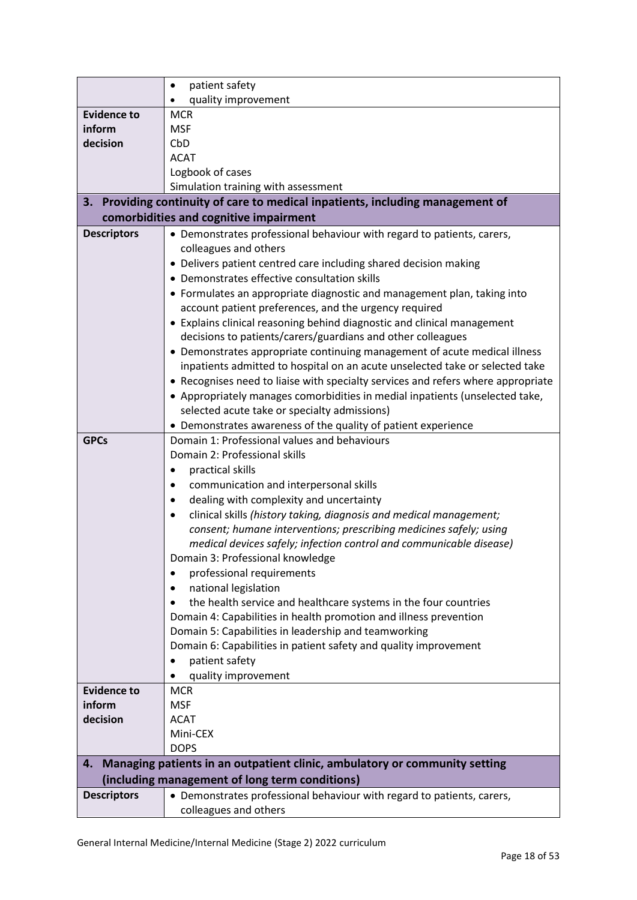| | |
|---|---|
| | • patient safety<br>• quality improvement |
| **Evidence to inform decision** | MCR<br>MSF<br>CbD<br>ACAT<br>Logbook of cases<br>Simulation training with assessment |
| **3. Providing continuity of care to medical inpatients, including management of comorbidities and cognitive impairment** | |
| **Descriptors** | • Demonstrates professional behaviour with regard to patients, carers, colleagues and others<br>• Delivers patient centred care including shared decision making<br>• Demonstrates effective consultation skills<br>• Formulates an appropriate diagnostic and management plan, taking into account patient preferences, and the urgency required<br>• Explains clinical reasoning behind diagnostic and clinical management decisions to patients/carers/guardians and other colleagues<br>• Demonstrates appropriate continuing management of acute medical illness inpatients admitted to hospital on an acute unselected take or selected take<br>• Recognises need to liaise with specialty services and refers where appropriate<br>• Appropriately manages comorbidities in medial inpatients (unselected take, selected acute take or specialty admissions)<br>• Demonstrates awareness of the quality of patient experience |
| **GPCs** | Domain 1: Professional values and behaviours<br>Domain 2: Professional skills<br>• practical skills<br>• communication and interpersonal skills<br>• dealing with complexity and uncertainty<br>• clinical skills *(history taking, diagnosis and medical management; consent; humane interventions; prescribing medicines safely; using medical devices safely; infection control and communicable disease)*<br>Domain 3: Professional knowledge<br>• professional requirements<br>• national legislation<br>• the health service and healthcare systems in the four countries<br>Domain 4: Capabilities in health promotion and illness prevention<br>Domain 5: Capabilities in leadership and teamworking<br>Domain 6: Capabilities in patient safety and quality improvement<br>• patient safety<br>• quality improvement |
| **Evidence to inform decision** | MCR<br>MSF<br>ACAT<br>Mini-CEX<br>DOPS |
| **4. Managing patients in an outpatient clinic, ambulatory or community setting (including management of long term conditions)** | |
| **Descriptors** | • Demonstrates professional behaviour with regard to patients, carers, colleagues and others |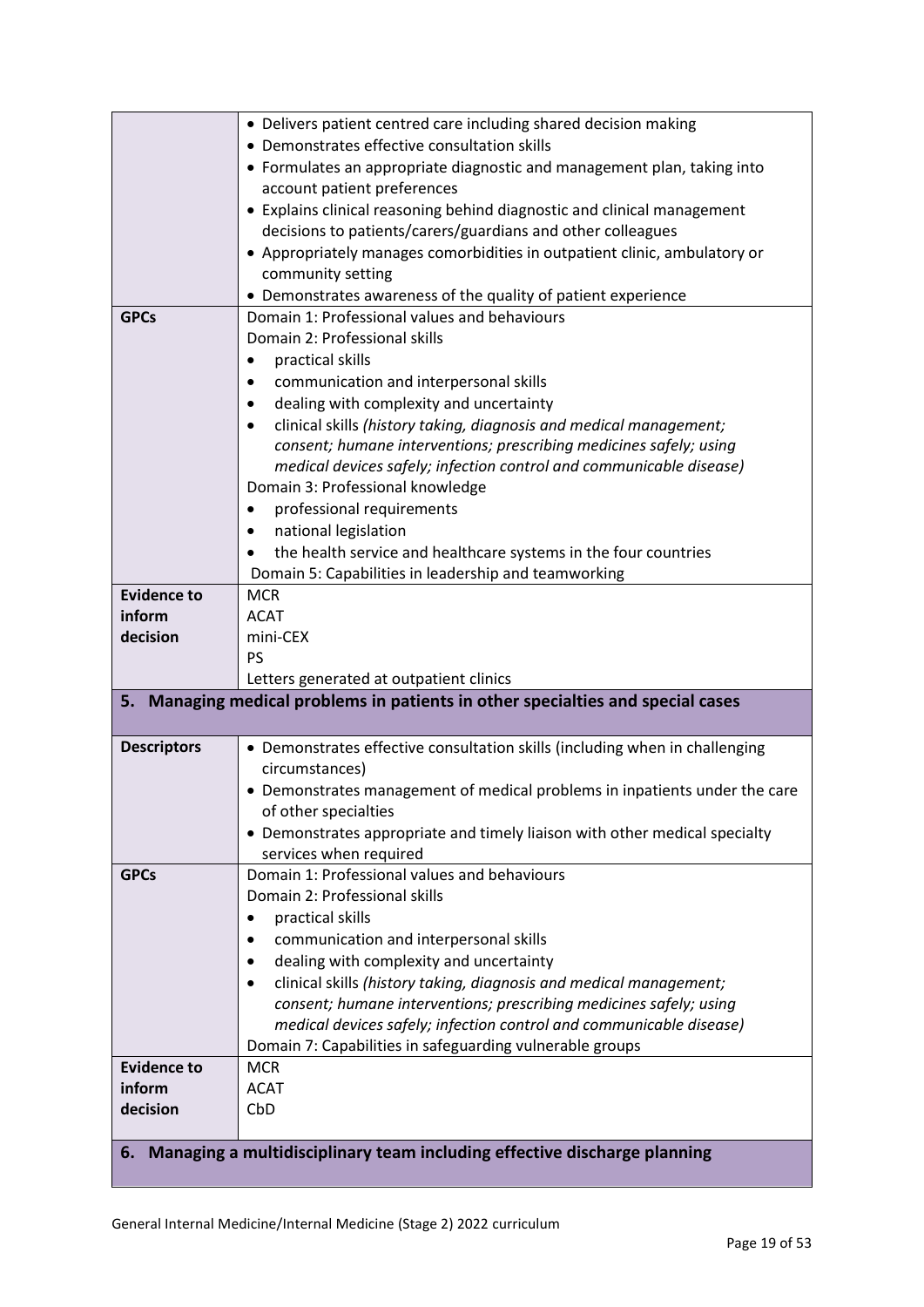| | |
|---|---|
| | • Delivers patient centred care including shared decision making<br>• Demonstrates effective consultation skills<br>• Formulates an appropriate diagnostic and management plan, taking into account patient preferences<br>• Explains clinical reasoning behind diagnostic and clinical management decisions to patients/carers/guardians and other colleagues<br>• Appropriately manages comorbidities in outpatient clinic, ambulatory or community setting<br>• Demonstrates awareness of the quality of patient experience |
| **GPCs** | Domain 1: Professional values and behaviours<br>Domain 2: Professional skills<br>• practical skills<br>• communication and interpersonal skills<br>• dealing with complexity and uncertainty<br>• clinical skills *(history taking, diagnosis and medical management; consent; humane interventions; prescribing medicines safely; using medical devices safely; infection control and communicable disease)*<br>Domain 3: Professional knowledge<br>• professional requirements<br>• national legislation<br>• the health service and healthcare systems in the four countries<br>Domain 5: Capabilities in leadership and teamworking |
| **Evidence to inform decision** | MCR<br>ACAT<br>mini-CEX<br>PS<br>Letters generated at outpatient clinics |

## 5. Managing medical problems in patients in other specialties and special cases

| | |
|---|---|
| **Descriptors** | • Demonstrates effective consultation skills (including when in challenging circumstances)<br>• Demonstrates management of medical problems in inpatients under the care of other specialties<br>• Demonstrates appropriate and timely liaison with other medical specialty services when required |
| **GPCs** | Domain 1: Professional values and behaviours<br>Domain 2: Professional skills<br>• practical skills<br>• communication and interpersonal skills<br>• dealing with complexity and uncertainty<br>• clinical skills *(history taking, diagnosis and medical management; consent; humane interventions; prescribing medicines safely; using medical devices safely; infection control and communicable disease)*<br>Domain 7: Capabilities in safeguarding vulnerable groups |
| **Evidence to inform decision** | MCR<br>ACAT<br>CbD |

## 6. Managing a multidisciplinary team including effective discharge planning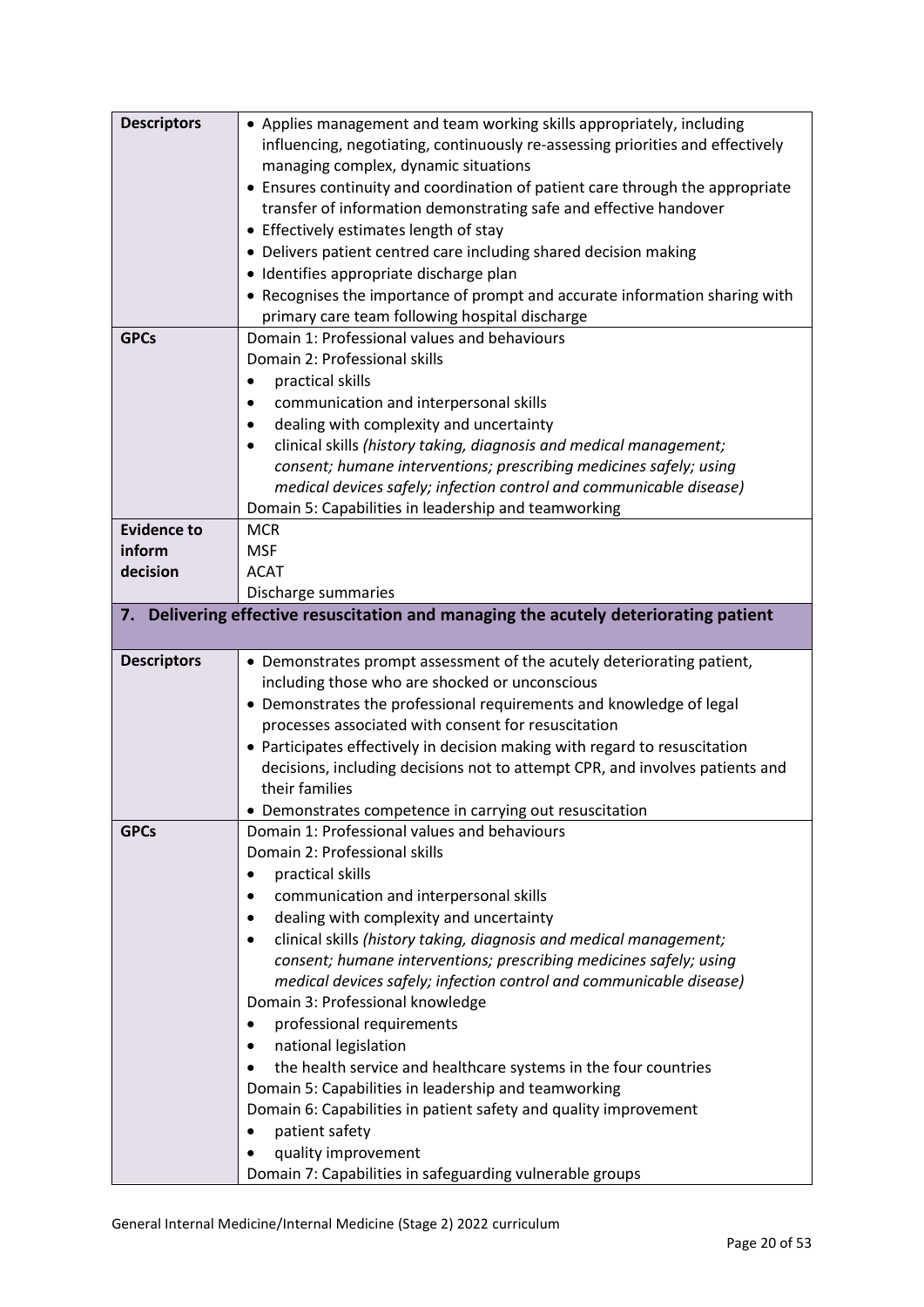| | |
|---|---|
| **Descriptors** | • Applies management and team working skills appropriately, including influencing, negotiating, continuously re-assessing priorities and effectively managing complex, dynamic situations<br>• Ensures continuity and coordination of patient care through the appropriate transfer of information demonstrating safe and effective handover<br>• Effectively estimates length of stay<br>• Delivers patient centred care including shared decision making<br>• Identifies appropriate discharge plan<br>• Recognises the importance of prompt and accurate information sharing with primary care team following hospital discharge |
| **GPCs** | Domain 1: Professional values and behaviours<br>Domain 2: Professional skills<br>• practical skills<br>• communication and interpersonal skills<br>• dealing with complexity and uncertainty<br>• clinical skills *(history taking, diagnosis and medical management; consent; humane interventions; prescribing medicines safely; using medical devices safely; infection control and communicable disease)*<br>Domain 5: Capabilities in leadership and teamworking |
| **Evidence to inform decision** | MCR<br>MSF<br>ACAT<br>Discharge summaries |

## 7. Delivering effective resuscitation and managing the acutely deteriorating patient

| | |
|---|---|
| **Descriptors** | • Demonstrates prompt assessment of the acutely deteriorating patient, including those who are shocked or unconscious<br>• Demonstrates the professional requirements and knowledge of legal processes associated with consent for resuscitation<br>• Participates effectively in decision making with regard to resuscitation decisions, including decisions not to attempt CPR, and involves patients and their families<br>• Demonstrates competence in carrying out resuscitation |
| **GPCs** | Domain 1: Professional values and behaviours<br>Domain 2: Professional skills<br>• practical skills<br>• communication and interpersonal skills<br>• dealing with complexity and uncertainty<br>• clinical skills *(history taking, diagnosis and medical management; consent; humane interventions; prescribing medicines safely; using medical devices safely; infection control and communicable disease)*<br>Domain 3: Professional knowledge<br>• professional requirements<br>• national legislation<br>• the health service and healthcare systems in the four countries<br>Domain 5: Capabilities in leadership and teamworking<br>Domain 6: Capabilities in patient safety and quality improvement<br>• patient safety<br>• quality improvement<br>Domain 7: Capabilities in safeguarding vulnerable groups |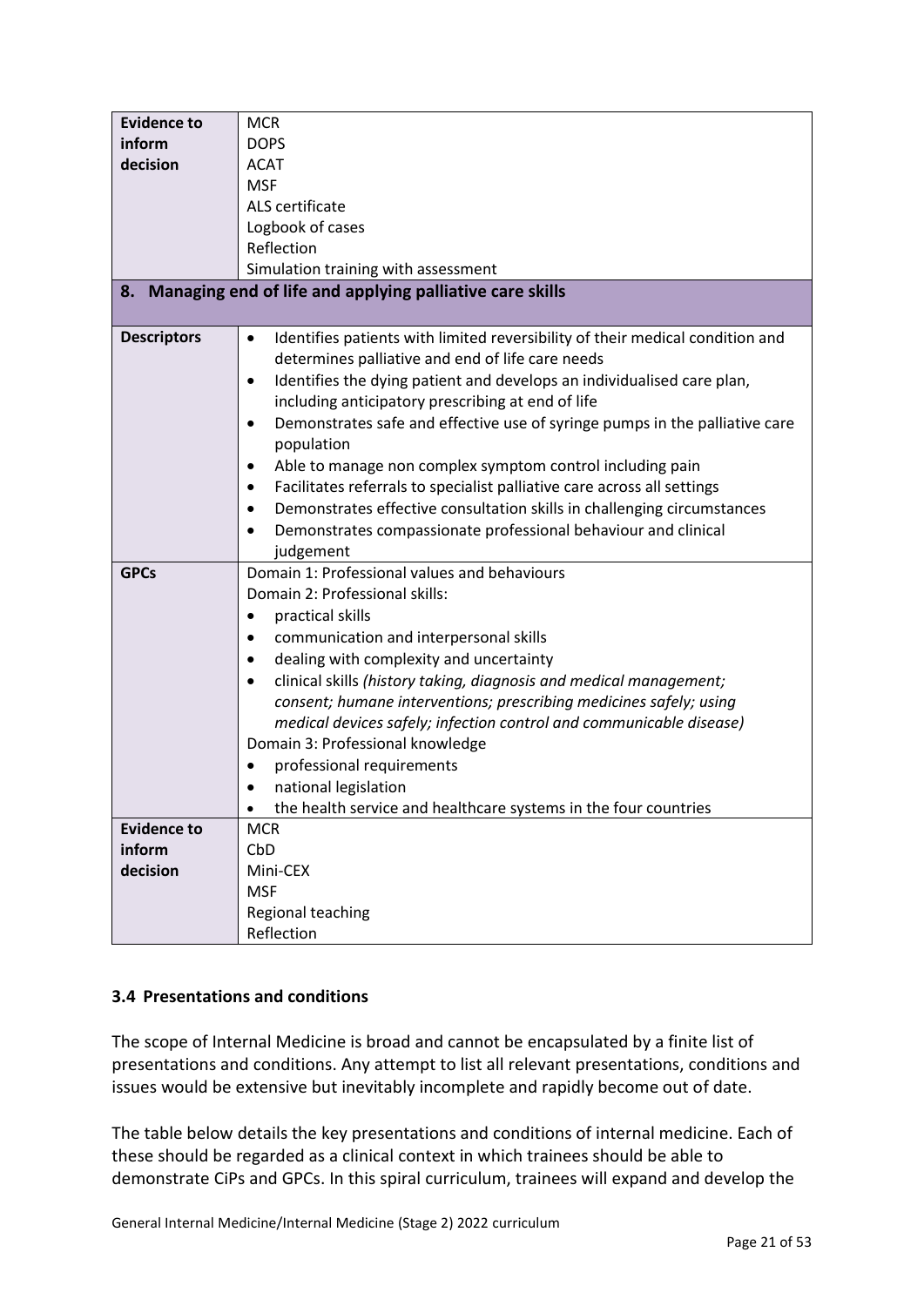| | |
|---|---|
| **Evidence to inform decision** | MCR<br>DOPS<br>ACAT<br>MSF<br>ALS certificate<br>Logbook of cases<br>Reflection<br>Simulation training with assessment |
| **8. Managing end of life and applying palliative care skills** | |
| **Descriptors** | • Identifies patients with limited reversibility of their medical condition and determines palliative and end of life care needs<br>• Identifies the dying patient and develops an individualised care plan, including anticipatory prescribing at end of life<br>• Demonstrates safe and effective use of syringe pumps in the palliative care population<br>• Able to manage non complex symptom control including pain<br>• Facilitates referrals to specialist palliative care across all settings<br>• Demonstrates effective consultation skills in challenging circumstances<br>• Demonstrates compassionate professional behaviour and clinical judgement |
| **GPCs** | Domain 1: Professional values and behaviours<br>Domain 2: Professional skills:<br>• practical skills<br>• communication and interpersonal skills<br>• dealing with complexity and uncertainty<br>• clinical skills *(history taking, diagnosis and medical management; consent; humane interventions; prescribing medicines safely; using medical devices safely; infection control and communicable disease)*<br>Domain 3: Professional knowledge<br>• professional requirements<br>• national legislation<br>• the health service and healthcare systems in the four countries |
| **Evidence to inform decision** | MCR<br>CbD<br>Mini-CEX<br>MSF<br>Regional teaching<br>Reflection |

### 3.4 Presentations and conditions

The scope of Internal Medicine is broad and cannot be encapsulated by a finite list of presentations and conditions. Any attempt to list all relevant presentations, conditions and issues would be extensive but inevitably incomplete and rapidly become out of date.

The table below details the key presentations and conditions of internal medicine. Each of these should be regarded as a clinical context in which trainees should be able to demonstrate CiPs and GPCs. In this spiral curriculum, trainees will expand and develop the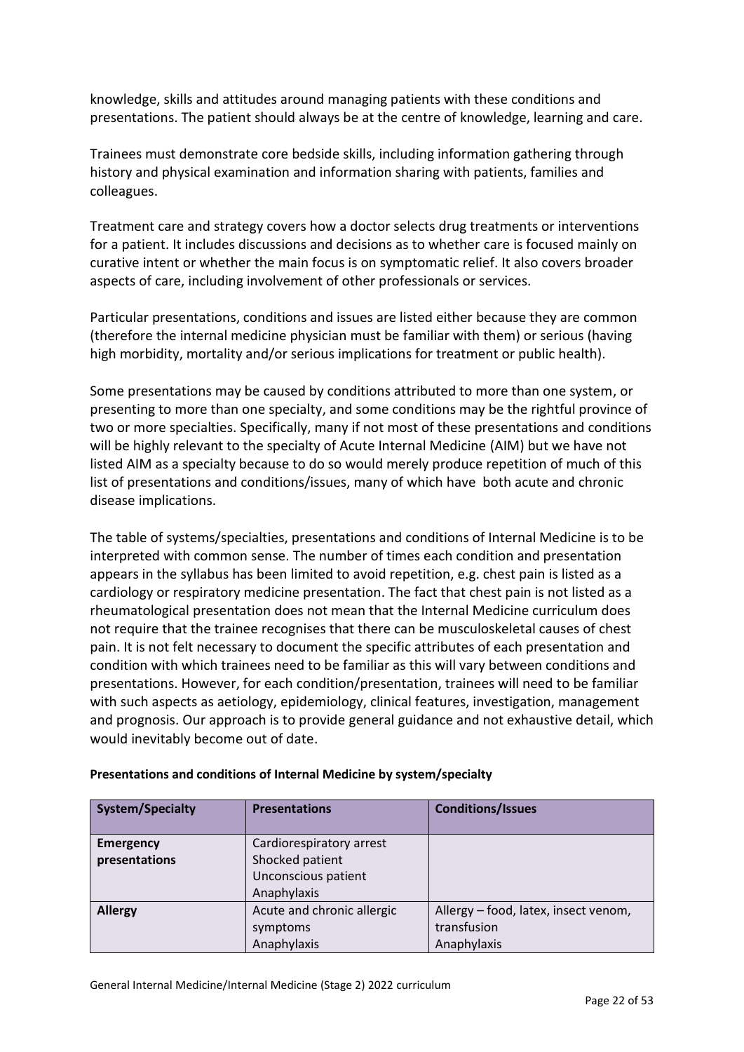knowledge, skills and attitudes around managing patients with these conditions and presentations. The patient should always be at the centre of knowledge, learning and care.

Trainees must demonstrate core bedside skills, including information gathering through history and physical examination and information sharing with patients, families and colleagues.

Treatment care and strategy covers how a doctor selects drug treatments or interventions for a patient. It includes discussions and decisions as to whether care is focused mainly on curative intent or whether the main focus is on symptomatic relief. It also covers broader aspects of care, including involvement of other professionals or services.

Particular presentations, conditions and issues are listed either because they are common (therefore the internal medicine physician must be familiar with them) or serious (having high morbidity, mortality and/or serious implications for treatment or public health).

Some presentations may be caused by conditions attributed to more than one system, or presenting to more than one specialty, and some conditions may be the rightful province of two or more specialties. Specifically, many if not most of these presentations and conditions will be highly relevant to the specialty of Acute Internal Medicine (AIM) but we have not listed AIM as a specialty because to do so would merely produce repetition of much of this list of presentations and conditions/issues, many of which have both acute and chronic disease implications.

The table of systems/specialties, presentations and conditions of Internal Medicine is to be interpreted with common sense. The number of times each condition and presentation appears in the syllabus has been limited to avoid repetition, e.g. chest pain is listed as a cardiology or respiratory medicine presentation. The fact that chest pain is not listed as a rheumatological presentation does not mean that the Internal Medicine curriculum does not require that the trainee recognises that there can be musculoskeletal causes of chest pain. It is not felt necessary to document the specific attributes of each presentation and condition with which trainees need to be familiar as this will vary between conditions and presentations. However, for each condition/presentation, trainees will need to be familiar with such aspects as aetiology, epidemiology, clinical features, investigation, management and prognosis. Our approach is to provide general guidance and not exhaustive detail, which would inevitably become out of date.

**Presentations and conditions of Internal Medicine by system/specialty**

| System/Specialty | Presentations | Conditions/Issues |
|---|---|---|
| **Emergency presentations** | Cardiorespiratory arrest<br>Shocked patient<br>Unconscious patient<br>Anaphylaxis | |
| **Allergy** | Acute and chronic allergic symptoms<br>Anaphylaxis | Allergy – food, latex, insect venom, transfusion<br>Anaphylaxis |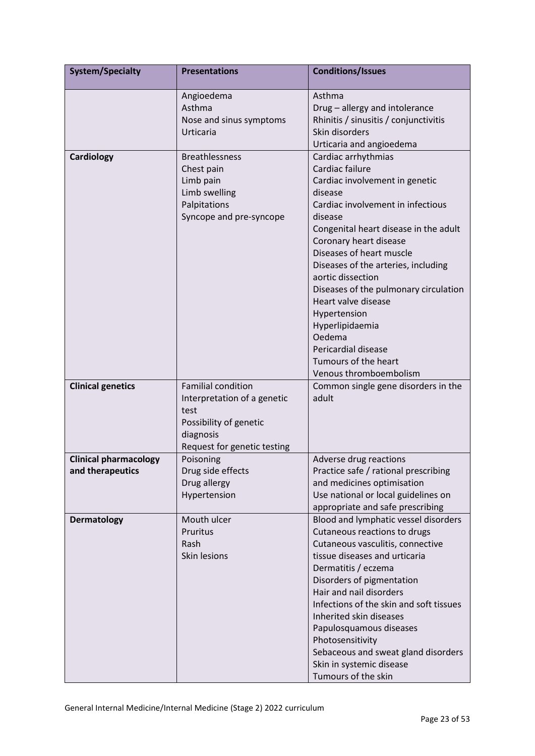| System/Specialty | Presentations | Conditions/Issues |
|---|---|---|
| | Angioedema<br>Asthma<br>Nose and sinus symptoms<br>Urticaria | Asthma<br>Drug – allergy and intolerance<br>Rhinitis / sinusitis / conjunctivitis<br>Skin disorders<br>Urticaria and angioedema |
| **Cardiology** | Breathlessness<br>Chest pain<br>Limb pain<br>Limb swelling<br>Palpitations<br>Syncope and pre-syncope | Cardiac arrhythmias<br>Cardiac failure<br>Cardiac involvement in genetic disease<br>Cardiac involvement in infectious disease<br>Congenital heart disease in the adult<br>Coronary heart disease<br>Diseases of heart muscle<br>Diseases of the arteries, including aortic dissection<br>Diseases of the pulmonary circulation<br>Heart valve disease<br>Hypertension<br>Hyperlipidaemia<br>Oedema<br>Pericardial disease<br>Tumours of the heart<br>Venous thromboembolism |
| **Clinical genetics** | Familial condition<br>Interpretation of a genetic test<br>Possibility of genetic diagnosis<br>Request for genetic testing | Common single gene disorders in the adult |
| **Clinical pharmacology and therapeutics** | Poisoning<br>Drug side effects<br>Drug allergy<br>Hypertension | Adverse drug reactions<br>Practice safe / rational prescribing and medicines optimisation<br>Use national or local guidelines on appropriate and safe prescribing |
| **Dermatology** | Mouth ulcer<br>Pruritus<br>Rash<br>Skin lesions | Blood and lymphatic vessel disorders<br>Cutaneous reactions to drugs<br>Cutaneous vasculitis, connective tissue diseases and urticaria<br>Dermatitis / eczema<br>Disorders of pigmentation<br>Hair and nail disorders<br>Infections of the skin and soft tissues<br>Inherited skin diseases<br>Papulosquamous diseases<br>Photosensitivity<br>Sebaceous and sweat gland disorders<br>Skin in systemic disease<br>Tumours of the skin |

General Internal Medicine/Internal Medicine (Stage 2) 2022 curriculum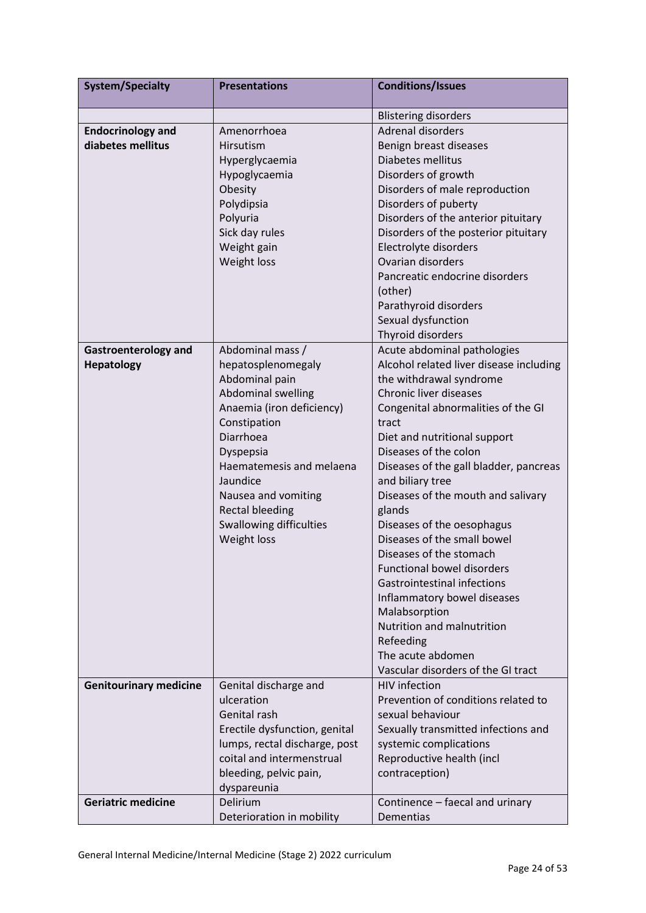| System/Specialty | Presentations | Conditions/Issues |
|---|---|---|
| | | Blistering disorders |
| **Endocrinology and diabetes mellitus** | Amenorrhoea<br>Hirsutism<br>Hyperglycaemia<br>Hypoglycaemia<br>Obesity<br>Polydipsia<br>Polyuria<br>Sick day rules<br>Weight gain<br>Weight loss | Adrenal disorders<br>Benign breast diseases<br>Diabetes mellitus<br>Disorders of growth<br>Disorders of male reproduction<br>Disorders of puberty<br>Disorders of the anterior pituitary<br>Disorders of the posterior pituitary<br>Electrolyte disorders<br>Ovarian disorders<br>Pancreatic endocrine disorders (other)<br>Parathyroid disorders<br>Sexual dysfunction<br>Thyroid disorders |
| **Gastroenterology and Hepatology** | Abdominal mass / hepatosplenomegaly<br>Abdominal pain<br>Abdominal swelling<br>Anaemia (iron deficiency)<br>Constipation<br>Diarrhoea<br>Dyspepsia<br>Haematemesis and melaena<br>Jaundice<br>Nausea and vomiting<br>Rectal bleeding<br>Swallowing difficulties<br>Weight loss | Acute abdominal pathologies<br>Alcohol related liver disease including the withdrawal syndrome<br>Chronic liver diseases<br>Congenital abnormalities of the GI tract<br>Diet and nutritional support<br>Diseases of the colon<br>Diseases of the gall bladder, pancreas and biliary tree<br>Diseases of the mouth and salivary glands<br>Diseases of the oesophagus<br>Diseases of the small bowel<br>Diseases of the stomach<br>Functional bowel disorders<br>Gastrointestinal infections<br>Inflammatory bowel diseases<br>Malabsorption<br>Nutrition and malnutrition<br>Refeeding<br>The acute abdomen<br>Vascular disorders of the GI tract |
| **Genitourinary medicine** | Genital discharge and ulceration<br>Genital rash<br>Erectile dysfunction, genital lumps, rectal discharge, post coital and intermenstrual bleeding, pelvic pain, dyspareunia | HIV infection<br>Prevention of conditions related to sexual behaviour<br>Sexually transmitted infections and systemic complications<br>Reproductive health (incl contraception) |
| **Geriatric medicine** | Delirium<br>Deterioration in mobility | Continence – faecal and urinary<br>Dementias |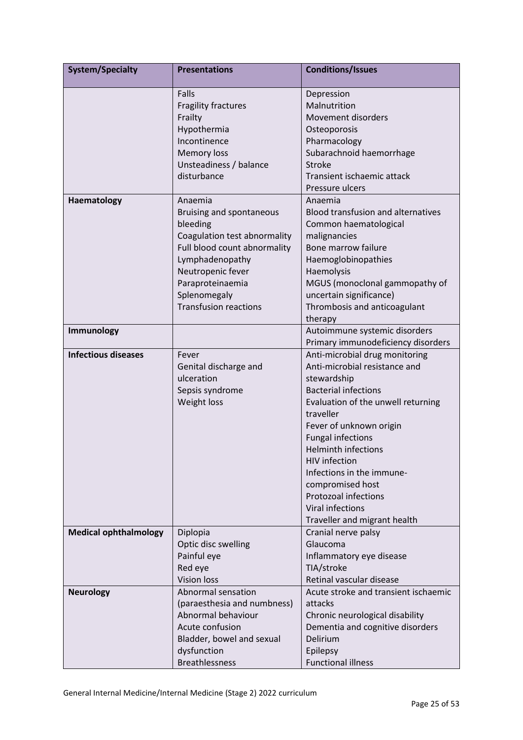| System/Specialty | Presentations | Conditions/Issues |
|---|---|---|
| | Falls<br>Fragility fractures<br>Frailty<br>Hypothermia<br>Incontinence<br>Memory loss<br>Unsteadiness / balance disturbance | Depression<br>Malnutrition<br>Movement disorders<br>Osteoporosis<br>Pharmacology<br>Subarachnoid haemorrhage<br>Stroke<br>Transient ischaemic attack<br>Pressure ulcers |
| **Haematology** | Anaemia<br>Bruising and spontaneous bleeding<br>Coagulation test abnormality<br>Full blood count abnormality<br>Lymphadenopathy<br>Neutropenic fever<br>Paraproteinaemia<br>Splenomegaly<br>Transfusion reactions | Anaemia<br>Blood transfusion and alternatives<br>Common haematological malignancies<br>Bone marrow failure<br>Haemoglobinopathies<br>Haemolysis<br>MGUS (monoclonal gammopathy of uncertain significance)<br>Thrombosis and anticoagulant therapy |
| **Immunology** | | Autoimmune systemic disorders<br>Primary immunodeficiency disorders |
| **Infectious diseases** | Fever<br>Genital discharge and ulceration<br>Sepsis syndrome<br>Weight loss | Anti-microbial drug monitoring<br>Anti-microbial resistance and stewardship<br>Bacterial infections<br>Evaluation of the unwell returning traveller<br>Fever of unknown origin<br>Fungal infections<br>Helminth infections<br>HIV infection<br>Infections in the immune-compromised host<br>Protozoal infections<br>Viral infections<br>Traveller and migrant health |
| **Medical ophthalmology** | Diplopia<br>Optic disc swelling<br>Painful eye<br>Red eye<br>Vision loss | Cranial nerve palsy<br>Glaucoma<br>Inflammatory eye disease<br>TIA/stroke<br>Retinal vascular disease |
| **Neurology** | Abnormal sensation (paraesthesia and numbness)<br>Abnormal behaviour<br>Acute confusion<br>Bladder, bowel and sexual dysfunction<br>Breathlessness | Acute stroke and transient ischaemic attacks<br>Chronic neurological disability<br>Dementia and cognitive disorders<br>Delirium<br>Epilepsy<br>Functional illness |

General Internal Medicine/Internal Medicine (Stage 2) 2022 curriculum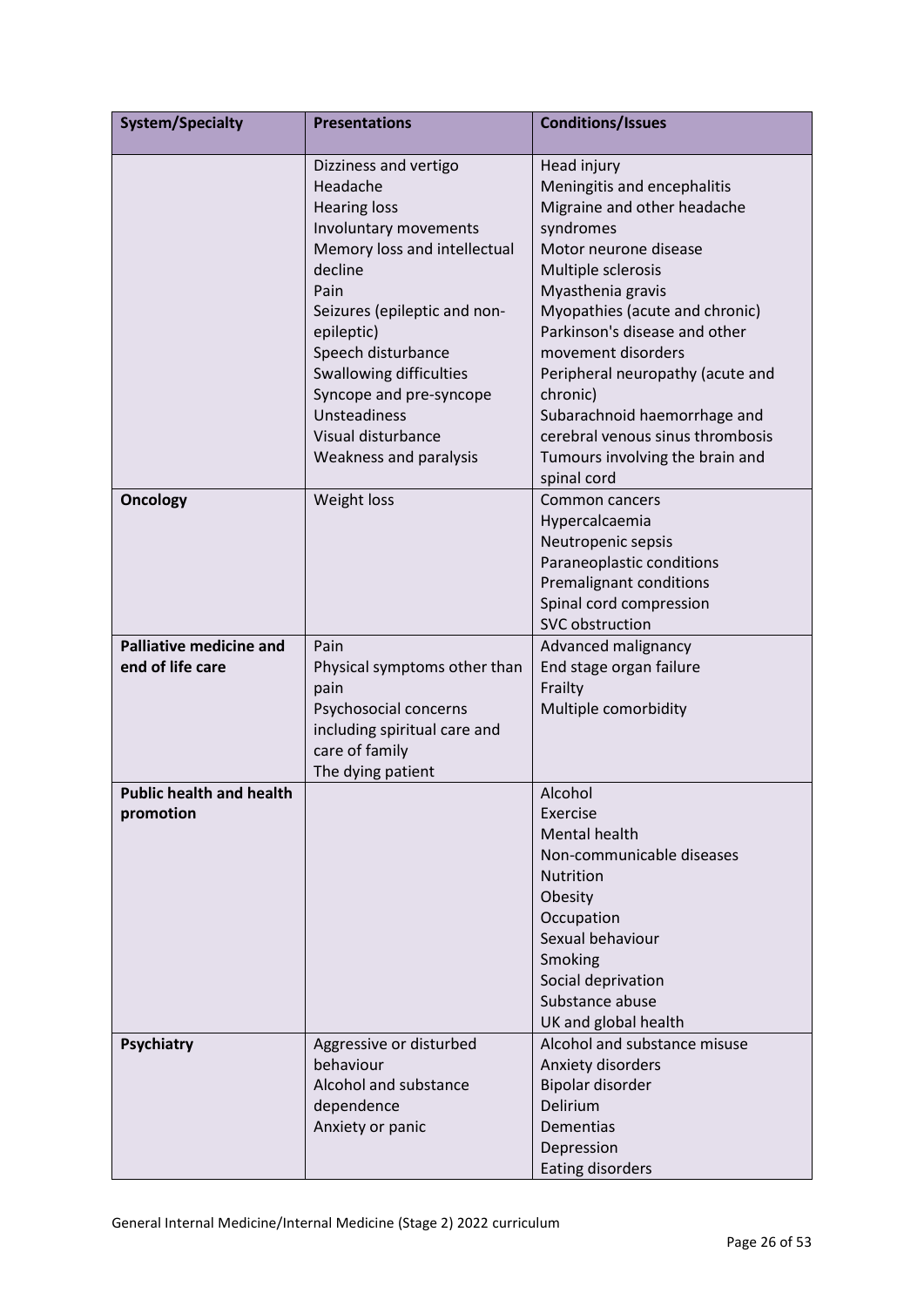| System/Specialty | Presentations | Conditions/Issues |
| --- | --- | --- |
| | Dizziness and vertigo<br>Headache<br>Hearing loss<br>Involuntary movements<br>Memory loss and intellectual decline<br>Pain<br>Seizures (epileptic and non-epileptic)<br>Speech disturbance<br>Swallowing difficulties<br>Syncope and pre-syncope<br>Unsteadiness<br>Visual disturbance<br>Weakness and paralysis | Head injury<br>Meningitis and encephalitis<br>Migraine and other headache syndromes<br>Motor neurone disease<br>Multiple sclerosis<br>Myasthenia gravis<br>Myopathies (acute and chronic)<br>Parkinson's disease and other movement disorders<br>Peripheral neuropathy (acute and chronic)<br>Subarachnoid haemorrhage and cerebral venous sinus thrombosis<br>Tumours involving the brain and spinal cord |
| **Oncology** | Weight loss | Common cancers<br>Hypercalcaemia<br>Neutropenic sepsis<br>Paraneoplastic conditions<br>Premalignant conditions<br>Spinal cord compression<br>SVC obstruction |
| **Palliative medicine and end of life care** | Pain<br>Physical symptoms other than pain<br>Psychosocial concerns including spiritual care and care of family<br>The dying patient | Advanced malignancy<br>End stage organ failure<br>Frailty<br>Multiple comorbidity |
| **Public health and health promotion** | | Alcohol<br>Exercise<br>Mental health<br>Non-communicable diseases<br>Nutrition<br>Obesity<br>Occupation<br>Sexual behaviour<br>Smoking<br>Social deprivation<br>Substance abuse<br>UK and global health |
| **Psychiatry** | Aggressive or disturbed behaviour<br>Alcohol and substance dependence<br>Anxiety or panic | Alcohol and substance misuse<br>Anxiety disorders<br>Bipolar disorder<br>Delirium<br>Dementias<br>Depression<br>Eating disorders |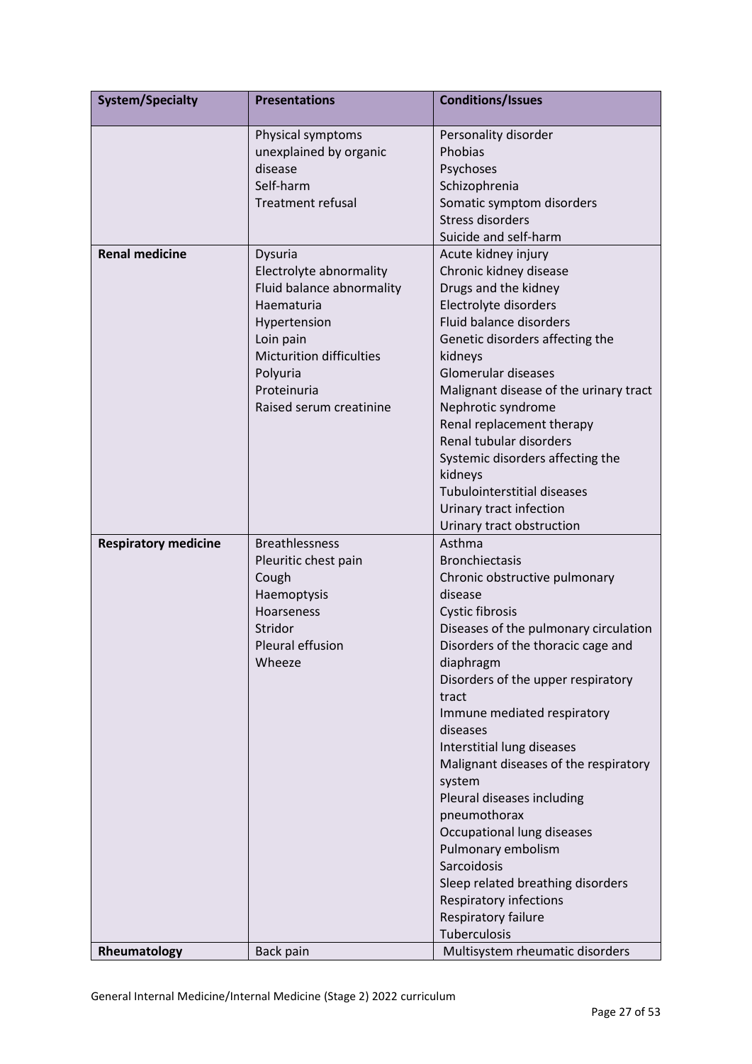| System/Specialty | Presentations | Conditions/Issues |
|---|---|---|
| | Physical symptoms unexplained by organic disease<br>Self-harm<br>Treatment refusal | Personality disorder<br>Phobias<br>Psychoses<br>Schizophrenia<br>Somatic symptom disorders<br>Stress disorders<br>Suicide and self-harm |
| **Renal medicine** | Dysuria<br>Electrolyte abnormality<br>Fluid balance abnormality<br>Haematuria<br>Hypertension<br>Loin pain<br>Micturition difficulties<br>Polyuria<br>Proteinuria<br>Raised serum creatinine | Acute kidney injury<br>Chronic kidney disease<br>Drugs and the kidney<br>Electrolyte disorders<br>Fluid balance disorders<br>Genetic disorders affecting the kidneys<br>Glomerular diseases<br>Malignant disease of the urinary tract<br>Nephrotic syndrome<br>Renal replacement therapy<br>Renal tubular disorders<br>Systemic disorders affecting the kidneys<br>Tubulointerstitial diseases<br>Urinary tract infection<br>Urinary tract obstruction |
| **Respiratory medicine** | Breathlessness<br>Pleuritic chest pain<br>Cough<br>Haemoptysis<br>Hoarseness<br>Stridor<br>Pleural effusion<br>Wheeze | Asthma<br>Bronchiectasis<br>Chronic obstructive pulmonary disease<br>Cystic fibrosis<br>Diseases of the pulmonary circulation<br>Disorders of the thoracic cage and diaphragm<br>Disorders of the upper respiratory tract<br>Immune mediated respiratory diseases<br>Interstitial lung diseases<br>Malignant diseases of the respiratory system<br>Pleural diseases including pneumothorax<br>Occupational lung diseases<br>Pulmonary embolism<br>Sarcoidosis<br>Sleep related breathing disorders<br>Respiratory infections<br>Respiratory failure<br>Tuberculosis |
| **Rheumatology** | Back pain | Multisystem rheumatic disorders |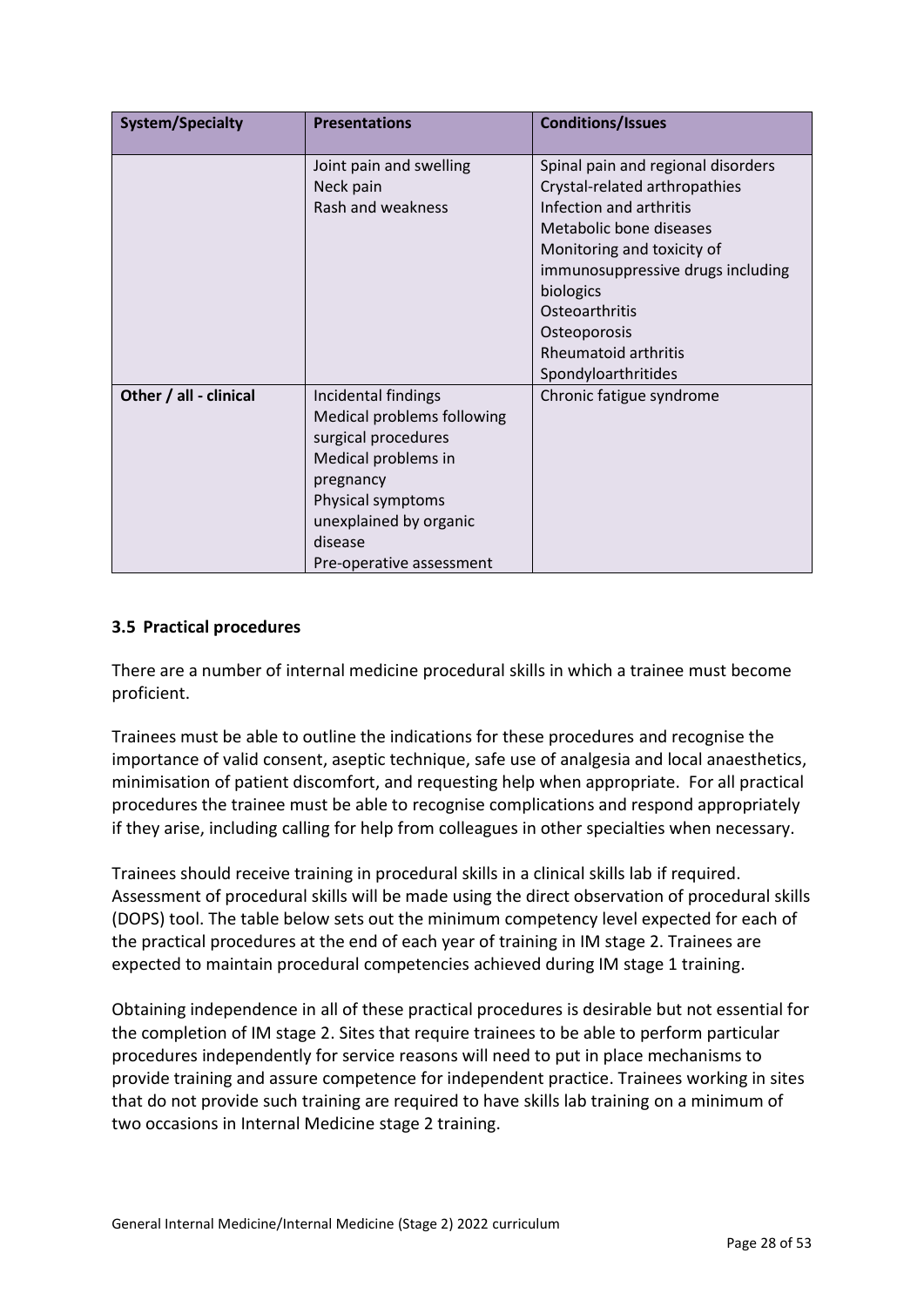| System/Specialty | Presentations | Conditions/Issues |
|---|---|---|
| | Joint pain and swelling<br>Neck pain<br>Rash and weakness | Spinal pain and regional disorders<br>Crystal-related arthropathies<br>Infection and arthritis<br>Metabolic bone diseases<br>Monitoring and toxicity of immunosuppressive drugs including biologics<br>Osteoarthritis<br>Osteoporosis<br>Rheumatoid arthritis<br>Spondyloarthritides |
| **Other / all - clinical** | Incidental findings<br>Medical problems following surgical procedures<br>Medical problems in pregnancy<br>Physical symptoms unexplained by organic disease<br>Pre-operative assessment | Chronic fatigue syndrome |

### 3.5 Practical procedures

There are a number of internal medicine procedural skills in which a trainee must become proficient.

Trainees must be able to outline the indications for these procedures and recognise the importance of valid consent, aseptic technique, safe use of analgesia and local anaesthetics, minimisation of patient discomfort, and requesting help when appropriate. For all practical procedures the trainee must be able to recognise complications and respond appropriately if they arise, including calling for help from colleagues in other specialties when necessary.

Trainees should receive training in procedural skills in a clinical skills lab if required. Assessment of procedural skills will be made using the direct observation of procedural skills (DOPS) tool. The table below sets out the minimum competency level expected for each of the practical procedures at the end of each year of training in IM stage 2. Trainees are expected to maintain procedural competencies achieved during IM stage 1 training.

Obtaining independence in all of these practical procedures is desirable but not essential for the completion of IM stage 2. Sites that require trainees to be able to perform particular procedures independently for service reasons will need to put in place mechanisms to provide training and assure competence for independent practice. Trainees working in sites that do not provide such training are required to have skills lab training on a minimum of two occasions in Internal Medicine stage 2 training.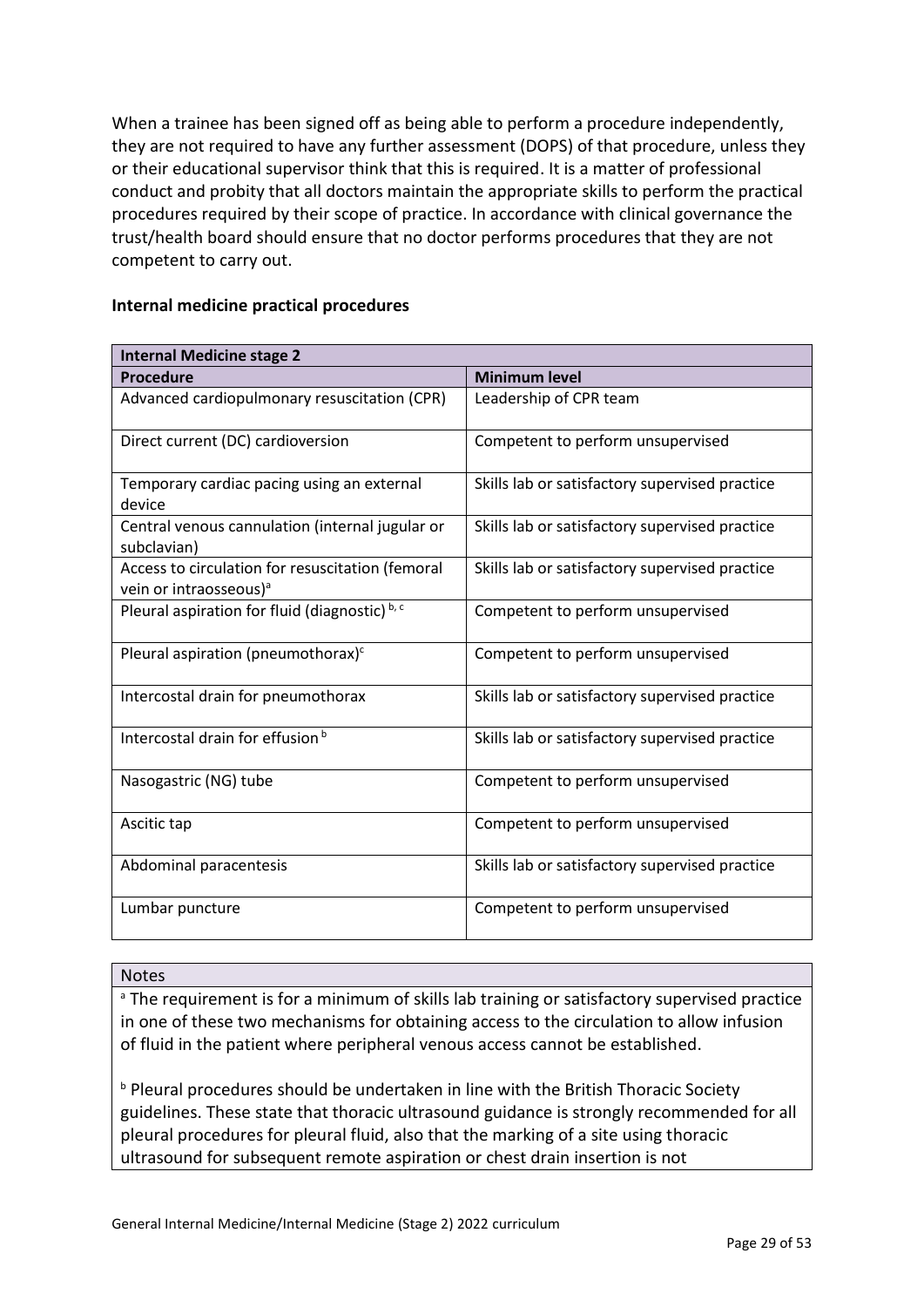When a trainee has been signed off as being able to perform a procedure independently, they are not required to have any further assessment (DOPS) of that procedure, unless they or their educational supervisor think that this is required. It is a matter of professional conduct and probity that all doctors maintain the appropriate skills to perform the practical procedures required by their scope of practice. In accordance with clinical governance the trust/health board should ensure that no doctor performs procedures that they are not competent to carry out.

### Internal medicine practical procedures

| **Internal Medicine stage 2** | |
|---|---|
| **Procedure** | **Minimum level** |
| Advanced cardiopulmonary resuscitation (CPR) | Leadership of CPR team |
| Direct current (DC) cardioversion | Competent to perform unsupervised |
| Temporary cardiac pacing using an external device | Skills lab or satisfactory supervised practice |
| Central venous cannulation (internal jugular or subclavian) | Skills lab or satisfactory supervised practice |
| Access to circulation for resuscitation (femoral vein or intraosseous)[a] | Skills lab or satisfactory supervised practice |
| Pleural aspiration for fluid (diagnostic)[b, c] | Competent to perform unsupervised |
| Pleural aspiration (pneumothorax)[c] | Competent to perform unsupervised |
| Intercostal drain for pneumothorax | Skills lab or satisfactory supervised practice |
| Intercostal drain for effusion[b] | Skills lab or satisfactory supervised practice |
| Nasogastric (NG) tube | Competent to perform unsupervised |
| Ascitic tap | Competent to perform unsupervised |
| Abdominal paracentesis | Skills lab or satisfactory supervised practice |
| Lumbar puncture | Competent to perform unsupervised |

**Notes**

[a] The requirement is for a minimum of skills lab training or satisfactory supervised practice in one of these two mechanisms for obtaining access to the circulation to allow infusion of fluid in the patient where peripheral venous access cannot be established.

[b] Pleural procedures should be undertaken in line with the British Thoracic Society guidelines. These state that thoracic ultrasound guidance is strongly recommended for all pleural procedures for pleural fluid, also that the marking of a site using thoracic ultrasound for subsequent remote aspiration or chest drain insertion is not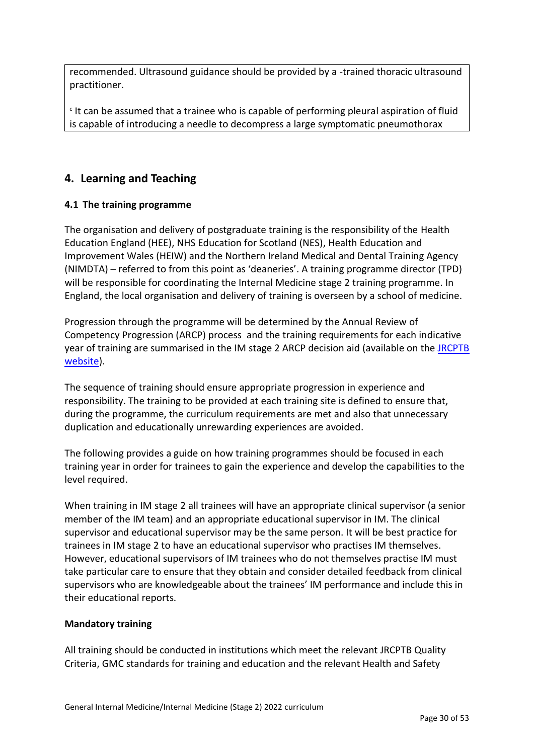recommended. Ultrasound guidance should be provided by a -trained thoracic ultrasound practitioner.

[c] It can be assumed that a trainee who is capable of performing pleural aspiration of fluid is capable of introducing a needle to decompress a large symptomatic pneumothorax

## 4. Learning and Teaching

### 4.1 The training programme

The organisation and delivery of postgraduate training is the responsibility of the Health Education England (HEE), NHS Education for Scotland (NES), Health Education and Improvement Wales (HEIW) and the Northern Ireland Medical and Dental Training Agency (NIMDTA) – referred to from this point as 'deaneries'. A training programme director (TPD) will be responsible for coordinating the Internal Medicine stage 2 training programme. In England, the local organisation and delivery of training is overseen by a school of medicine.

Progression through the programme will be determined by the Annual Review of Competency Progression (ARCP) process and the training requirements for each indicative year of training are summarised in the IM stage 2 ARCP decision aid (available on the [JRCPTB website](JRCPTB website)).

The sequence of training should ensure appropriate progression in experience and responsibility. The training to be provided at each training site is defined to ensure that, during the programme, the curriculum requirements are met and also that unnecessary duplication and educationally unrewarding experiences are avoided.

The following provides a guide on how training programmes should be focused in each training year in order for trainees to gain the experience and develop the capabilities to the level required.

When training in IM stage 2 all trainees will have an appropriate clinical supervisor (a senior member of the IM team) and an appropriate educational supervisor in IM. The clinical supervisor and educational supervisor may be the same person. It will be best practice for trainees in IM stage 2 to have an educational supervisor who practises IM themselves. However, educational supervisors of IM trainees who do not themselves practise IM must take particular care to ensure that they obtain and consider detailed feedback from clinical supervisors who are knowledgeable about the trainees' IM performance and include this in their educational reports.

**Mandatory training**

All training should be conducted in institutions which meet the relevant JRCPTB Quality Criteria, GMC standards for training and education and the relevant Health and Safety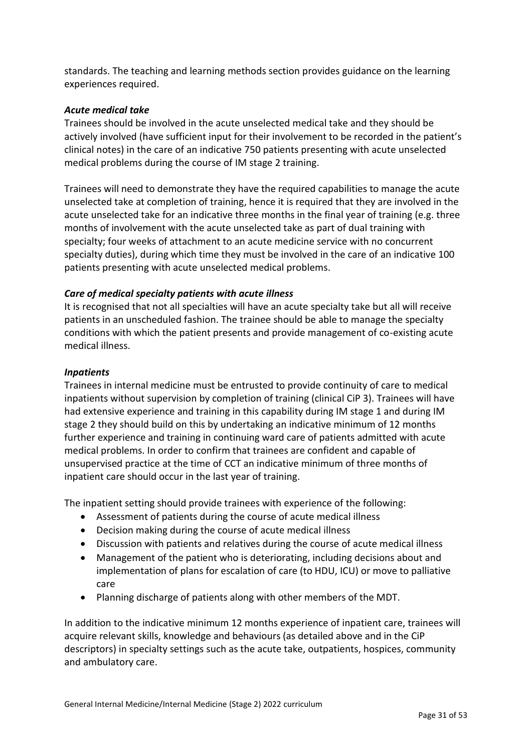standards. The teaching and learning methods section provides guidance on the learning experiences required.

***Acute medical take***

Trainees should be involved in the acute unselected medical take and they should be actively involved (have sufficient input for their involvement to be recorded in the patient's clinical notes) in the care of an indicative 750 patients presenting with acute unselected medical problems during the course of IM stage 2 training.

Trainees will need to demonstrate they have the required capabilities to manage the acute unselected take at completion of training, hence it is required that they are involved in the acute unselected take for an indicative three months in the final year of training (e.g. three months of involvement with the acute unselected take as part of dual training with specialty; four weeks of attachment to an acute medicine service with no concurrent specialty duties), during which time they must be involved in the care of an indicative 100 patients presenting with acute unselected medical problems.

***Care of medical specialty patients with acute illness***

It is recognised that not all specialties will have an acute specialty take but all will receive patients in an unscheduled fashion. The trainee should be able to manage the specialty conditions with which the patient presents and provide management of co-existing acute medical illness.

***Inpatients***

Trainees in internal medicine must be entrusted to provide continuity of care to medical inpatients without supervision by completion of training (clinical CiP 3). Trainees will have had extensive experience and training in this capability during IM stage 1 and during IM stage 2 they should build on this by undertaking an indicative minimum of 12 months further experience and training in continuing ward care of patients admitted with acute medical problems. In order to confirm that trainees are confident and capable of unsupervised practice at the time of CCT an indicative minimum of three months of inpatient care should occur in the last year of training.

The inpatient setting should provide trainees with experience of the following:

- Assessment of patients during the course of acute medical illness
- Decision making during the course of acute medical illness
- Discussion with patients and relatives during the course of acute medical illness
- Management of the patient who is deteriorating, including decisions about and implementation of plans for escalation of care (to HDU, ICU) or move to palliative care
- Planning discharge of patients along with other members of the MDT.

In addition to the indicative minimum 12 months experience of inpatient care, trainees will acquire relevant skills, knowledge and behaviours (as detailed above and in the CiP descriptors) in specialty settings such as the acute take, outpatients, hospices, community and ambulatory care.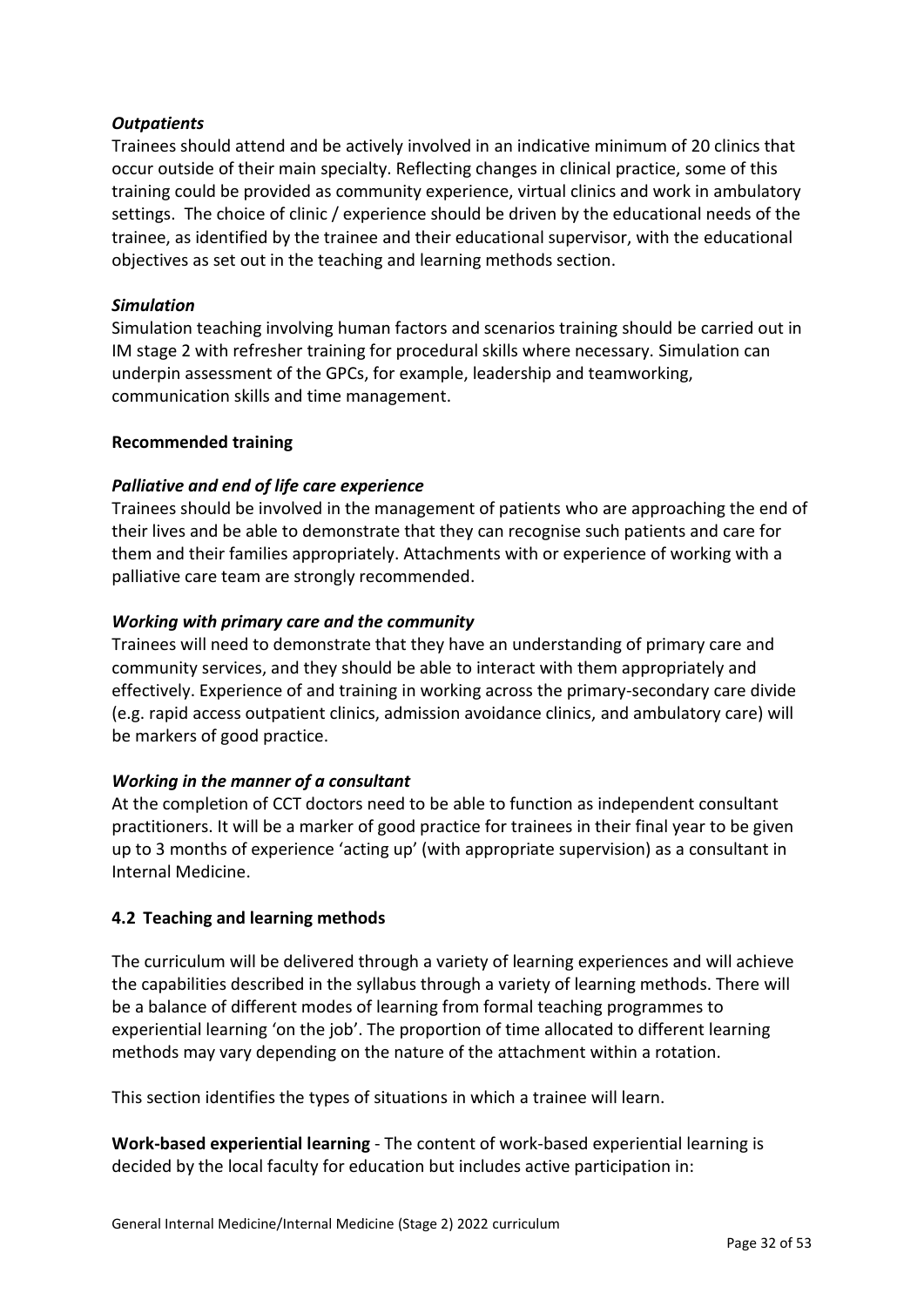***Outpatients***

Trainees should attend and be actively involved in an indicative minimum of 20 clinics that occur outside of their main specialty. Reflecting changes in clinical practice, some of this training could be provided as community experience, virtual clinics and work in ambulatory settings. The choice of clinic / experience should be driven by the educational needs of the trainee, as identified by the trainee and their educational supervisor, with the educational objectives as set out in the teaching and learning methods section.

***Simulation***

Simulation teaching involving human factors and scenarios training should be carried out in IM stage 2 with refresher training for procedural skills where necessary. Simulation can underpin assessment of the GPCs, for example, leadership and teamworking, communication skills and time management.

**Recommended training**

***Palliative and end of life care experience***

Trainees should be involved in the management of patients who are approaching the end of their lives and be able to demonstrate that they can recognise such patients and care for them and their families appropriately. Attachments with or experience of working with a palliative care team are strongly recommended.

***Working with primary care and the community***

Trainees will need to demonstrate that they have an understanding of primary care and community services, and they should be able to interact with them appropriately and effectively. Experience of and training in working across the primary-secondary care divide (e.g. rapid access outpatient clinics, admission avoidance clinics, and ambulatory care) will be markers of good practice.

***Working in the manner of a consultant***

At the completion of CCT doctors need to be able to function as independent consultant practitioners. It will be a marker of good practice for trainees in their final year to be given up to 3 months of experience 'acting up' (with appropriate supervision) as a consultant in Internal Medicine.

### 4.2 Teaching and learning methods

The curriculum will be delivered through a variety of learning experiences and will achieve the capabilities described in the syllabus through a variety of learning methods. There will be a balance of different modes of learning from formal teaching programmes to experiential learning 'on the job'. The proportion of time allocated to different learning methods may vary depending on the nature of the attachment within a rotation.

This section identifies the types of situations in which a trainee will learn.

**Work-based experiential learning** - The content of work-based experiential learning is decided by the local faculty for education but includes active participation in: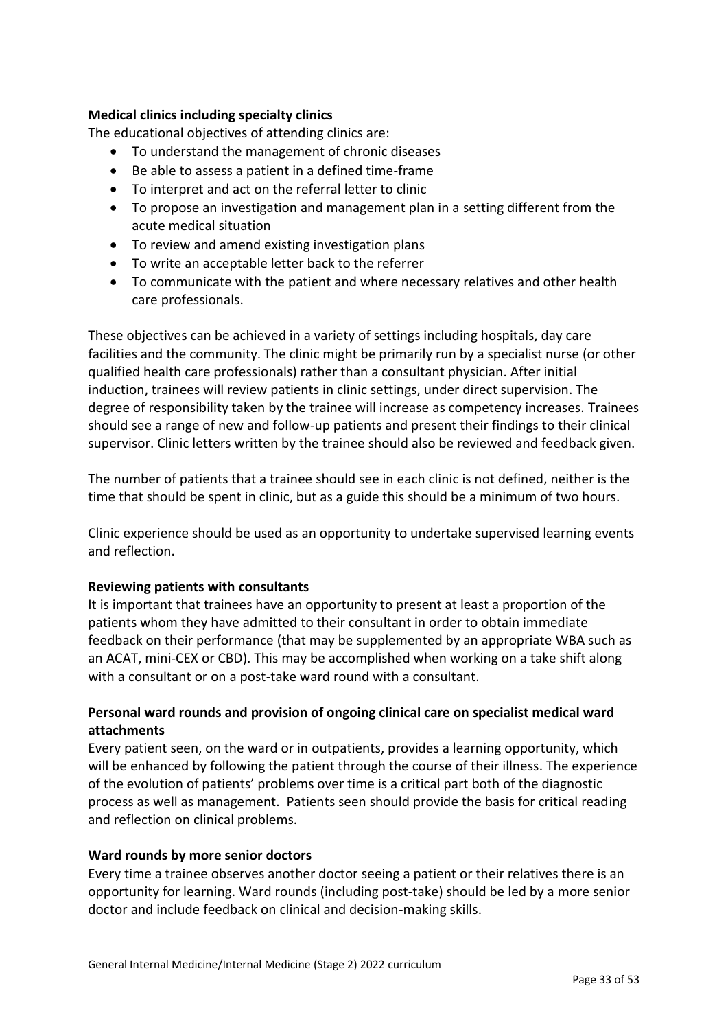**Medical clinics including specialty clinics**

The educational objectives of attending clinics are:

- To understand the management of chronic diseases
- Be able to assess a patient in a defined time-frame
- To interpret and act on the referral letter to clinic
- To propose an investigation and management plan in a setting different from the acute medical situation
- To review and amend existing investigation plans
- To write an acceptable letter back to the referrer
- To communicate with the patient and where necessary relatives and other health care professionals.

These objectives can be achieved in a variety of settings including hospitals, day care facilities and the community. The clinic might be primarily run by a specialist nurse (or other qualified health care professionals) rather than a consultant physician. After initial induction, trainees will review patients in clinic settings, under direct supervision. The degree of responsibility taken by the trainee will increase as competency increases. Trainees should see a range of new and follow-up patients and present their findings to their clinical supervisor. Clinic letters written by the trainee should also be reviewed and feedback given.

The number of patients that a trainee should see in each clinic is not defined, neither is the time that should be spent in clinic, but as a guide this should be a minimum of two hours.

Clinic experience should be used as an opportunity to undertake supervised learning events and reflection.

**Reviewing patients with consultants**

It is important that trainees have an opportunity to present at least a proportion of the patients whom they have admitted to their consultant in order to obtain immediate feedback on their performance (that may be supplemented by an appropriate WBA such as an ACAT, mini-CEX or CBD). This may be accomplished when working on a take shift along with a consultant or on a post-take ward round with a consultant.

**Personal ward rounds and provision of ongoing clinical care on specialist medical ward attachments**

Every patient seen, on the ward or in outpatients, provides a learning opportunity, which will be enhanced by following the patient through the course of their illness. The experience of the evolution of patients' problems over time is a critical part both of the diagnostic process as well as management. Patients seen should provide the basis for critical reading and reflection on clinical problems.

**Ward rounds by more senior doctors**

Every time a trainee observes another doctor seeing a patient or their relatives there is an opportunity for learning. Ward rounds (including post-take) should be led by a more senior doctor and include feedback on clinical and decision-making skills.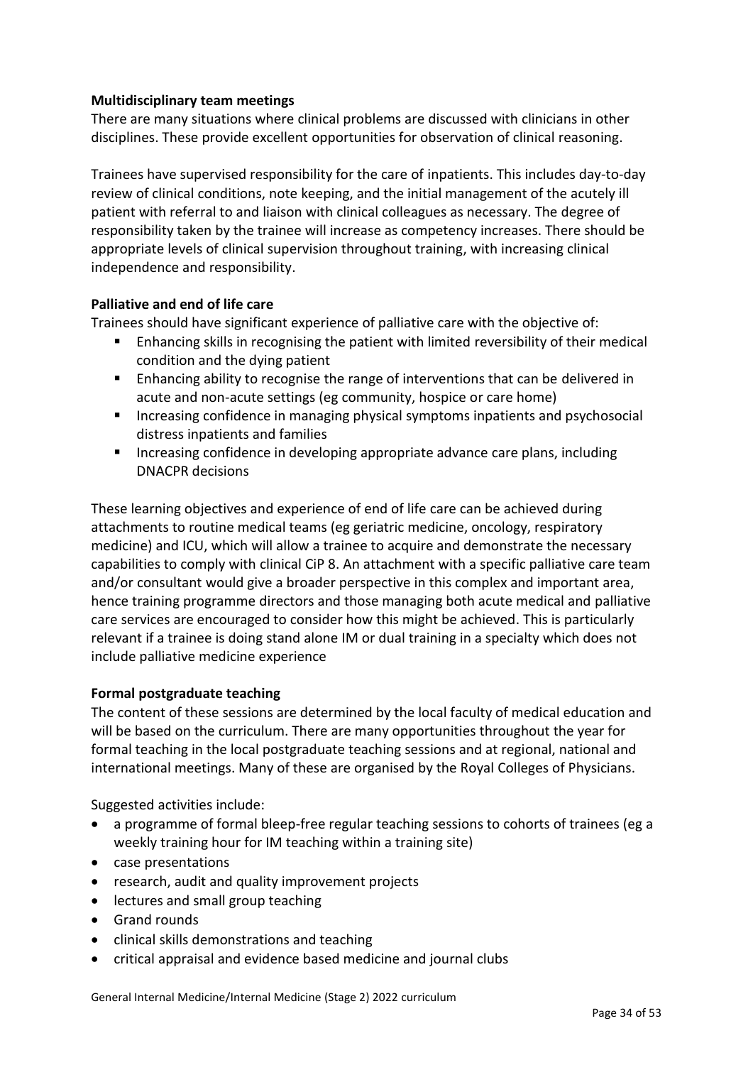**Multidisciplinary team meetings**
There are many situations where clinical problems are discussed with clinicians in other disciplines. These provide excellent opportunities for observation of clinical reasoning.

Trainees have supervised responsibility for the care of inpatients. This includes day-to-day review of clinical conditions, note keeping, and the initial management of the acutely ill patient with referral to and liaison with clinical colleagues as necessary. The degree of responsibility taken by the trainee will increase as competency increases. There should be appropriate levels of clinical supervision throughout training, with increasing clinical independence and responsibility.

**Palliative and end of life care**
Trainees should have significant experience of palliative care with the objective of:

- Enhancing skills in recognising the patient with limited reversibility of their medical condition and the dying patient
- Enhancing ability to recognise the range of interventions that can be delivered in acute and non-acute settings (eg community, hospice or care home)
- Increasing confidence in managing physical symptoms inpatients and psychosocial distress inpatients and families
- Increasing confidence in developing appropriate advance care plans, including DNACPR decisions

These learning objectives and experience of end of life care can be achieved during attachments to routine medical teams (eg geriatric medicine, oncology, respiratory medicine) and ICU, which will allow a trainee to acquire and demonstrate the necessary capabilities to comply with clinical CiP 8. An attachment with a specific palliative care team and/or consultant would give a broader perspective in this complex and important area, hence training programme directors and those managing both acute medical and palliative care services are encouraged to consider how this might be achieved. This is particularly relevant if a trainee is doing stand alone IM or dual training in a specialty which does not include palliative medicine experience

**Formal postgraduate teaching**
The content of these sessions are determined by the local faculty of medical education and will be based on the curriculum. There are many opportunities throughout the year for formal teaching in the local postgraduate teaching sessions and at regional, national and international meetings. Many of these are organised by the Royal Colleges of Physicians.

Suggested activities include:

- a programme of formal bleep-free regular teaching sessions to cohorts of trainees (eg a weekly training hour for IM teaching within a training site)
- case presentations
- research, audit and quality improvement projects
- lectures and small group teaching
- Grand rounds
- clinical skills demonstrations and teaching
- critical appraisal and evidence based medicine and journal clubs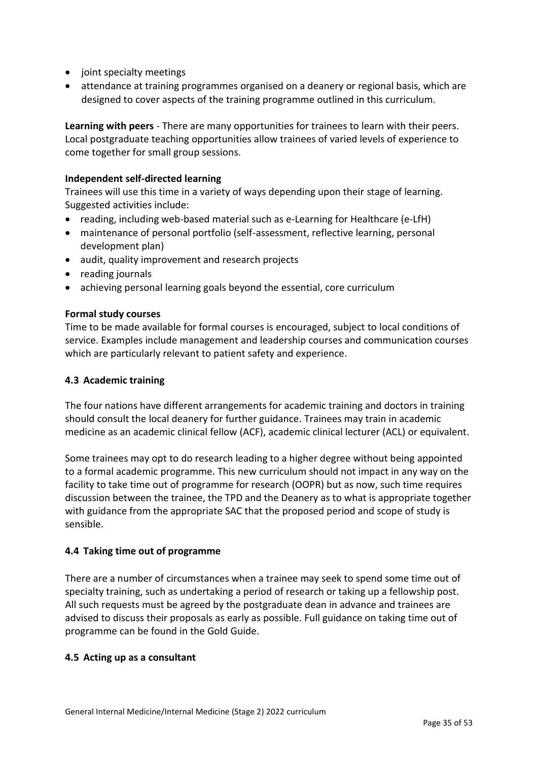- joint specialty meetings
- attendance at training programmes organised on a deanery or regional basis, which are designed to cover aspects of the training programme outlined in this curriculum.

**Learning with peers** - There are many opportunities for trainees to learn with their peers. Local postgraduate teaching opportunities allow trainees of varied levels of experience to come together for small group sessions.

**Independent self-directed learning**

Trainees will use this time in a variety of ways depending upon their stage of learning. Suggested activities include:

- reading, including web-based material such as e-Learning for Healthcare (e-LfH)
- maintenance of personal portfolio (self-assessment, reflective learning, personal development plan)
- audit, quality improvement and research projects
- reading journals
- achieving personal learning goals beyond the essential, core curriculum

**Formal study courses**

Time to be made available for formal courses is encouraged, subject to local conditions of service. Examples include management and leadership courses and communication courses which are particularly relevant to patient safety and experience.

### 4.3 Academic training

The four nations have different arrangements for academic training and doctors in training should consult the local deanery for further guidance. Trainees may train in academic medicine as an academic clinical fellow (ACF), academic clinical lecturer (ACL) or equivalent.

Some trainees may opt to do research leading to a higher degree without being appointed to a formal academic programme. This new curriculum should not impact in any way on the facility to take time out of programme for research (OOPR) but as now, such time requires discussion between the trainee, the TPD and the Deanery as to what is appropriate together with guidance from the appropriate SAC that the proposed period and scope of study is sensible.

### 4.4 Taking time out of programme

There are a number of circumstances when a trainee may seek to spend some time out of specialty training, such as undertaking a period of research or taking up a fellowship post. All such requests must be agreed by the postgraduate dean in advance and trainees are advised to discuss their proposals as early as possible. Full guidance on taking time out of programme can be found in the Gold Guide.

### 4.5 Acting up as a consultant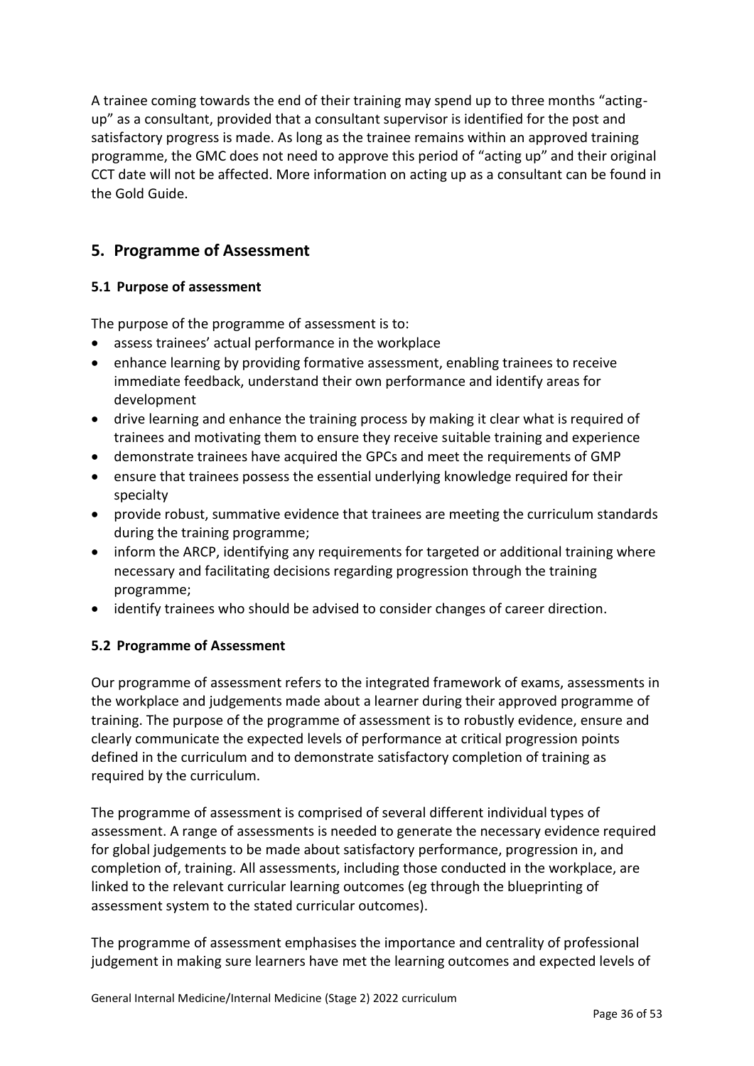A trainee coming towards the end of their training may spend up to three months "acting-up" as a consultant, provided that a consultant supervisor is identified for the post and satisfactory progress is made. As long as the trainee remains within an approved training programme, the GMC does not need to approve this period of "acting up" and their original CCT date will not be affected. More information on acting up as a consultant can be found in the Gold Guide.

## 5. Programme of Assessment

### 5.1 Purpose of assessment

The purpose of the programme of assessment is to:

- assess trainees' actual performance in the workplace
- enhance learning by providing formative assessment, enabling trainees to receive immediate feedback, understand their own performance and identify areas for development
- drive learning and enhance the training process by making it clear what is required of trainees and motivating them to ensure they receive suitable training and experience
- demonstrate trainees have acquired the GPCs and meet the requirements of GMP
- ensure that trainees possess the essential underlying knowledge required for their specialty
- provide robust, summative evidence that trainees are meeting the curriculum standards during the training programme;
- inform the ARCP, identifying any requirements for targeted or additional training where necessary and facilitating decisions regarding progression through the training programme;
- identify trainees who should be advised to consider changes of career direction.

### 5.2 Programme of Assessment

Our programme of assessment refers to the integrated framework of exams, assessments in the workplace and judgements made about a learner during their approved programme of training. The purpose of the programme of assessment is to robustly evidence, ensure and clearly communicate the expected levels of performance at critical progression points defined in the curriculum and to demonstrate satisfactory completion of training as required by the curriculum.

The programme of assessment is comprised of several different individual types of assessment. A range of assessments is needed to generate the necessary evidence required for global judgements to be made about satisfactory performance, progression in, and completion of, training. All assessments, including those conducted in the workplace, are linked to the relevant curricular learning outcomes (eg through the blueprinting of assessment system to the stated curricular outcomes).

The programme of assessment emphasises the importance and centrality of professional judgement in making sure learners have met the learning outcomes and expected levels of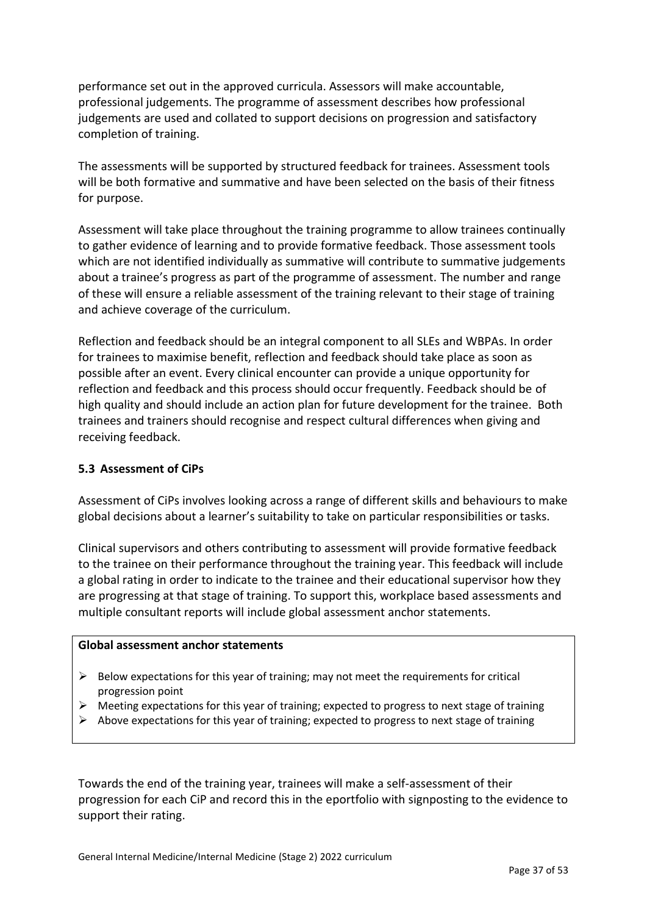performance set out in the approved curricula. Assessors will make accountable, professional judgements. The programme of assessment describes how professional judgements are used and collated to support decisions on progression and satisfactory completion of training.

The assessments will be supported by structured feedback for trainees. Assessment tools will be both formative and summative and have been selected on the basis of their fitness for purpose.

Assessment will take place throughout the training programme to allow trainees continually to gather evidence of learning and to provide formative feedback. Those assessment tools which are not identified individually as summative will contribute to summative judgements about a trainee's progress as part of the programme of assessment. The number and range of these will ensure a reliable assessment of the training relevant to their stage of training and achieve coverage of the curriculum.

Reflection and feedback should be an integral component to all SLEs and WBPAs. In order for trainees to maximise benefit, reflection and feedback should take place as soon as possible after an event. Every clinical encounter can provide a unique opportunity for reflection and feedback and this process should occur frequently. Feedback should be of high quality and should include an action plan for future development for the trainee. Both trainees and trainers should recognise and respect cultural differences when giving and receiving feedback.

### 5.3 Assessment of CiPs

Assessment of CiPs involves looking across a range of different skills and behaviours to make global decisions about a learner's suitability to take on particular responsibilities or tasks.

Clinical supervisors and others contributing to assessment will provide formative feedback to the trainee on their performance throughout the training year. This feedback will include a global rating in order to indicate to the trainee and their educational supervisor how they are progressing at that stage of training. To support this, workplace based assessments and multiple consultant reports will include global assessment anchor statements.

**Global assessment anchor statements**

- Below expectations for this year of training; may not meet the requirements for critical progression point
- Meeting expectations for this year of training; expected to progress to next stage of training
- Above expectations for this year of training; expected to progress to next stage of training

Towards the end of the training year, trainees will make a self-assessment of their progression for each CiP and record this in the eportfolio with signposting to the evidence to support their rating.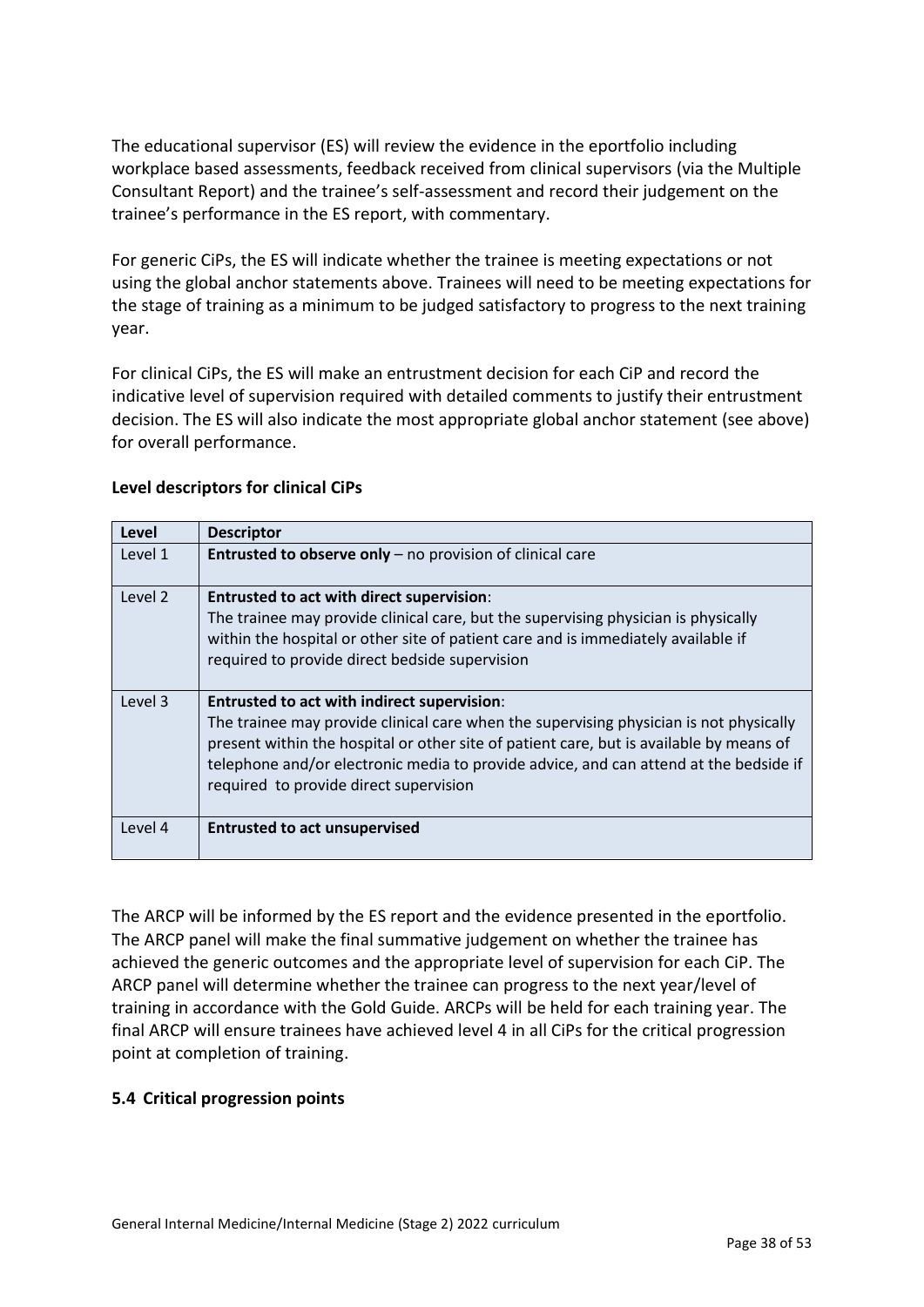The educational supervisor (ES) will review the evidence in the eportfolio including workplace based assessments, feedback received from clinical supervisors (via the Multiple Consultant Report) and the trainee's self-assessment and record their judgement on the trainee's performance in the ES report, with commentary.

For generic CiPs, the ES will indicate whether the trainee is meeting expectations or not using the global anchor statements above. Trainees will need to be meeting expectations for the stage of training as a minimum to be judged satisfactory to progress to the next training year.

For clinical CiPs, the ES will make an entrustment decision for each CiP and record the indicative level of supervision required with detailed comments to justify their entrustment decision. The ES will also indicate the most appropriate global anchor statement (see above) for overall performance.

**Level descriptors for clinical CiPs**

| Level | Descriptor |
|---|---|
| Level 1 | **Entrusted to observe only** – no provision of clinical care |
| Level 2 | **Entrusted to act with direct supervision**: The trainee may provide clinical care, but the supervising physician is physically within the hospital or other site of patient care and is immediately available if required to provide direct bedside supervision |
| Level 3 | **Entrusted to act with indirect supervision**: The trainee may provide clinical care when the supervising physician is not physically present within the hospital or other site of patient care, but is available by means of telephone and/or electronic media to provide advice, and can attend at the bedside if required to provide direct supervision |
| Level 4 | **Entrusted to act unsupervised** |

The ARCP will be informed by the ES report and the evidence presented in the eportfolio. The ARCP panel will make the final summative judgement on whether the trainee has achieved the generic outcomes and the appropriate level of supervision for each CiP. The ARCP panel will determine whether the trainee can progress to the next year/level of training in accordance with the Gold Guide. ARCPs will be held for each training year. The final ARCP will ensure trainees have achieved level 4 in all CiPs for the critical progression point at completion of training.

### 5.4 Critical progression points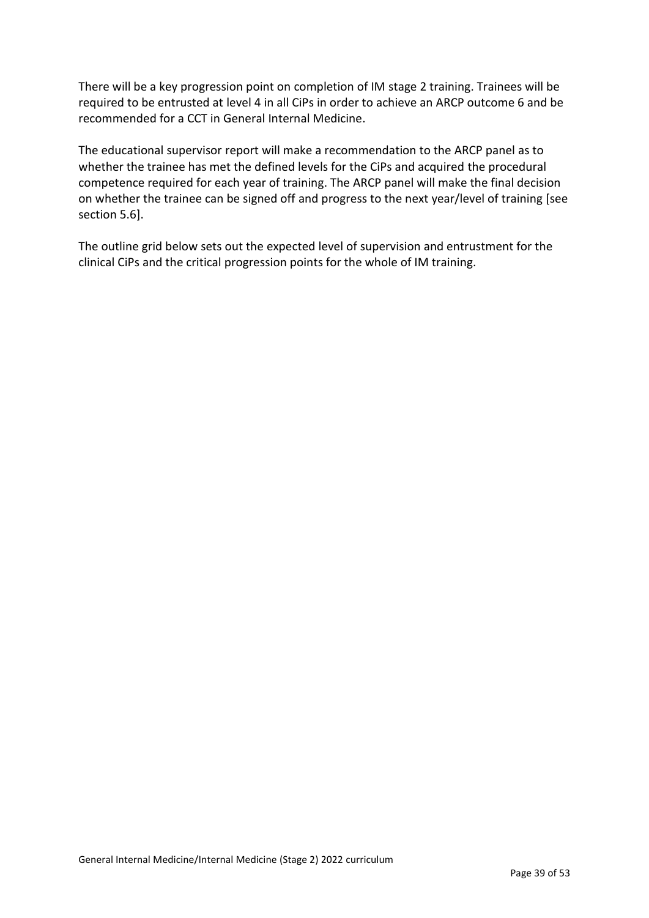There will be a key progression point on completion of IM stage 2 training. Trainees will be required to be entrusted at level 4 in all CiPs in order to achieve an ARCP outcome 6 and be recommended for a CCT in General Internal Medicine.

The educational supervisor report will make a recommendation to the ARCP panel as to whether the trainee has met the defined levels for the CiPs and acquired the procedural competence required for each year of training. The ARCP panel will make the final decision on whether the trainee can be signed off and progress to the next year/level of training [see section 5.6].

The outline grid below sets out the expected level of supervision and entrustment for the clinical CiPs and the critical progression points for the whole of IM training.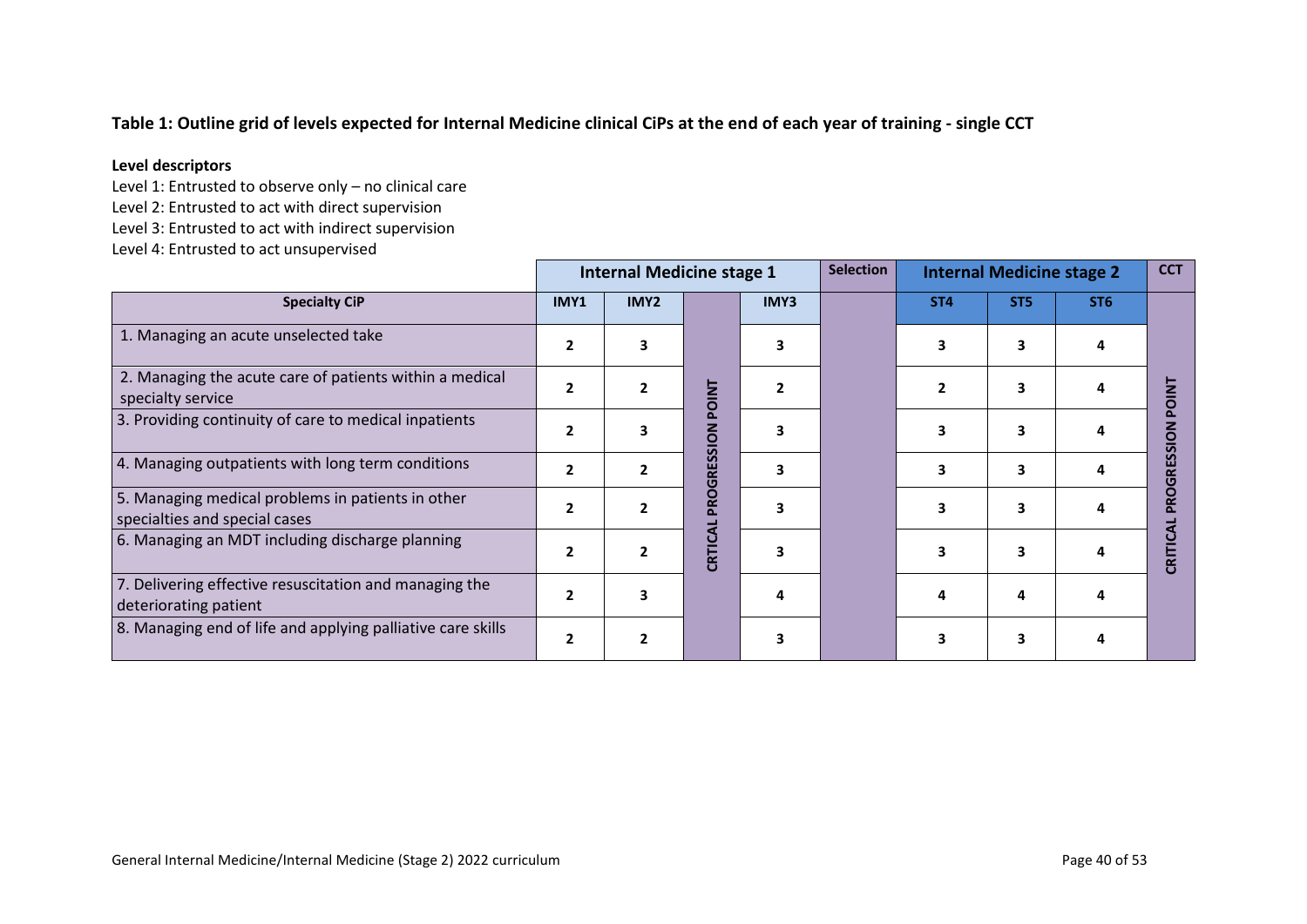**Table 1: Outline grid of levels expected for Internal Medicine clinical CiPs at the end of each year of training - single CCT**

**Level descriptors**

Level 1: Entrusted to observe only – no clinical care
Level 2: Entrusted to act with direct supervision
Level 3: Entrusted to act with indirect supervision
Level 4: Entrusted to act unsupervised

| | Internal Medicine stage 1 | | | | Selection | Internal Medicine stage 2 | | | CCT |
|---|---|---|---|---|---|---|---|---|---|
| **Specialty CiP** | **IMY1** | **IMY2** | CRITICAL PROGRESSION POINT | **IMY3** | | **ST4** | **ST5** | **ST6** | CRITICAL PROGRESSION POINT |
| 1. Managing an acute unselected take | 2 | 3 | | 3 | | 3 | 3 | 4 | |
| 2. Managing the acute care of patients within a medical specialty service | 2 | 2 | | 2 | | 2 | 3 | 4 | |
| 3. Providing continuity of care to medical inpatients | 2 | 3 | | 3 | | 3 | 3 | 4 | |
| 4. Managing outpatients with long term conditions | 2 | 2 | | 3 | | 3 | 3 | 4 | |
| 5. Managing medical problems in patients in other specialties and special cases | 2 | 2 | | 3 | | 3 | 3 | 4 | |
| 6. Managing an MDT including discharge planning | 2 | 2 | | 3 | | 3 | 3 | 4 | |
| 7. Delivering effective resuscitation and managing the deteriorating patient | 2 | 3 | | 4 | | 4 | 4 | 4 | |
| 8. Managing end of life and applying palliative care skills | 2 | 2 | | 3 | | 3 | 3 | 4 | |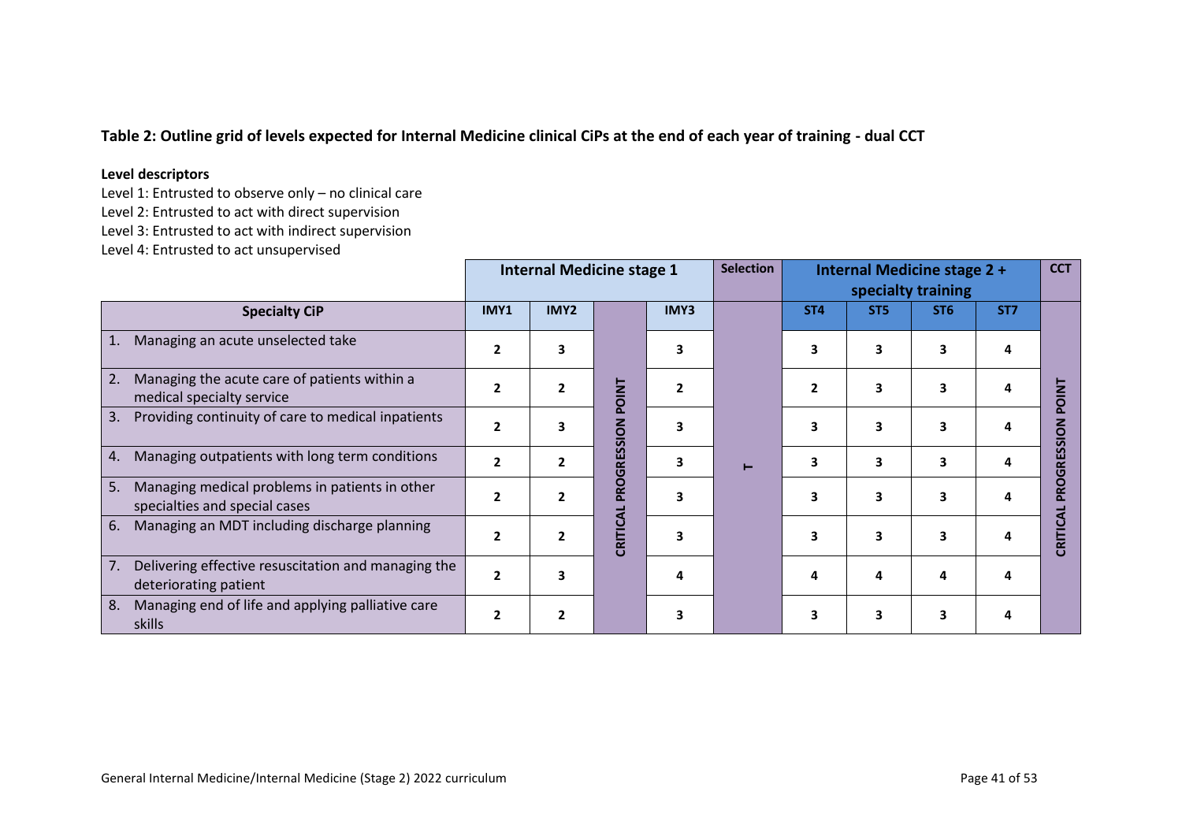**Table 2: Outline grid of levels expected for Internal Medicine clinical CiPs at the end of each year of training - dual CCT**

**Level descriptors**

Level 1: Entrusted to observe only – no clinical care
Level 2: Entrusted to act with direct supervision
Level 3: Entrusted to act with indirect supervision
Level 4: Entrusted to act unsupervised

| | Internal Medicine stage 1 | | | | Selection | Internal Medicine stage 2 + specialty training | | | | CCT |
|---|---|---|---|---|---|---|---|---|---|---|
| **Specialty CiP** | **IMY1** | **IMY2** | CRITICAL PROGRESSION POINT | **IMY3** | | **ST4** | **ST5** | **ST6** | **ST7** | CRITICAL PROGRESSION POINT |
| 1. Managing an acute unselected take | 2 | 3 | | 3 | T | 3 | 3 | 3 | 4 | |
| 2. Managing the acute care of patients within a medical specialty service | 2 | 2 | | 2 | | 2 | 3 | 3 | 4 | |
| 3. Providing continuity of care to medical inpatients | 2 | 3 | | 3 | | 3 | 3 | 3 | 4 | |
| 4. Managing outpatients with long term conditions | 2 | 2 | | 3 | | 3 | 3 | 3 | 4 | |
| 5. Managing medical problems in patients in other specialties and special cases | 2 | 2 | | 3 | | 3 | 3 | 3 | 4 | |
| 6. Managing an MDT including discharge planning | 2 | 2 | | 3 | | 3 | 3 | 3 | 4 | |
| 7. Delivering effective resuscitation and managing the deteriorating patient | 2 | 3 | | 4 | | 4 | 4 | 4 | 4 | |
| 8. Managing end of life and applying palliative care skills | 2 | 2 | | 3 | | 3 | 3 | 3 | 4 | |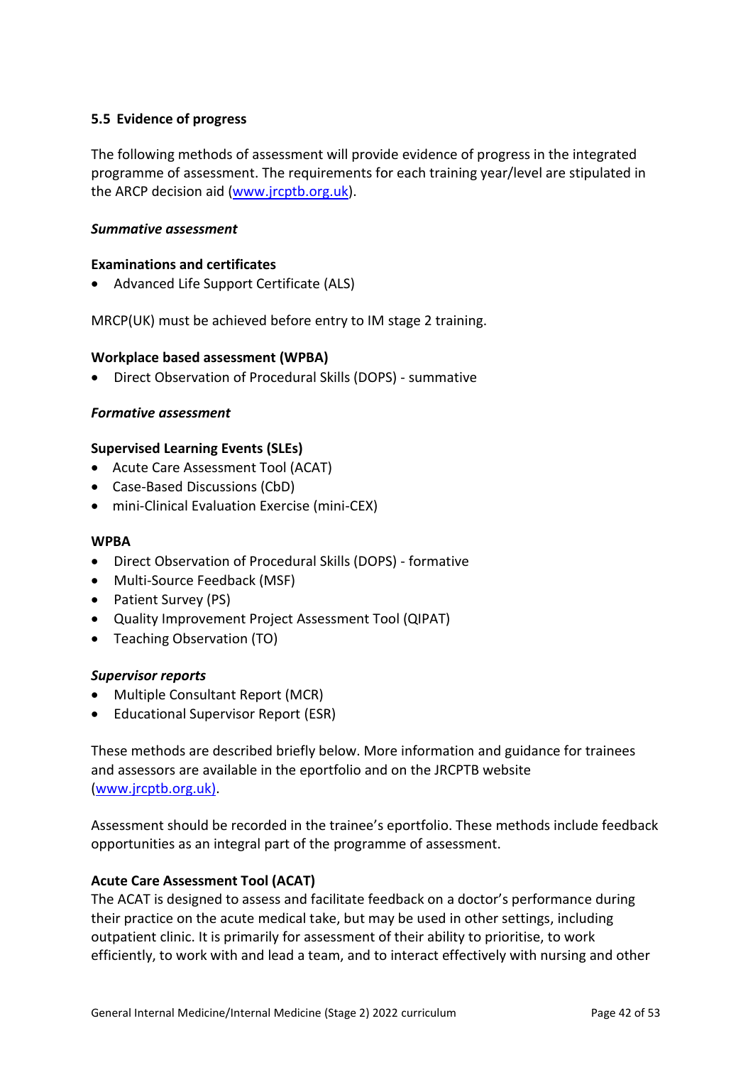### 5.5 Evidence of progress

The following methods of assessment will provide evidence of progress in the integrated programme of assessment. The requirements for each training year/level are stipulated in the ARCP decision aid ([www.jrcptb.org.uk](www.jrcptb.org.uk)).

***Summative assessment***

**Examinations and certificates**

- Advanced Life Support Certificate (ALS)

MRCP(UK) must be achieved before entry to IM stage 2 training.

**Workplace based assessment (WPBA)**

- Direct Observation of Procedural Skills (DOPS) - summative

***Formative assessment***

**Supervised Learning Events (SLEs)**

- Acute Care Assessment Tool (ACAT)
- Case-Based Discussions (CbD)
- mini-Clinical Evaluation Exercise (mini-CEX)

**WPBA**

- Direct Observation of Procedural Skills (DOPS) - formative
- Multi-Source Feedback (MSF)
- Patient Survey (PS)
- Quality Improvement Project Assessment Tool (QIPAT)
- Teaching Observation (TO)

***Supervisor reports***

- Multiple Consultant Report (MCR)
- Educational Supervisor Report (ESR)

These methods are described briefly below. More information and guidance for trainees and assessors are available in the eportfolio and on the JRCPTB website ([www.jrcptb.org.uk](www.jrcptb.org.uk)).

Assessment should be recorded in the trainee's eportfolio. These methods include feedback opportunities as an integral part of the programme of assessment.

**Acute Care Assessment Tool (ACAT)**

The ACAT is designed to assess and facilitate feedback on a doctor's performance during their practice on the acute medical take, but may be used in other settings, including outpatient clinic. It is primarily for assessment of their ability to prioritise, to work efficiently, to work with and lead a team, and to interact effectively with nursing and other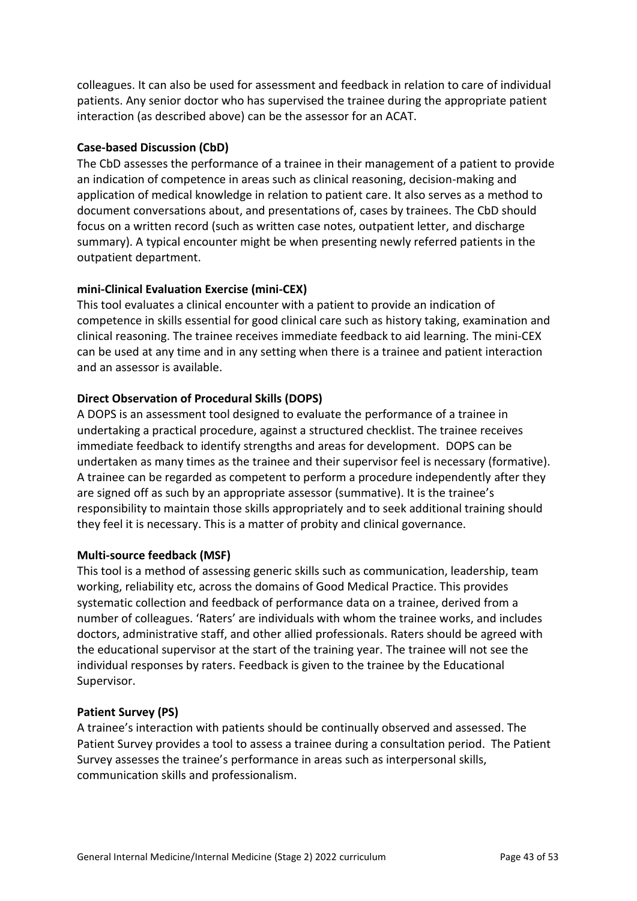colleagues. It can also be used for assessment and feedback in relation to care of individual patients. Any senior doctor who has supervised the trainee during the appropriate patient interaction (as described above) can be the assessor for an ACAT.

**Case-based Discussion (CbD)**

The CbD assesses the performance of a trainee in their management of a patient to provide an indication of competence in areas such as clinical reasoning, decision-making and application of medical knowledge in relation to patient care. It also serves as a method to document conversations about, and presentations of, cases by trainees. The CbD should focus on a written record (such as written case notes, outpatient letter, and discharge summary). A typical encounter might be when presenting newly referred patients in the outpatient department.

**mini-Clinical Evaluation Exercise (mini-CEX)**

This tool evaluates a clinical encounter with a patient to provide an indication of competence in skills essential for good clinical care such as history taking, examination and clinical reasoning. The trainee receives immediate feedback to aid learning. The mini-CEX can be used at any time and in any setting when there is a trainee and patient interaction and an assessor is available.

**Direct Observation of Procedural Skills (DOPS)**

A DOPS is an assessment tool designed to evaluate the performance of a trainee in undertaking a practical procedure, against a structured checklist. The trainee receives immediate feedback to identify strengths and areas for development. DOPS can be undertaken as many times as the trainee and their supervisor feel is necessary (formative). A trainee can be regarded as competent to perform a procedure independently after they are signed off as such by an appropriate assessor (summative). It is the trainee's responsibility to maintain those skills appropriately and to seek additional training should they feel it is necessary. This is a matter of probity and clinical governance.

**Multi-source feedback (MSF)**

This tool is a method of assessing generic skills such as communication, leadership, team working, reliability etc, across the domains of Good Medical Practice. This provides systematic collection and feedback of performance data on a trainee, derived from a number of colleagues. 'Raters' are individuals with whom the trainee works, and includes doctors, administrative staff, and other allied professionals. Raters should be agreed with the educational supervisor at the start of the training year. The trainee will not see the individual responses by raters. Feedback is given to the trainee by the Educational Supervisor.

**Patient Survey (PS)**

A trainee's interaction with patients should be continually observed and assessed. The Patient Survey provides a tool to assess a trainee during a consultation period. The Patient Survey assesses the trainee's performance in areas such as interpersonal skills, communication skills and professionalism.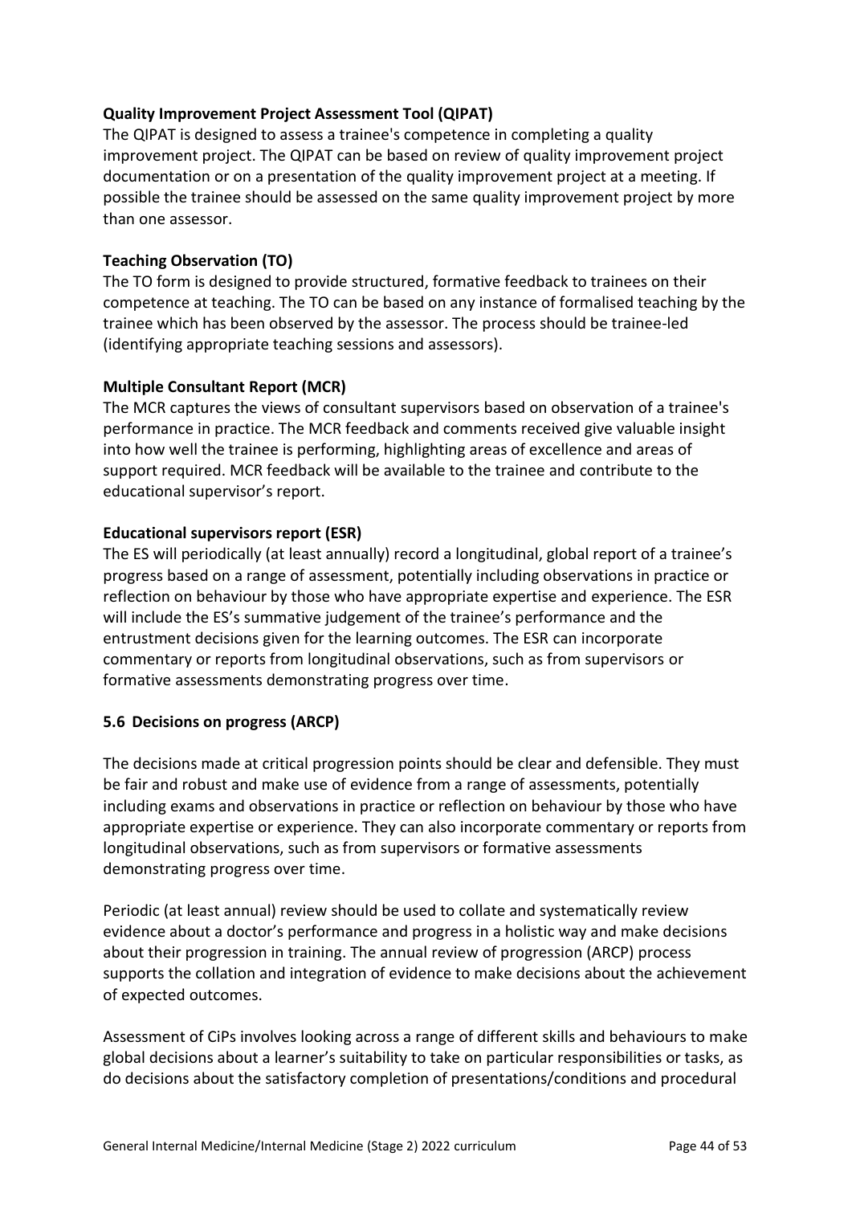**Quality Improvement Project Assessment Tool (QIPAT)**

The QIPAT is designed to assess a trainee's competence in completing a quality improvement project. The QIPAT can be based on review of quality improvement project documentation or on a presentation of the quality improvement project at a meeting. If possible the trainee should be assessed on the same quality improvement project by more than one assessor.

**Teaching Observation (TO)**

The TO form is designed to provide structured, formative feedback to trainees on their competence at teaching. The TO can be based on any instance of formalised teaching by the trainee which has been observed by the assessor. The process should be trainee-led (identifying appropriate teaching sessions and assessors).

**Multiple Consultant Report (MCR)**

The MCR captures the views of consultant supervisors based on observation of a trainee's performance in practice. The MCR feedback and comments received give valuable insight into how well the trainee is performing, highlighting areas of excellence and areas of support required. MCR feedback will be available to the trainee and contribute to the educational supervisor's report.

**Educational supervisors report (ESR)**

The ES will periodically (at least annually) record a longitudinal, global report of a trainee's progress based on a range of assessment, potentially including observations in practice or reflection on behaviour by those who have appropriate expertise and experience. The ESR will include the ES's summative judgement of the trainee's performance and the entrustment decisions given for the learning outcomes. The ESR can incorporate commentary or reports from longitudinal observations, such as from supervisors or formative assessments demonstrating progress over time.

### 5.6 Decisions on progress (ARCP)

The decisions made at critical progression points should be clear and defensible. They must be fair and robust and make use of evidence from a range of assessments, potentially including exams and observations in practice or reflection on behaviour by those who have appropriate expertise or experience. They can also incorporate commentary or reports from longitudinal observations, such as from supervisors or formative assessments demonstrating progress over time.

Periodic (at least annual) review should be used to collate and systematically review evidence about a doctor's performance and progress in a holistic way and make decisions about their progression in training. The annual review of progression (ARCP) process supports the collation and integration of evidence to make decisions about the achievement of expected outcomes.

Assessment of CiPs involves looking across a range of different skills and behaviours to make global decisions about a learner's suitability to take on particular responsibilities or tasks, as do decisions about the satisfactory completion of presentations/conditions and procedural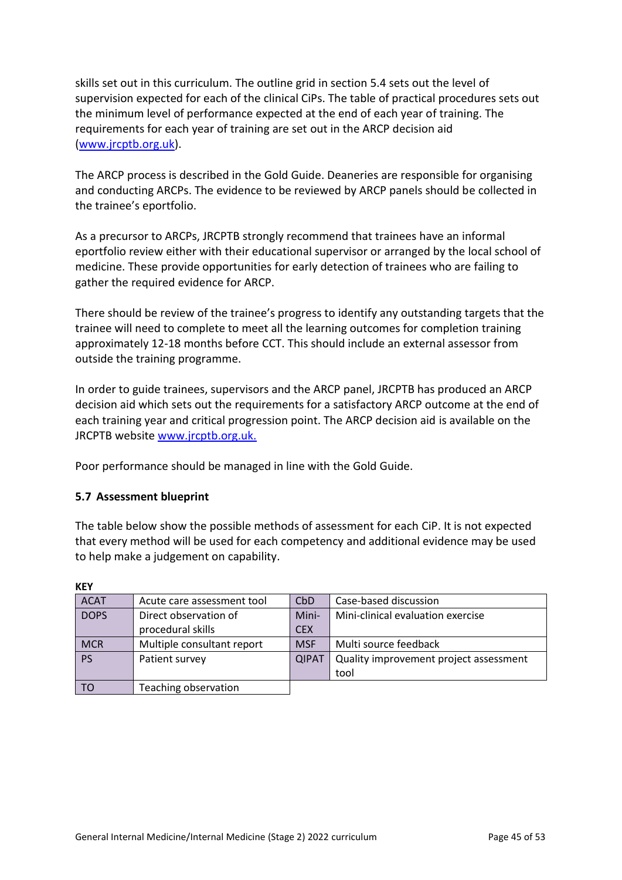skills set out in this curriculum. The outline grid in section 5.4 sets out the level of supervision expected for each of the clinical CiPs. The table of practical procedures sets out the minimum level of performance expected at the end of each year of training. The requirements for each year of training are set out in the ARCP decision aid (www.jrcptb.org.uk).

The ARCP process is described in the Gold Guide. Deaneries are responsible for organising and conducting ARCPs. The evidence to be reviewed by ARCP panels should be collected in the trainee's eportfolio.

As a precursor to ARCPs, JRCPTB strongly recommend that trainees have an informal eportfolio review either with their educational supervisor or arranged by the local school of medicine. These provide opportunities for early detection of trainees who are failing to gather the required evidence for ARCP.

There should be review of the trainee's progress to identify any outstanding targets that the trainee will need to complete to meet all the learning outcomes for completion training approximately 12-18 months before CCT. This should include an external assessor from outside the training programme.

In order to guide trainees, supervisors and the ARCP panel, JRCPTB has produced an ARCP decision aid which sets out the requirements for a satisfactory ARCP outcome at the end of each training year and critical progression point. The ARCP decision aid is available on the JRCPTB website www.jrcptb.org.uk.

Poor performance should be managed in line with the Gold Guide.

### 5.7 Assessment blueprint

The table below show the possible methods of assessment for each CiP. It is not expected that every method will be used for each competency and additional evidence may be used to help make a judgement on capability.

**KEY**

| | | | |
|---|---|---|---|
| ACAT | Acute care assessment tool | CbD | Case-based discussion |
| DOPS | Direct observation of procedural skills | Mini-CEX | Mini-clinical evaluation exercise |
| MCR | Multiple consultant report | MSF | Multi source feedback |
| PS | Patient survey | QIPAT | Quality improvement project assessment tool |
| TO | Teaching observation | | |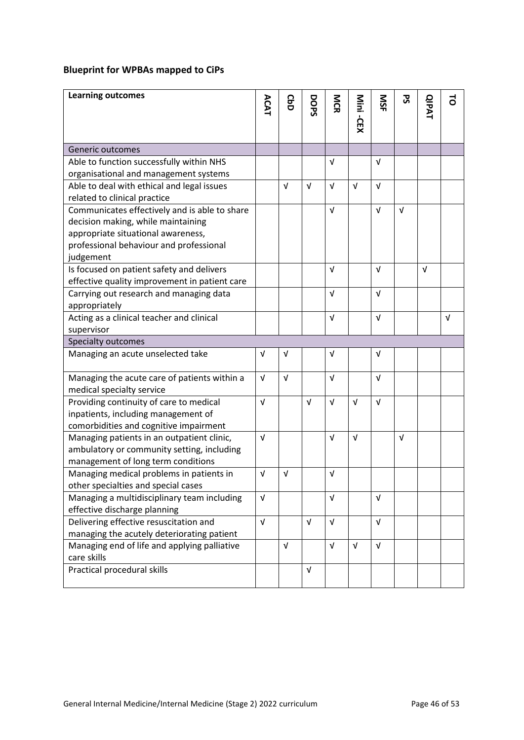**Blueprint for WPBAs mapped to CiPs**

| Learning outcomes | ACAT | CbD | DOPS | MCR | Mini -CEX | MSF | PS | QIPAT | TO |
|---|---|---|---|---|---|---|---|---|---|
| Generic outcomes | | | | | | | | | |
| Able to function successfully within NHS organisational and management systems | | | | √ | | √ | | | |
| Able to deal with ethical and legal issues related to clinical practice | | √ | √ | √ | √ | √ | | | |
| Communicates effectively and is able to share decision making, while maintaining appropriate situational awareness, professional behaviour and professional judgement | | | | √ | | √ | √ | | |
| Is focused on patient safety and delivers effective quality improvement in patient care | | | | √ | | √ | | √ | |
| Carrying out research and managing data appropriately | | | | √ | | √ | | | |
| Acting as a clinical teacher and clinical supervisor | | | | √ | | √ | | | √ |
| Specialty outcomes | | | | | | | | | |
| Managing an acute unselected take | √ | √ | | √ | | √ | | | |
| Managing the acute care of patients within a medical specialty service | √ | √ | | √ | | √ | | | |
| Providing continuity of care to medical inpatients, including management of comorbidities and cognitive impairment | √ | | √ | √ | √ | √ | | | |
| Managing patients in an outpatient clinic, ambulatory or community setting, including management of long term conditions | √ | | | √ | √ | | √ | | |
| Managing medical problems in patients in other specialties and special cases | √ | √ | | √ | | | | | |
| Managing a multidisciplinary team including effective discharge planning | √ | | | √ | | √ | | | |
| Delivering effective resuscitation and managing the acutely deteriorating patient | √ | | √ | √ | | √ | | | |
| Managing end of life and applying palliative care skills | | √ | | √ | √ | √ | | | |
| Practical procedural skills | | | √ | | | | | | |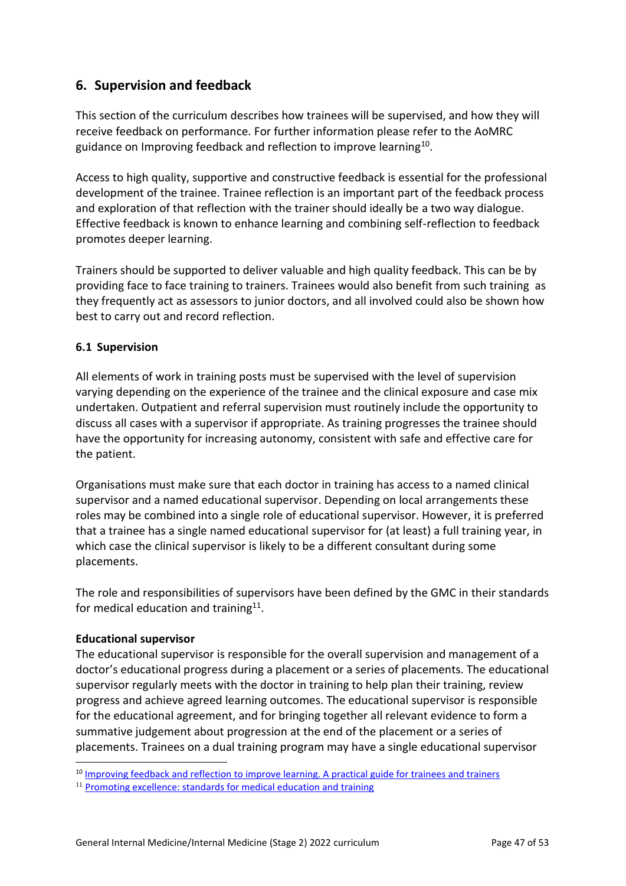## 6. Supervision and feedback

This section of the curriculum describes how trainees will be supervised, and how they will receive feedback on performance. For further information please refer to the AoMRC guidance on Improving feedback and reflection to improve learning[10].

Access to high quality, supportive and constructive feedback is essential for the professional development of the trainee. Trainee reflection is an important part of the feedback process and exploration of that reflection with the trainer should ideally be a two way dialogue. Effective feedback is known to enhance learning and combining self-reflection to feedback promotes deeper learning.

Trainers should be supported to deliver valuable and high quality feedback. This can be by providing face to face training to trainers. Trainees would also benefit from such training as they frequently act as assessors to junior doctors, and all involved could also be shown how best to carry out and record reflection.

### 6.1 Supervision

All elements of work in training posts must be supervised with the level of supervision varying depending on the experience of the trainee and the clinical exposure and case mix undertaken. Outpatient and referral supervision must routinely include the opportunity to discuss all cases with a supervisor if appropriate. As training progresses the trainee should have the opportunity for increasing autonomy, consistent with safe and effective care for the patient.

Organisations must make sure that each doctor in training has access to a named clinical supervisor and a named educational supervisor. Depending on local arrangements these roles may be combined into a single role of educational supervisor. However, it is preferred that a trainee has a single named educational supervisor for (at least) a full training year, in which case the clinical supervisor is likely to be a different consultant during some placements.

The role and responsibilities of supervisors have been defined by the GMC in their standards for medical education and training[11].

**Educational supervisor**

The educational supervisor is responsible for the overall supervision and management of a doctor's educational progress during a placement or a series of placements. The educational supervisor regularly meets with the doctor in training to help plan their training, review progress and achieve agreed learning outcomes. The educational supervisor is responsible for the educational agreement, and for bringing together all relevant evidence to form a summative judgement about progression at the end of the placement or a series of placements. Trainees on a dual training program may have a single educational supervisor

[10] Improving feedback and reflection to improve learning. A practical guide for trainees and trainers

[11] Promoting excellence: standards for medical education and training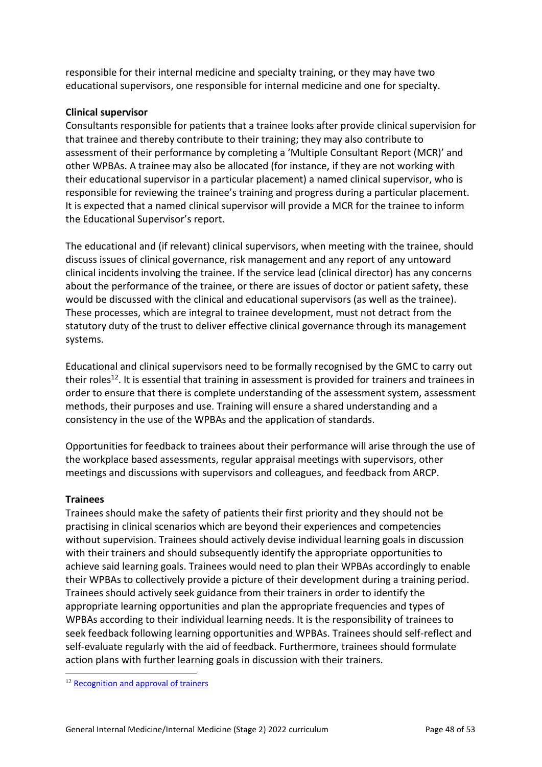responsible for their internal medicine and specialty training, or they may have two educational supervisors, one responsible for internal medicine and one for specialty.

**Clinical supervisor**

Consultants responsible for patients that a trainee looks after provide clinical supervision for that trainee and thereby contribute to their training; they may also contribute to assessment of their performance by completing a 'Multiple Consultant Report (MCR)' and other WPBAs. A trainee may also be allocated (for instance, if they are not working with their educational supervisor in a particular placement) a named clinical supervisor, who is responsible for reviewing the trainee's training and progress during a particular placement. It is expected that a named clinical supervisor will provide a MCR for the trainee to inform the Educational Supervisor's report.

The educational and (if relevant) clinical supervisors, when meeting with the trainee, should discuss issues of clinical governance, risk management and any report of any untoward clinical incidents involving the trainee. If the service lead (clinical director) has any concerns about the performance of the trainee, or there are issues of doctor or patient safety, these would be discussed with the clinical and educational supervisors (as well as the trainee). These processes, which are integral to trainee development, must not detract from the statutory duty of the trust to deliver effective clinical governance through its management systems.

Educational and clinical supervisors need to be formally recognised by the GMC to carry out their roles[12]. It is essential that training in assessment is provided for trainers and trainees in order to ensure that there is complete understanding of the assessment system, assessment methods, their purposes and use. Training will ensure a shared understanding and a consistency in the use of the WPBAs and the application of standards.

Opportunities for feedback to trainees about their performance will arise through the use of the workplace based assessments, regular appraisal meetings with supervisors, other meetings and discussions with supervisors and colleagues, and feedback from ARCP.

**Trainees**

Trainees should make the safety of patients their first priority and they should not be practising in clinical scenarios which are beyond their experiences and competencies without supervision. Trainees should actively devise individual learning goals in discussion with their trainers and should subsequently identify the appropriate opportunities to achieve said learning goals. Trainees would need to plan their WPBAs accordingly to enable their WPBAs to collectively provide a picture of their development during a training period. Trainees should actively seek guidance from their trainers in order to identify the appropriate learning opportunities and plan the appropriate frequencies and types of WPBAs according to their individual learning needs. It is the responsibility of trainees to seek feedback following learning opportunities and WPBAs. Trainees should self-reflect and self-evaluate regularly with the aid of feedback. Furthermore, trainees should formulate action plans with further learning goals in discussion with their trainers.

---

[12] Recognition and approval of trainers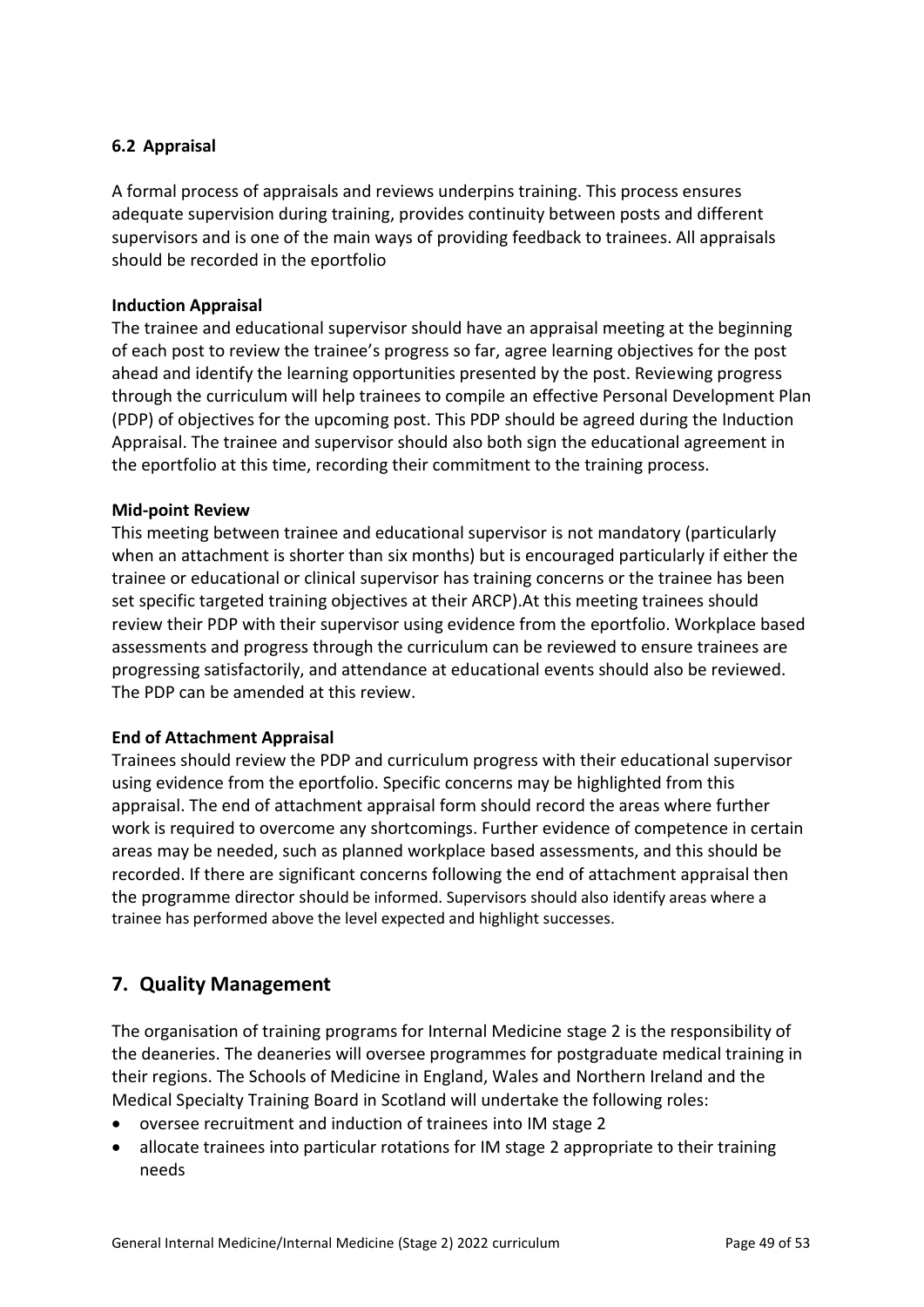### 6.2 Appraisal

A formal process of appraisals and reviews underpins training. This process ensures adequate supervision during training, provides continuity between posts and different supervisors and is one of the main ways of providing feedback to trainees. All appraisals should be recorded in the eportfolio

**Induction Appraisal**

The trainee and educational supervisor should have an appraisal meeting at the beginning of each post to review the trainee's progress so far, agree learning objectives for the post ahead and identify the learning opportunities presented by the post. Reviewing progress through the curriculum will help trainees to compile an effective Personal Development Plan (PDP) of objectives for the upcoming post. This PDP should be agreed during the Induction Appraisal. The trainee and supervisor should also both sign the educational agreement in the eportfolio at this time, recording their commitment to the training process.

**Mid-point Review**

This meeting between trainee and educational supervisor is not mandatory (particularly when an attachment is shorter than six months) but is encouraged particularly if either the trainee or educational or clinical supervisor has training concerns or the trainee has been set specific targeted training objectives at their ARCP).At this meeting trainees should review their PDP with their supervisor using evidence from the eportfolio. Workplace based assessments and progress through the curriculum can be reviewed to ensure trainees are progressing satisfactorily, and attendance at educational events should also be reviewed. The PDP can be amended at this review.

**End of Attachment Appraisal**

Trainees should review the PDP and curriculum progress with their educational supervisor using evidence from the eportfolio. Specific concerns may be highlighted from this appraisal. The end of attachment appraisal form should record the areas where further work is required to overcome any shortcomings. Further evidence of competence in certain areas may be needed, such as planned workplace based assessments, and this should be recorded. If there are significant concerns following the end of attachment appraisal then the programme director should be informed. Supervisors should also identify areas where a trainee has performed above the level expected and highlight successes.

## 7. Quality Management

The organisation of training programs for Internal Medicine stage 2 is the responsibility of the deaneries. The deaneries will oversee programmes for postgraduate medical training in their regions. The Schools of Medicine in England, Wales and Northern Ireland and the Medical Specialty Training Board in Scotland will undertake the following roles:

- oversee recruitment and induction of trainees into IM stage 2
- allocate trainees into particular rotations for IM stage 2 appropriate to their training needs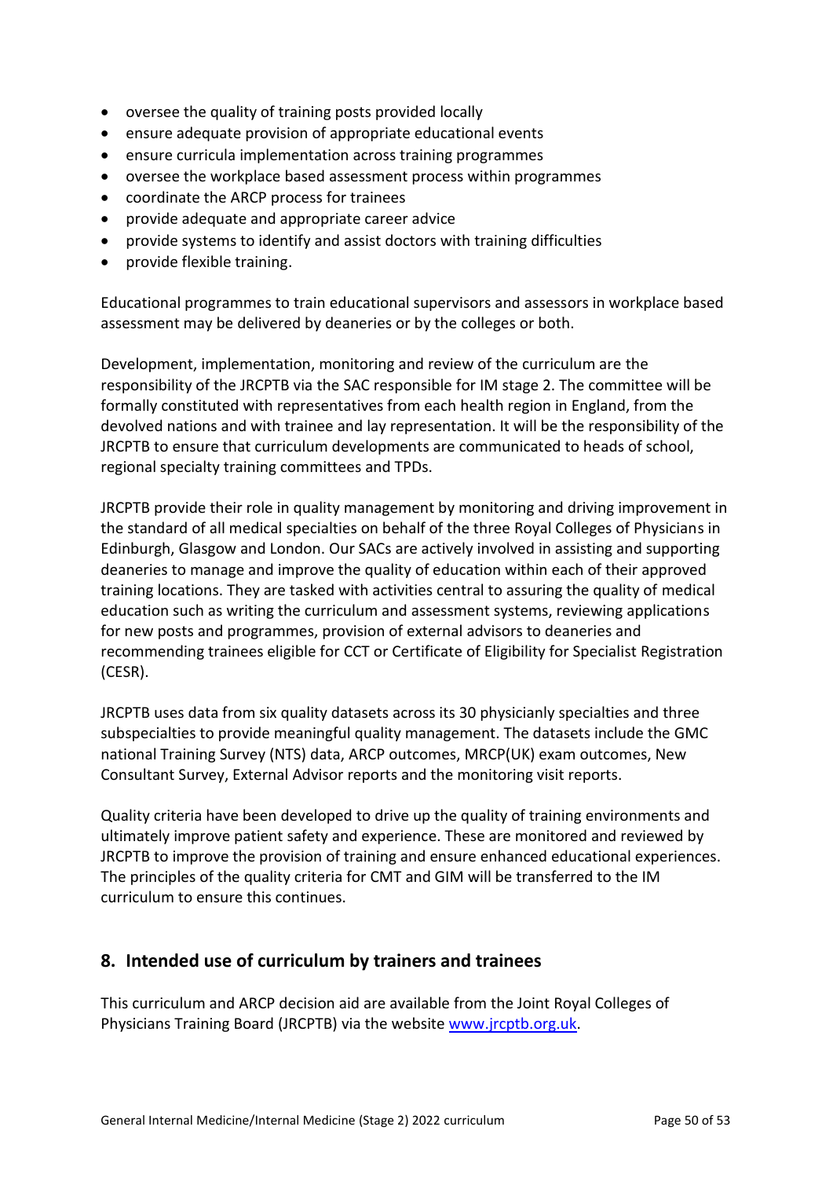- oversee the quality of training posts provided locally
- ensure adequate provision of appropriate educational events
- ensure curricula implementation across training programmes
- oversee the workplace based assessment process within programmes
- coordinate the ARCP process for trainees
- provide adequate and appropriate career advice
- provide systems to identify and assist doctors with training difficulties
- provide flexible training.

Educational programmes to train educational supervisors and assessors in workplace based assessment may be delivered by deaneries or by the colleges or both.

Development, implementation, monitoring and review of the curriculum are the responsibility of the JRCPTB via the SAC responsible for IM stage 2. The committee will be formally constituted with representatives from each health region in England, from the devolved nations and with trainee and lay representation. It will be the responsibility of the JRCPTB to ensure that curriculum developments are communicated to heads of school, regional specialty training committees and TPDs.

JRCPTB provide their role in quality management by monitoring and driving improvement in the standard of all medical specialties on behalf of the three Royal Colleges of Physicians in Edinburgh, Glasgow and London. Our SACs are actively involved in assisting and supporting deaneries to manage and improve the quality of education within each of their approved training locations. They are tasked with activities central to assuring the quality of medical education such as writing the curriculum and assessment systems, reviewing applications for new posts and programmes, provision of external advisors to deaneries and recommending trainees eligible for CCT or Certificate of Eligibility for Specialist Registration (CESR).

JRCPTB uses data from six quality datasets across its 30 physicianly specialties and three subspecialties to provide meaningful quality management. The datasets include the GMC national Training Survey (NTS) data, ARCP outcomes, MRCP(UK) exam outcomes, New Consultant Survey, External Advisor reports and the monitoring visit reports.

Quality criteria have been developed to drive up the quality of training environments and ultimately improve patient safety and experience. These are monitored and reviewed by JRCPTB to improve the provision of training and ensure enhanced educational experiences. The principles of the quality criteria for CMT and GIM will be transferred to the IM curriculum to ensure this continues.

## 8. Intended use of curriculum by trainers and trainees

This curriculum and ARCP decision aid are available from the Joint Royal Colleges of Physicians Training Board (JRCPTB) via the website [www.jrcptb.org.uk](http://www.jrcptb.org.uk).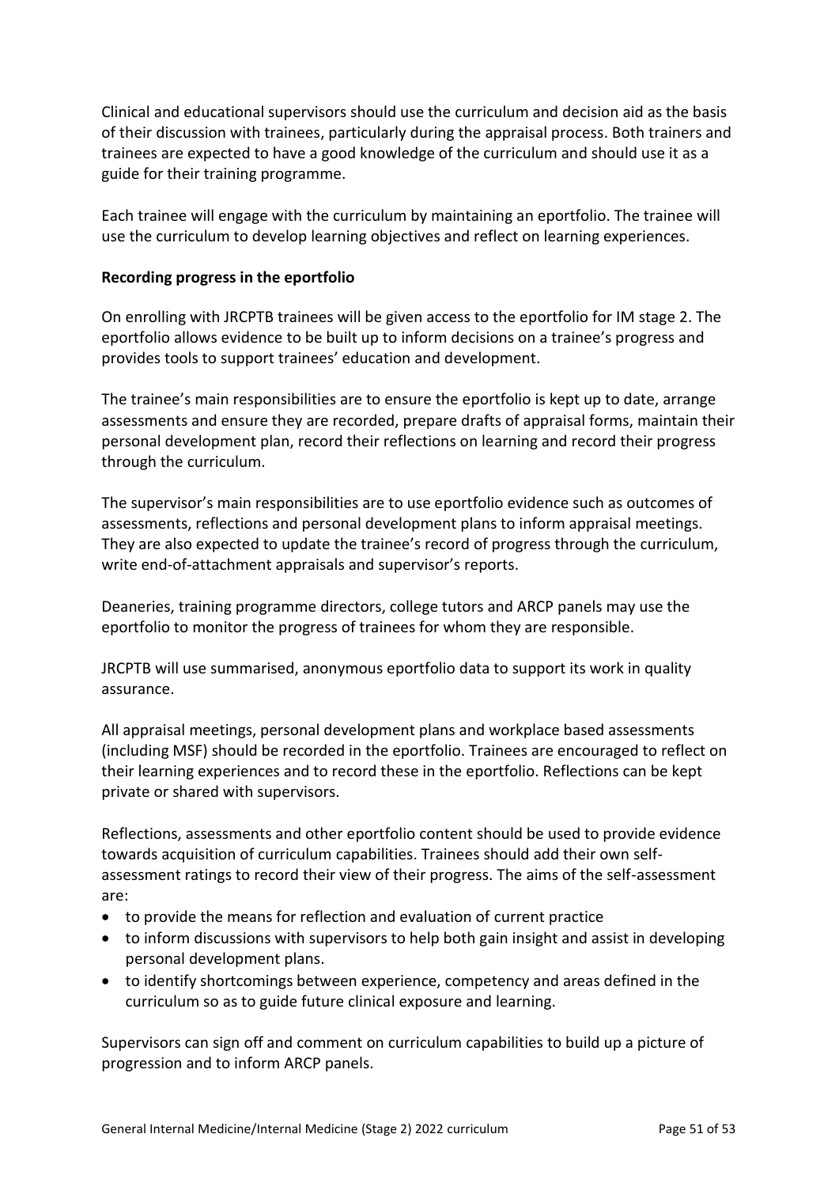Clinical and educational supervisors should use the curriculum and decision aid as the basis of their discussion with trainees, particularly during the appraisal process. Both trainers and trainees are expected to have a good knowledge of the curriculum and should use it as a guide for their training programme.

Each trainee will engage with the curriculum by maintaining an eportfolio. The trainee will use the curriculum to develop learning objectives and reflect on learning experiences.

**Recording progress in the eportfolio**

On enrolling with JRCPTB trainees will be given access to the eportfolio for IM stage 2. The eportfolio allows evidence to be built up to inform decisions on a trainee's progress and provides tools to support trainees' education and development.

The trainee's main responsibilities are to ensure the eportfolio is kept up to date, arrange assessments and ensure they are recorded, prepare drafts of appraisal forms, maintain their personal development plan, record their reflections on learning and record their progress through the curriculum.

The supervisor's main responsibilities are to use eportfolio evidence such as outcomes of assessments, reflections and personal development plans to inform appraisal meetings. They are also expected to update the trainee's record of progress through the curriculum, write end-of-attachment appraisals and supervisor's reports.

Deaneries, training programme directors, college tutors and ARCP panels may use the eportfolio to monitor the progress of trainees for whom they are responsible.

JRCPTB will use summarised, anonymous eportfolio data to support its work in quality assurance.

All appraisal meetings, personal development plans and workplace based assessments (including MSF) should be recorded in the eportfolio. Trainees are encouraged to reflect on their learning experiences and to record these in the eportfolio. Reflections can be kept private or shared with supervisors.

Reflections, assessments and other eportfolio content should be used to provide evidence towards acquisition of curriculum capabilities. Trainees should add their own self-assessment ratings to record their view of their progress. The aims of the self-assessment are:

- to provide the means for reflection and evaluation of current practice
- to inform discussions with supervisors to help both gain insight and assist in developing personal development plans.
- to identify shortcomings between experience, competency and areas defined in the curriculum so as to guide future clinical exposure and learning.

Supervisors can sign off and comment on curriculum capabilities to build up a picture of progression and to inform ARCP panels.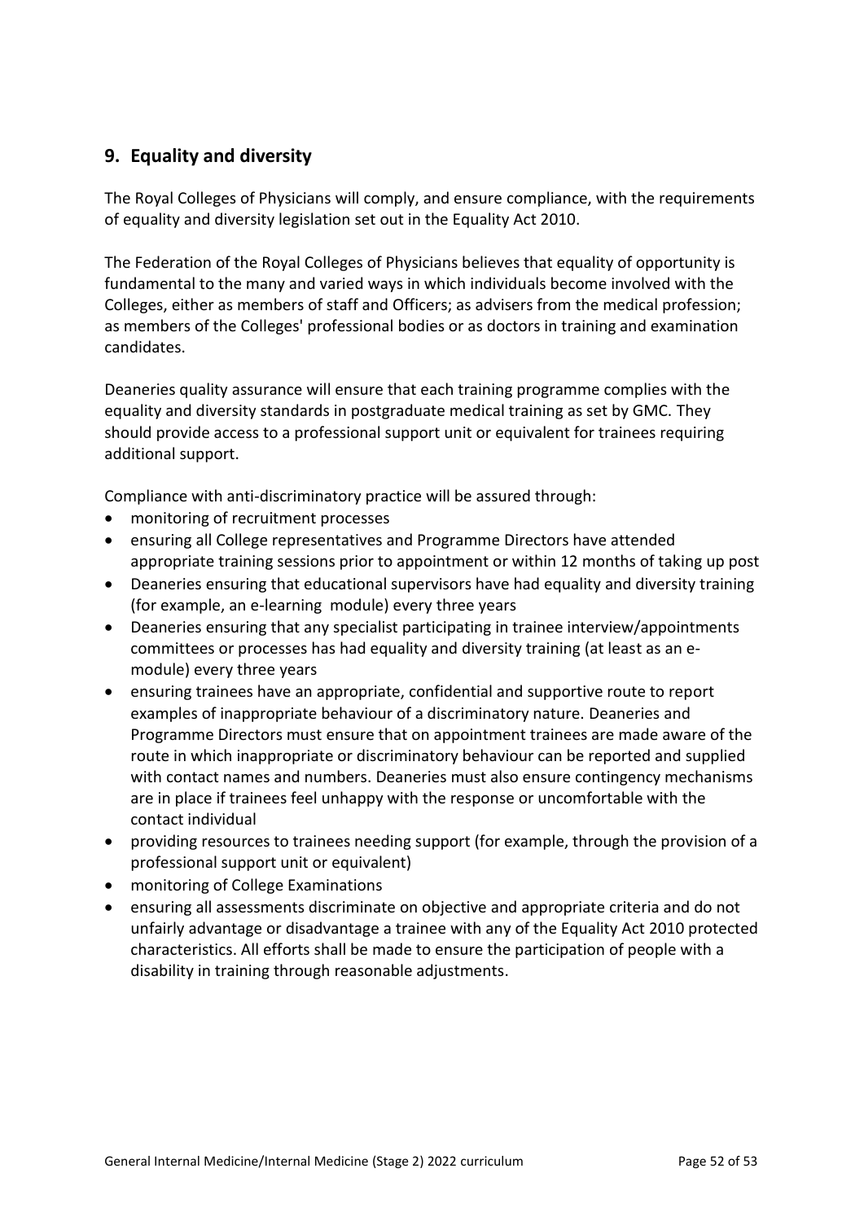## 9. Equality and diversity

The Royal Colleges of Physicians will comply, and ensure compliance, with the requirements of equality and diversity legislation set out in the Equality Act 2010.

The Federation of the Royal Colleges of Physicians believes that equality of opportunity is fundamental to the many and varied ways in which individuals become involved with the Colleges, either as members of staff and Officers; as advisers from the medical profession; as members of the Colleges' professional bodies or as doctors in training and examination candidates.

Deaneries quality assurance will ensure that each training programme complies with the equality and diversity standards in postgraduate medical training as set by GMC. They should provide access to a professional support unit or equivalent for trainees requiring additional support.

Compliance with anti-discriminatory practice will be assured through:

- monitoring of recruitment processes
- ensuring all College representatives and Programme Directors have attended appropriate training sessions prior to appointment or within 12 months of taking up post
- Deaneries ensuring that educational supervisors have had equality and diversity training (for example, an e-learning module) every three years
- Deaneries ensuring that any specialist participating in trainee interview/appointments committees or processes has had equality and diversity training (at least as an e-module) every three years
- ensuring trainees have an appropriate, confidential and supportive route to report examples of inappropriate behaviour of a discriminatory nature. Deaneries and Programme Directors must ensure that on appointment trainees are made aware of the route in which inappropriate or discriminatory behaviour can be reported and supplied with contact names and numbers. Deaneries must also ensure contingency mechanisms are in place if trainees feel unhappy with the response or uncomfortable with the contact individual
- providing resources to trainees needing support (for example, through the provision of a professional support unit or equivalent)
- monitoring of College Examinations
- ensuring all assessments discriminate on objective and appropriate criteria and do not unfairly advantage or disadvantage a trainee with any of the Equality Act 2010 protected characteristics. All efforts shall be made to ensure the participation of people with a disability in training through reasonable adjustments.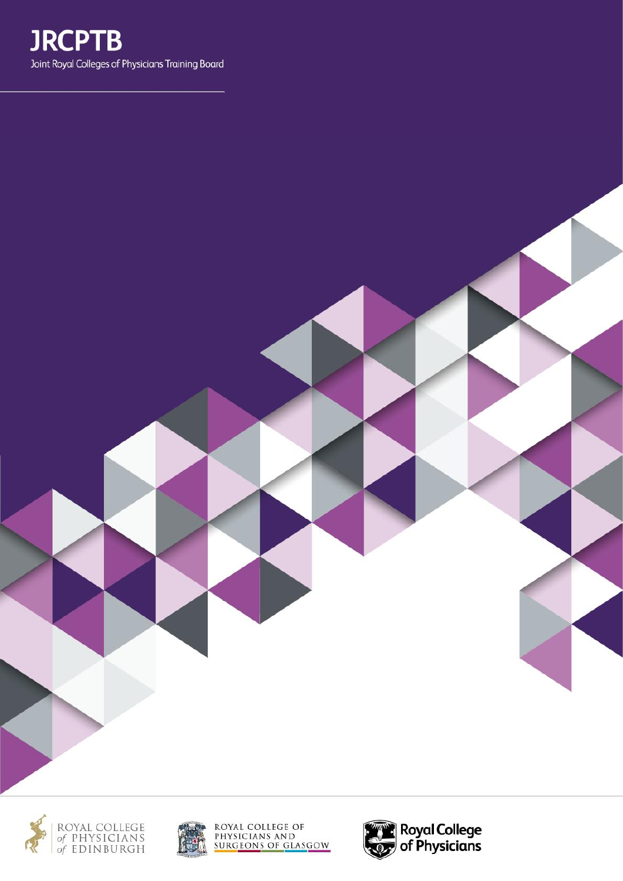# JRCPTB

Joint Royal Colleges of Physicians Training Board

ROYAL COLLEGE of PHYSICIANS of EDINBURGH

ROYAL COLLEGE OF PHYSICIANS AND SURGEONS OF GLASGOW

Royal College of Physicians